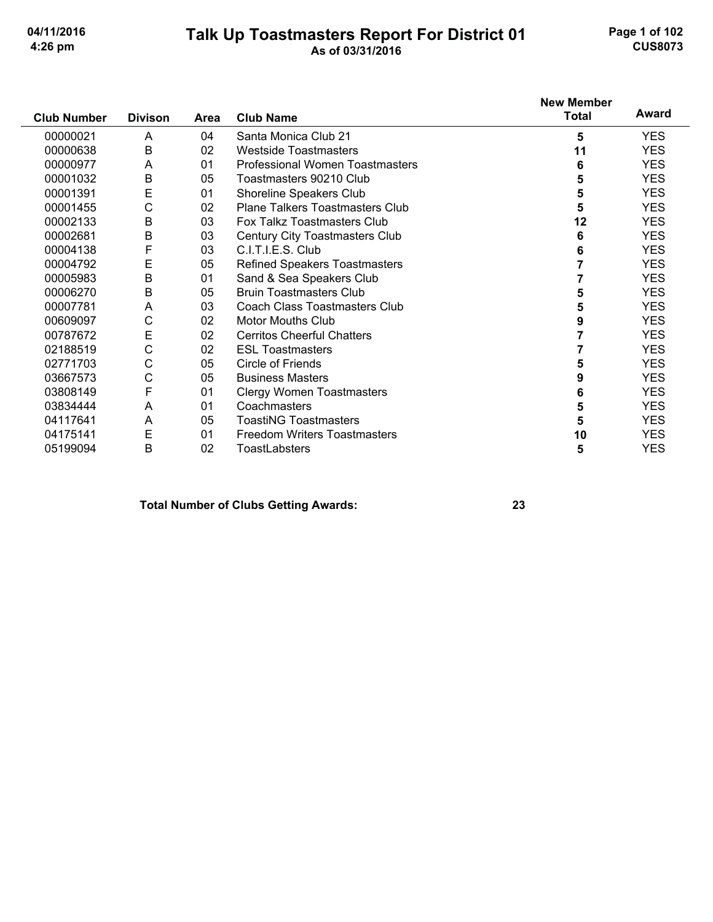# Talk Up Toastmasters Report For District 01

As of 03/31/2016

| Club Number | Divison | Area | Club Name | New Member Total | Award |
|---|---|---|---|---|---|
| 00000021 | A | 04 | Santa Monica Club 21 | 5 | YES |
| 00000638 | B | 02 | Westside Toastmasters | 11 | YES |
| 00000977 | A | 01 | Professional Women Toastmasters | 6 | YES |
| 00001032 | B | 05 | Toastmasters 90210 Club | 5 | YES |
| 00001391 | E | 01 | Shoreline Speakers Club | 5 | YES |
| 00001455 | C | 02 | Plane Talkers Toastmasters Club | 5 | YES |
| 00002133 | B | 03 | Fox Talkz Toastmasters Club | 12 | YES |
| 00002681 | B | 03 | Century City Toastmasters Club | 6 | YES |
| 00004138 | F | 03 | C.I.T.I.E.S. Club | 6 | YES |
| 00004792 | E | 05 | Refined Speakers Toastmasters | 7 | YES |
| 00005983 | B | 01 | Sand & Sea Speakers Club | 7 | YES |
| 00006270 | B | 05 | Bruin Toastmasters Club | 5 | YES |
| 00007781 | A | 03 | Coach Class Toastmasters Club | 5 | YES |
| 00609097 | C | 02 | Motor Mouths Club | 9 | YES |
| 00787672 | E | 02 | Cerritos Cheerful Chatters | 7 | YES |
| 02188519 | C | 02 | ESL Toastmasters | 7 | YES |
| 02771703 | C | 05 | Circle of Friends | 5 | YES |
| 03667573 | C | 05 | Business Masters | 9 | YES |
| 03808149 | F | 01 | Clergy Women Toastmasters | 6 | YES |
| 03834444 | A | 01 | Coachmasters | 5 | YES |
| 04117641 | A | 05 | ToastiNG Toastmasters | 5 | YES |
| 04175141 | E | 01 | Freedom Writers Toastmasters | 10 | YES |
| 05199094 | B | 02 | ToastLabsters | 5 | YES |

**Total Number of Clubs Getting Awards: 23**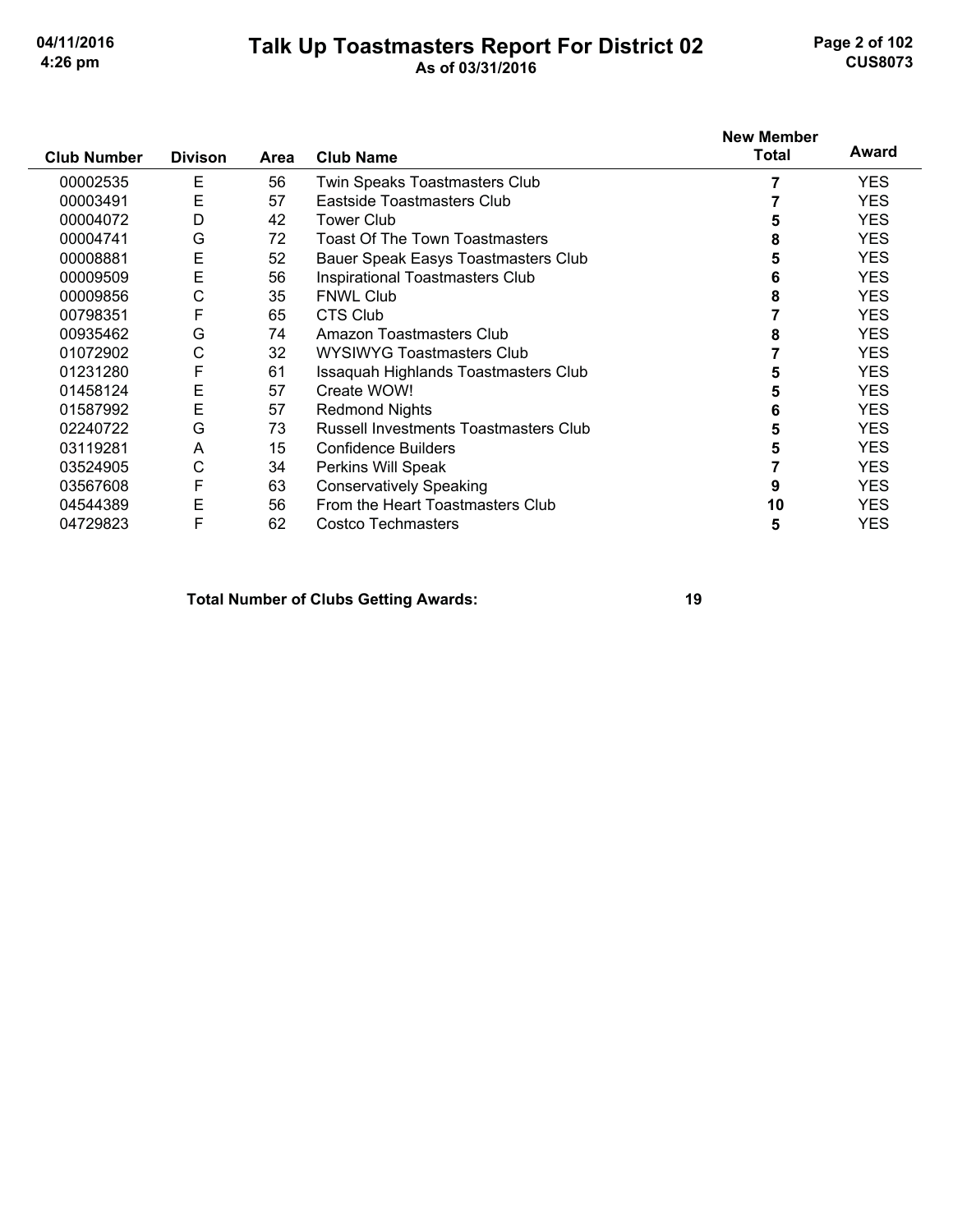# Talk Up Toastmasters Report For District 02

As of 03/31/2016

| Club Number | Divison | Area | Club Name | New Member Total | Award |
|---|---|---|---|---|---|
| 00002535 | E | 56 | Twin Speaks Toastmasters Club | 7 | YES |
| 00003491 | E | 57 | Eastside Toastmasters Club | 7 | YES |
| 00004072 | D | 42 | Tower Club | 5 | YES |
| 00004741 | G | 72 | Toast Of The Town Toastmasters | 8 | YES |
| 00008881 | E | 52 | Bauer Speak Easys Toastmasters Club | 5 | YES |
| 00009509 | E | 56 | Inspirational Toastmasters Club | 6 | YES |
| 00009856 | C | 35 | FNWL Club | 8 | YES |
| 00798351 | F | 65 | CTS Club | 7 | YES |
| 00935462 | G | 74 | Amazon Toastmasters Club | 8 | YES |
| 01072902 | C | 32 | WYSIWYG Toastmasters Club | 7 | YES |
| 01231280 | F | 61 | Issaquah Highlands Toastmasters Club | 5 | YES |
| 01458124 | E | 57 | Create WOW! | 5 | YES |
| 01587992 | E | 57 | Redmond Nights | 6 | YES |
| 02240722 | G | 73 | Russell Investments Toastmasters Club | 5 | YES |
| 03119281 | A | 15 | Confidence Builders | 5 | YES |
| 03524905 | C | 34 | Perkins Will Speak | 7 | YES |
| 03567608 | F | 63 | Conservatively Speaking | 9 | YES |
| 04544389 | E | 56 | From the Heart Toastmasters Club | 10 | YES |
| 04729823 | F | 62 | Costco Techmasters | 5 | YES |

**Total Number of Clubs Getting Awards: 19**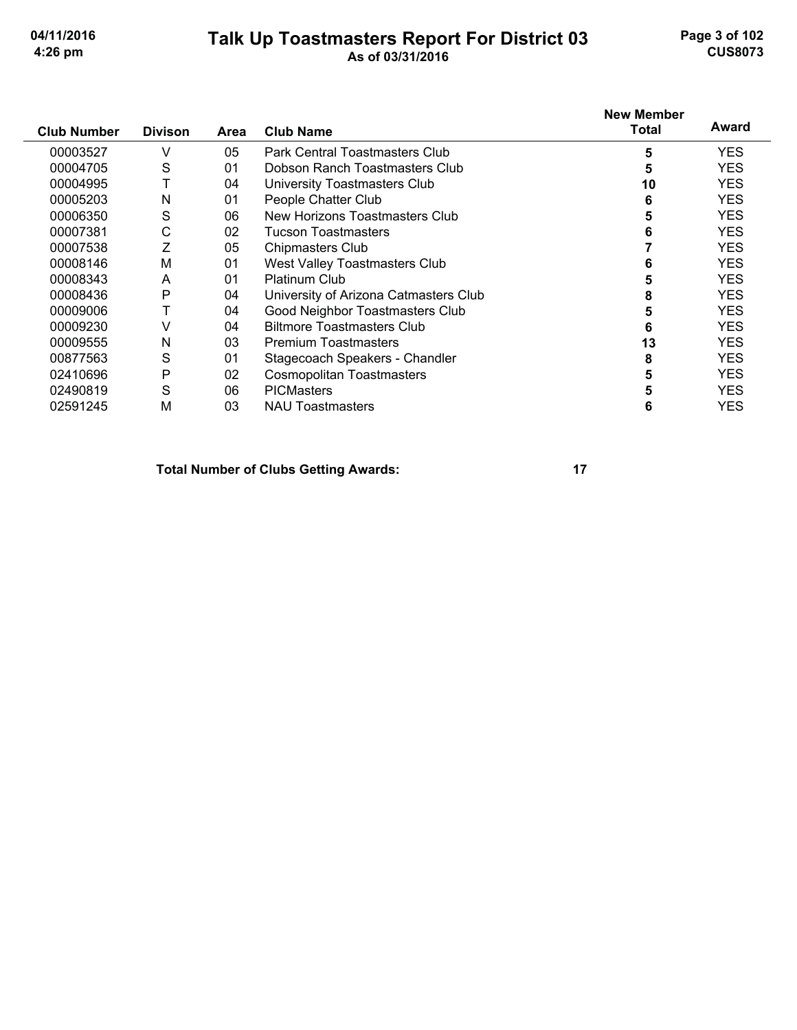# Talk Up Toastmasters Report For District 03

As of 03/31/2016

| Club Number | Divison | Area | Club Name | New Member Total | Award |
|---|---|---|---|---|---|
| 00003527 | V | 05 | Park Central Toastmasters Club | 5 | YES |
| 00004705 | S | 01 | Dobson Ranch Toastmasters Club | 5 | YES |
| 00004995 | T | 04 | University Toastmasters Club | 10 | YES |
| 00005203 | N | 01 | People Chatter Club | 6 | YES |
| 00006350 | S | 06 | New Horizons Toastmasters Club | 5 | YES |
| 00007381 | C | 02 | Tucson Toastmasters | 6 | YES |
| 00007538 | Z | 05 | Chipmasters Club | 7 | YES |
| 00008146 | M | 01 | West Valley Toastmasters Club | 6 | YES |
| 00008343 | A | 01 | Platinum Club | 5 | YES |
| 00008436 | P | 04 | University of Arizona Catmasters Club | 8 | YES |
| 00009006 | T | 04 | Good Neighbor Toastmasters Club | 5 | YES |
| 00009230 | V | 04 | Biltmore Toastmasters Club | 6 | YES |
| 00009555 | N | 03 | Premium Toastmasters | 13 | YES |
| 00877563 | S | 01 | Stagecoach Speakers - Chandler | 8 | YES |
| 02410696 | P | 02 | Cosmopolitan Toastmasters | 5 | YES |
| 02490819 | S | 06 | PICMasters | 5 | YES |
| 02591245 | M | 03 | NAU Toastmasters | 6 | YES |

**Total Number of Clubs Getting Awards: 17**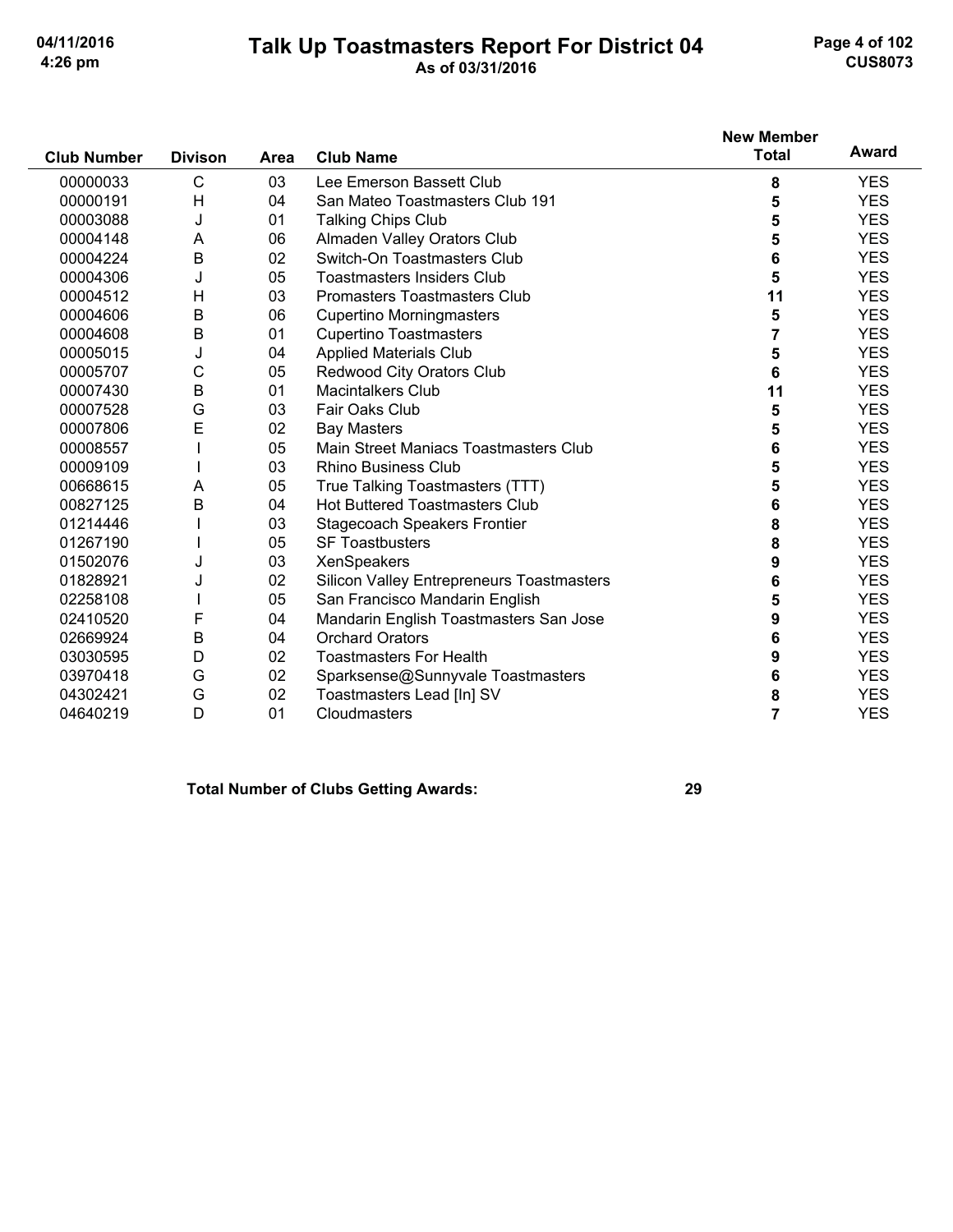# Talk Up Toastmasters Report For District 04

As of 03/31/2016

| Club Number | Divison | Area | Club Name | New Member Total | Award |
|---|---|---|---|---|---|
| 00000033 | C | 03 | Lee Emerson Bassett Club | 8 | YES |
| 00000191 | H | 04 | San Mateo Toastmasters Club 191 | 5 | YES |
| 00003088 | J | 01 | Talking Chips Club | 5 | YES |
| 00004148 | A | 06 | Almaden Valley Orators Club | 5 | YES |
| 00004224 | B | 02 | Switch-On Toastmasters Club | 6 | YES |
| 00004306 | J | 05 | Toastmasters Insiders Club | 5 | YES |
| 00004512 | H | 03 | Promasters Toastmasters Club | 11 | YES |
| 00004606 | B | 06 | Cupertino Morningmasters | 5 | YES |
| 00004608 | B | 01 | Cupertino Toastmasters | 7 | YES |
| 00005015 | J | 04 | Applied Materials Club | 5 | YES |
| 00005707 | C | 05 | Redwood City Orators Club | 6 | YES |
| 00007430 | B | 01 | Macintalkers Club | 11 | YES |
| 00007528 | G | 03 | Fair Oaks Club | 5 | YES |
| 00007806 | E | 02 | Bay Masters | 5 | YES |
| 00008557 | I | 05 | Main Street Maniacs Toastmasters Club | 6 | YES |
| 00009109 | I | 03 | Rhino Business Club | 5 | YES |
| 00668615 | A | 05 | True Talking Toastmasters (TTT) | 5 | YES |
| 00827125 | B | 04 | Hot Buttered Toastmasters Club | 6 | YES |
| 01214446 | I | 03 | Stagecoach Speakers Frontier | 8 | YES |
| 01267190 | I | 05 | SF Toastbusters | 8 | YES |
| 01502076 | J | 03 | XenSpeakers | 9 | YES |
| 01828921 | J | 02 | Silicon Valley Entrepreneurs Toastmasters | 6 | YES |
| 02258108 | I | 05 | San Francisco Mandarin English | 5 | YES |
| 02410520 | F | 04 | Mandarin English Toastmasters San Jose | 9 | YES |
| 02669924 | B | 04 | Orchard Orators | 6 | YES |
| 03030595 | D | 02 | Toastmasters For Health | 9 | YES |
| 03970418 | G | 02 | Sparksense@Sunnyvale Toastmasters | 6 | YES |
| 04302421 | G | 02 | Toastmasters Lead [In] SV | 8 | YES |
| 04640219 | D | 01 | Cloudmasters | 7 | YES |

**Total Number of Clubs Getting Awards: 29**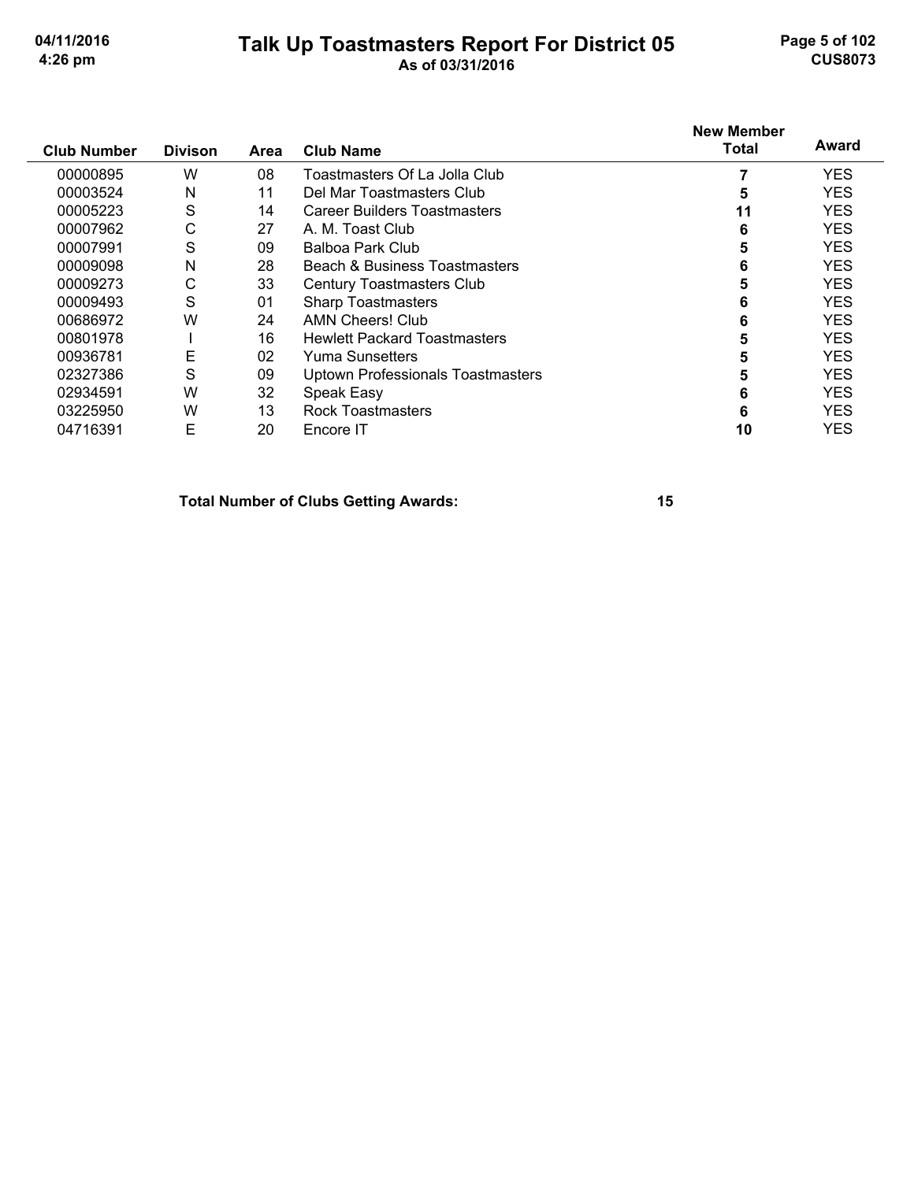# Talk Up Toastmasters Report For District 05

As of 03/31/2016

| Club Number | Divison | Area | Club Name | New Member Total | Award |
|---|---|---|---|---|---|
| 00000895 | W | 08 | Toastmasters Of La Jolla Club | 7 | YES |
| 00003524 | N | 11 | Del Mar Toastmasters Club | 5 | YES |
| 00005223 | S | 14 | Career Builders Toastmasters | 11 | YES |
| 00007962 | C | 27 | A. M. Toast Club | 6 | YES |
| 00007991 | S | 09 | Balboa Park Club | 5 | YES |
| 00009098 | N | 28 | Beach & Business Toastmasters | 6 | YES |
| 00009273 | C | 33 | Century Toastmasters Club | 5 | YES |
| 00009493 | S | 01 | Sharp Toastmasters | 6 | YES |
| 00686972 | W | 24 | AMN Cheers! Club | 6 | YES |
| 00801978 | I | 16 | Hewlett Packard Toastmasters | 5 | YES |
| 00936781 | E | 02 | Yuma Sunsetters | 5 | YES |
| 02327386 | S | 09 | Uptown Professionals Toastmasters | 5 | YES |
| 02934591 | W | 32 | Speak Easy | 6 | YES |
| 03225950 | W | 13 | Rock Toastmasters | 6 | YES |
| 04716391 | E | 20 | Encore IT | 10 | YES |

**Total Number of Clubs Getting Awards: 15**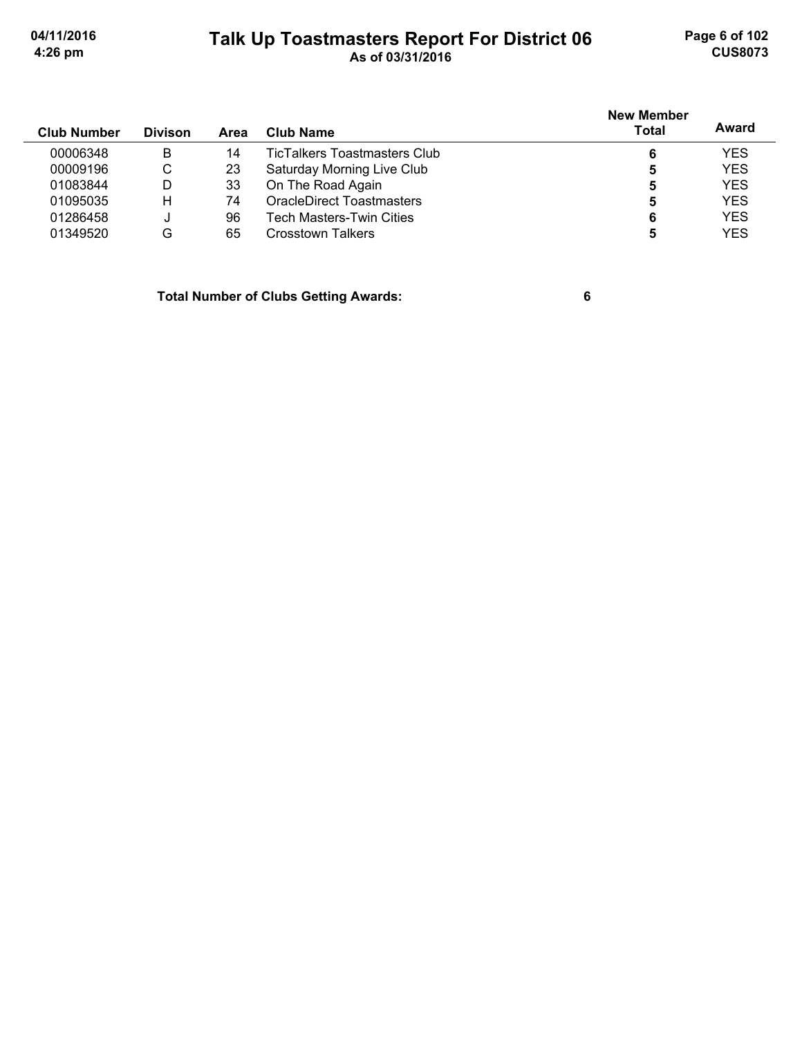# Talk Up Toastmasters Report For District 06

As of 03/31/2016

| Club Number | Divison | Area | Club Name | New Member Total | Award |
|---|---|---|---|---|---|
| 00006348 | B | 14 | TicTalkers Toastmasters Club | 6 | YES |
| 00009196 | C | 23 | Saturday Morning Live Club | 5 | YES |
| 01083844 | D | 33 | On The Road Again | 5 | YES |
| 01095035 | H | 74 | OracleDirect Toastmasters | 5 | YES |
| 01286458 | J | 96 | Tech Masters-Twin Cities | 6 | YES |
| 01349520 | G | 65 | Crosstown Talkers | 5 | YES |

**Total Number of Clubs Getting Awards: 6**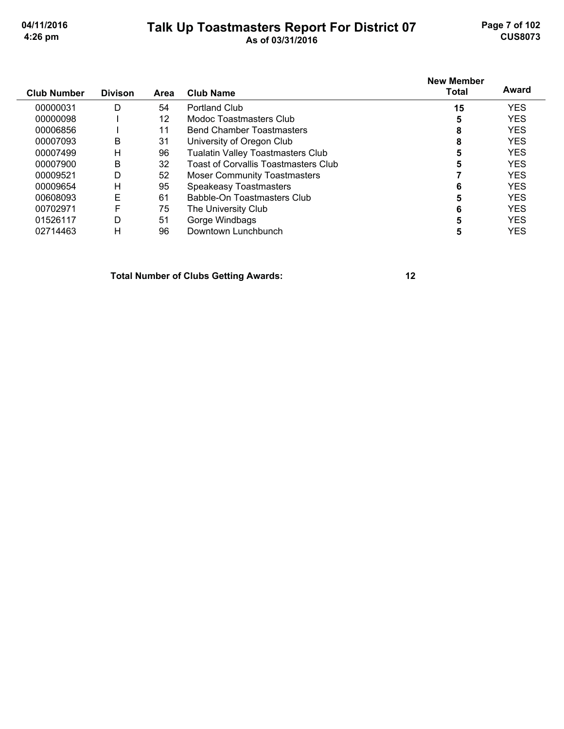# Talk Up Toastmasters Report For District 07

As of 03/31/2016

| Club Number | Divison | Area | Club Name | New Member Total | Award |
|---|---|---|---|---|---|
| 00000031 | D | 54 | Portland Club | **15** | YES |
| 00000098 | I | 12 | Modoc Toastmasters Club | **5** | YES |
| 00006856 | I | 11 | Bend Chamber Toastmasters | **8** | YES |
| 00007093 | B | 31 | University of Oregon Club | **8** | YES |
| 00007499 | H | 96 | Tualatin Valley Toastmasters Club | **5** | YES |
| 00007900 | B | 32 | Toast of Corvallis Toastmasters Club | **5** | YES |
| 00009521 | D | 52 | Moser Community Toastmasters | **7** | YES |
| 00009654 | H | 95 | Speakeasy Toastmasters | **6** | YES |
| 00608093 | E | 61 | Babble-On Toastmasters Club | **5** | YES |
| 00702971 | F | 75 | The University Club | **6** | YES |
| 01526117 | D | 51 | Gorge Windbags | **5** | YES |
| 02714463 | H | 96 | Downtown Lunchbunch | **5** | YES |

**Total Number of Clubs Getting Awards: 12**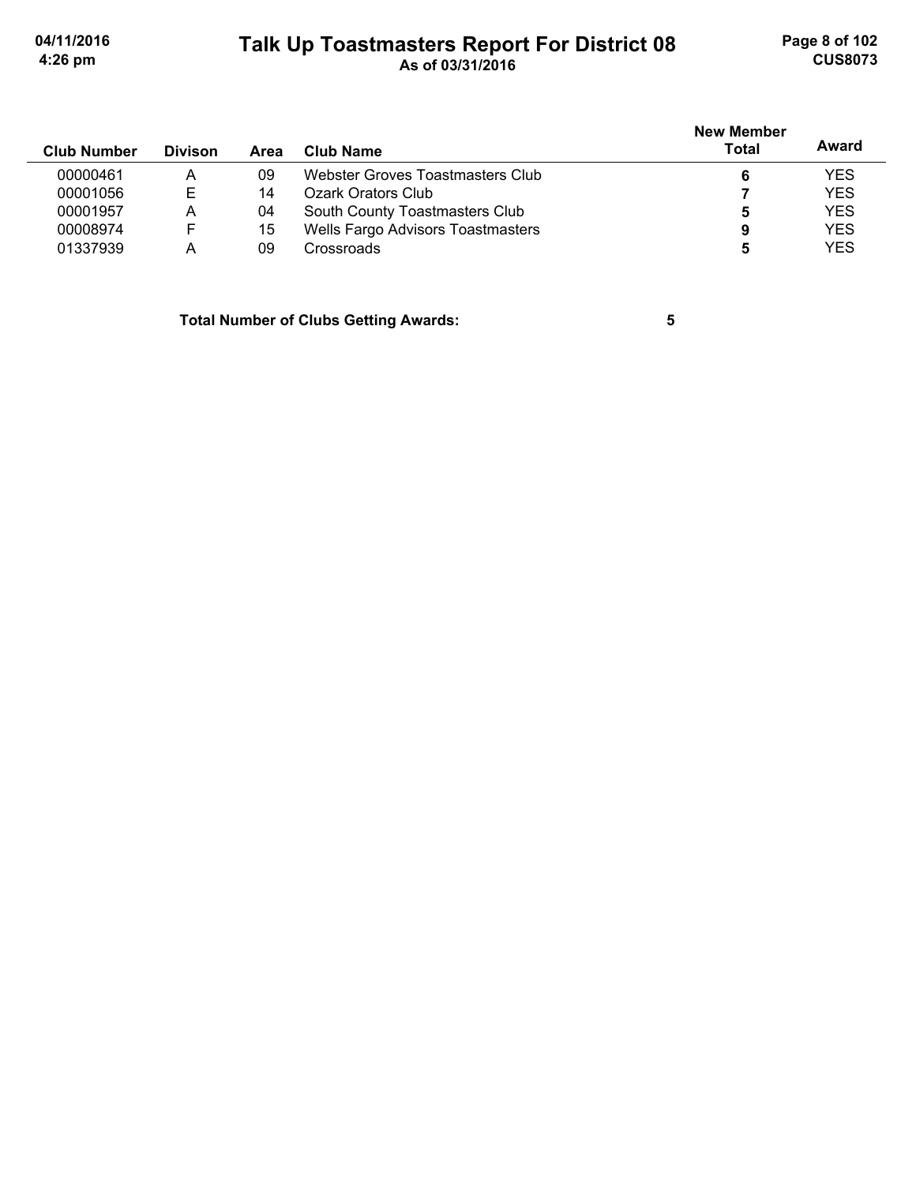| Club Number | Divison | Area | Club Name | New Member Total | Award |
|---|---|---|---|---|---|
| 00000461 | A | 09 | Webster Groves Toastmasters Club | **6** | YES |
| 00001056 | E | 14 | Ozark Orators Club | **7** | YES |
| 00001957 | A | 04 | South County Toastmasters Club | **5** | YES |
| 00008974 | F | 15 | Wells Fargo Advisors Toastmasters | **9** | YES |
| 01337939 | A | 09 | Crossroads | **5** | YES |

**Total Number of Clubs Getting Awards: 5**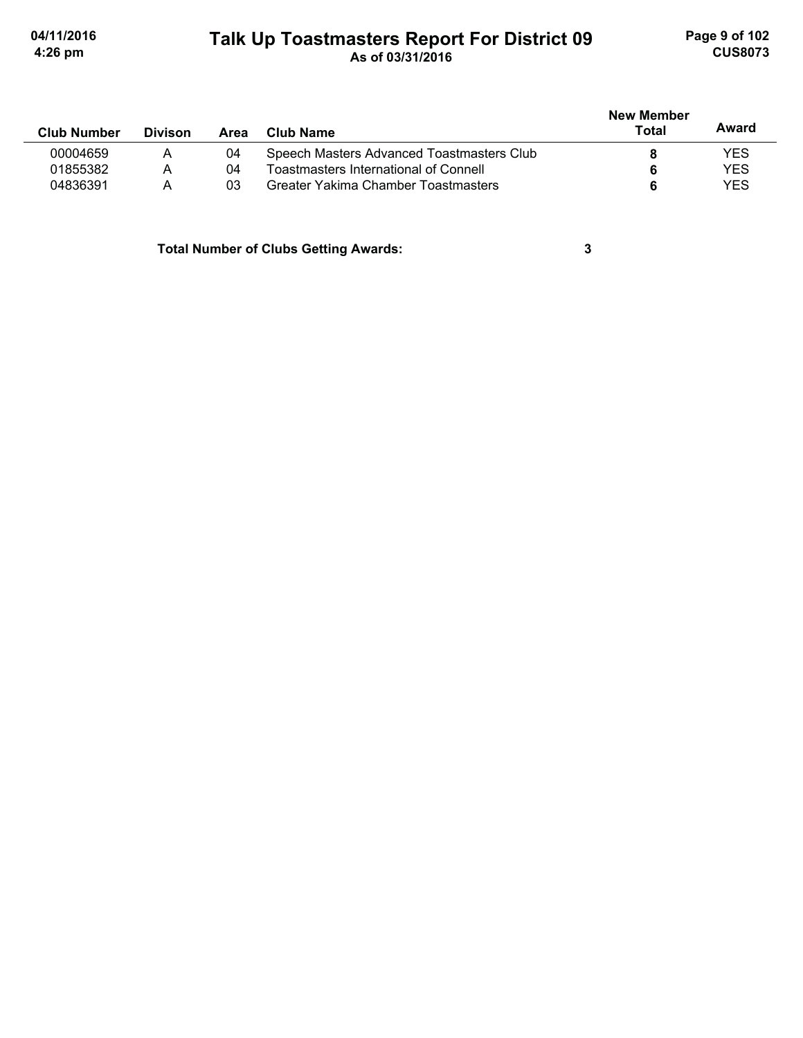# Talk Up Toastmasters Report For District 09

As of 03/31/2016

| Club Number | Divison | Area | Club Name | New Member Total | Award |
|---|---|---|---|---|---|
| 00004659 | A | 04 | Speech Masters Advanced Toastmasters Club | **8** | YES |
| 01855382 | A | 04 | Toastmasters International of Connell | **6** | YES |
| 04836391 | A | 03 | Greater Yakima Chamber Toastmasters | **6** | YES |

**Total Number of Clubs Getting Awards: 3**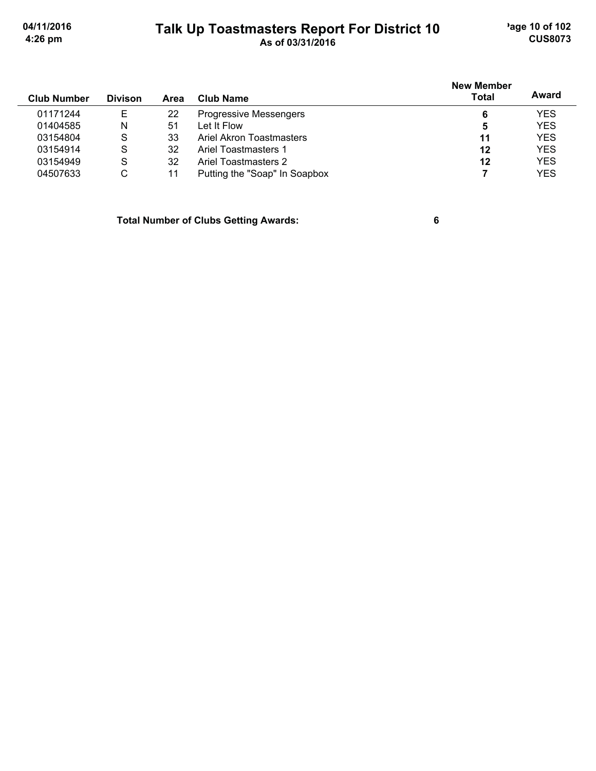| Club Number | Divison | Area | Club Name | New Member Total | Award |
|---|---|---|---|---|---|
| 01171244 | E | 22 | Progressive Messengers | **6** | YES |
| 01404585 | N | 51 | Let It Flow | **5** | YES |
| 03154804 | S | 33 | Ariel Akron Toastmasters | **11** | YES |
| 03154914 | S | 32 | Ariel Toastmasters 1 | **12** | YES |
| 03154949 | S | 32 | Ariel Toastmasters 2 | **12** | YES |
| 04507633 | C | 11 | Putting the "Soap" In Soapbox | **7** | YES |

**Total Number of Clubs Getting Awards: 6**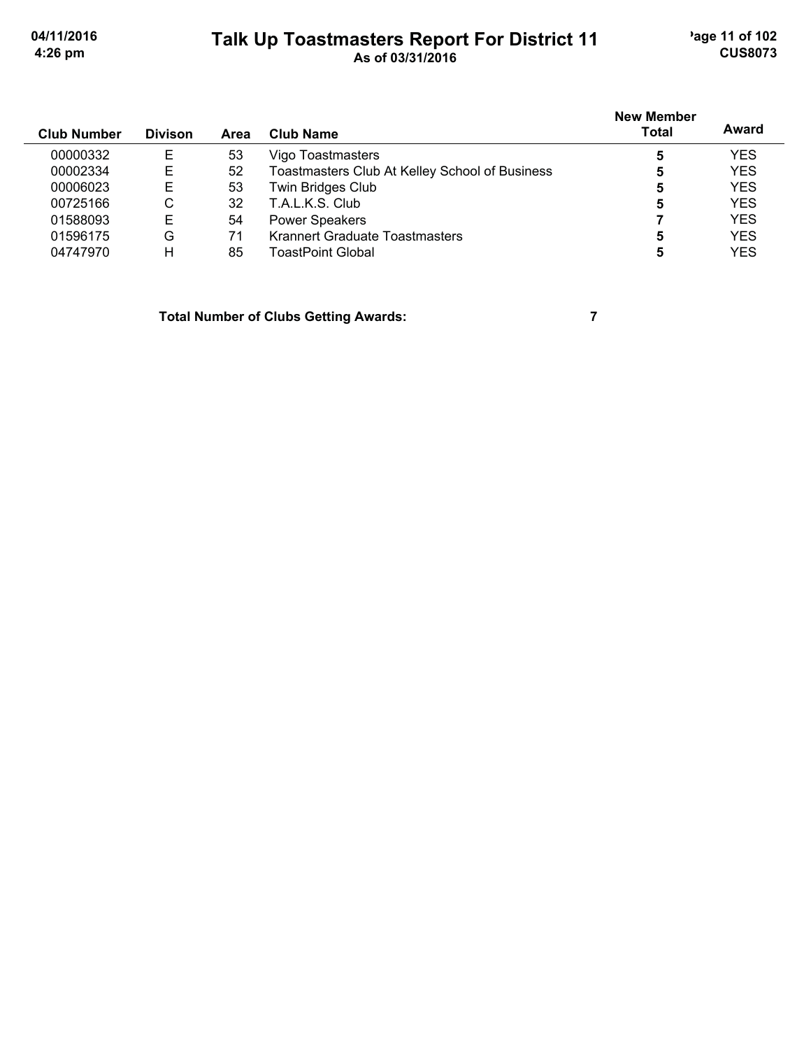# Talk Up Toastmasters Report For District 11

**As of 03/31/2016**

| Club Number | Divison | Area | Club Name | New Member Total | Award |
|---|---|---|---|---|---|
| 00000332 | E | 53 | Vigo Toastmasters | **5** | YES |
| 00002334 | E | 52 | Toastmasters Club At Kelley School of Business | **5** | YES |
| 00006023 | E | 53 | Twin Bridges Club | **5** | YES |
| 00725166 | C | 32 | T.A.L.K.S. Club | **5** | YES |
| 01588093 | E | 54 | Power Speakers | **7** | YES |
| 01596175 | G | 71 | Krannert Graduate Toastmasters | **5** | YES |
| 04747970 | H | 85 | ToastPoint Global | **5** | YES |

**Total Number of Clubs Getting Awards: 7**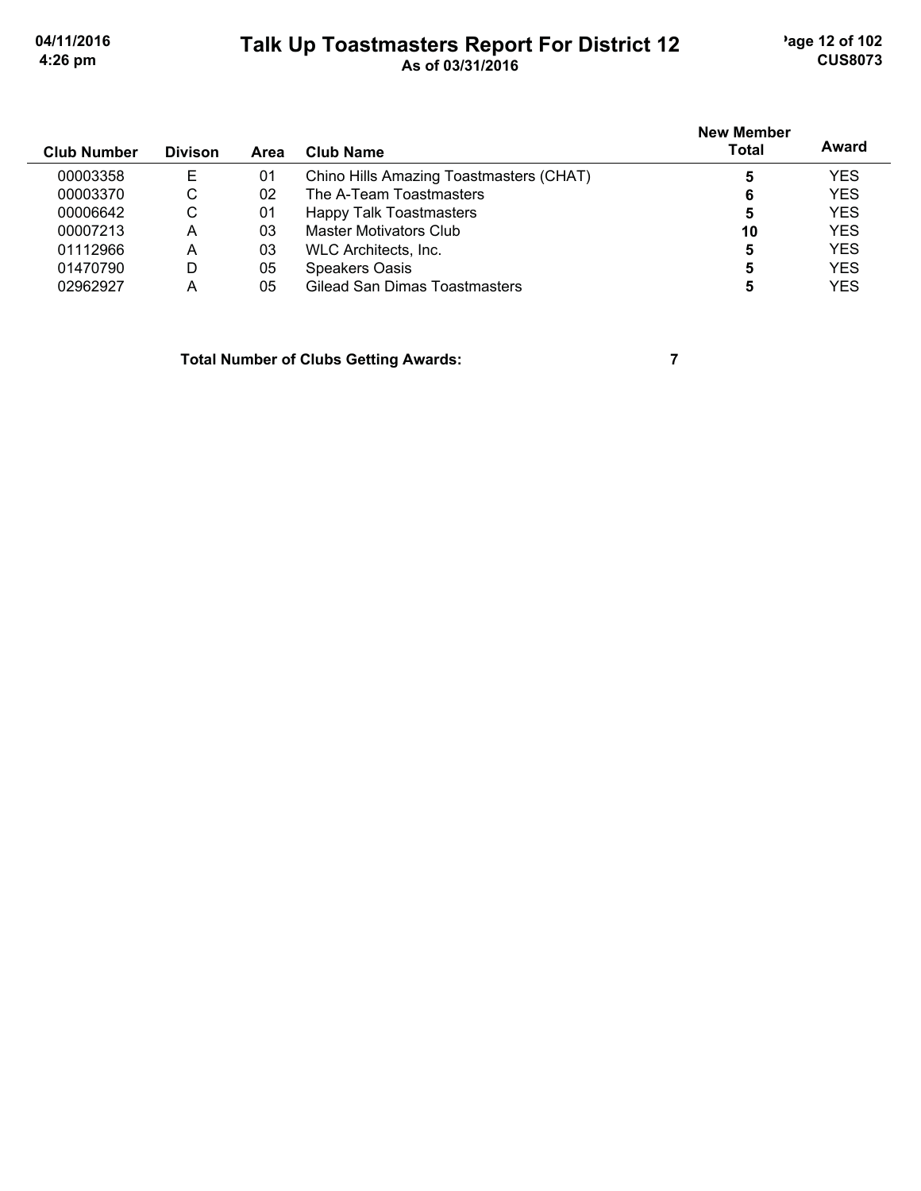# Talk Up Toastmasters Report For District 12

As of 03/31/2016

| Club Number | Divison | Area | Club Name | New Member Total | Award |
|---|---|---|---|---|---|
| 00003358 | E | 01 | Chino Hills Amazing Toastmasters (CHAT) | **5** | YES |
| 00003370 | C | 02 | The A-Team Toastmasters | **6** | YES |
| 00006642 | C | 01 | Happy Talk Toastmasters | **5** | YES |
| 00007213 | A | 03 | Master Motivators Club | **10** | YES |
| 01112966 | A | 03 | WLC Architects, Inc. | **5** | YES |
| 01470790 | D | 05 | Speakers Oasis | **5** | YES |
| 02962927 | A | 05 | Gilead San Dimas Toastmasters | **5** | YES |

**Total Number of Clubs Getting Awards: 7**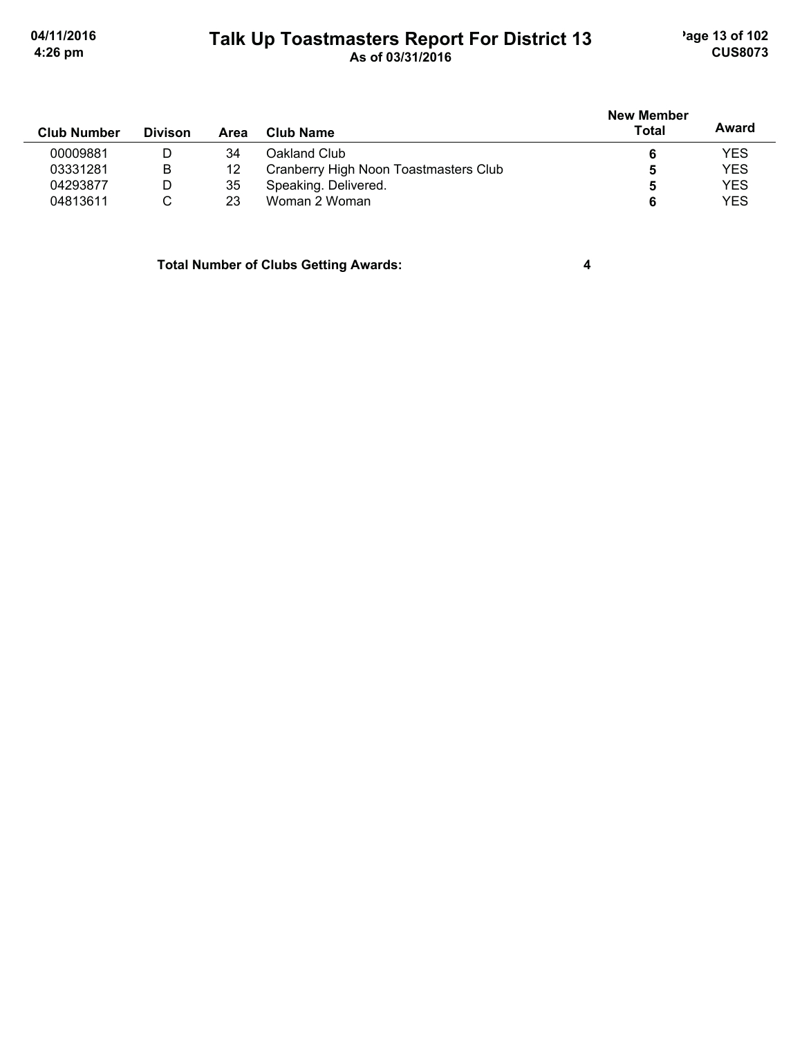# Talk Up Toastmasters Report For District 13

As of 03/31/2016

| Club Number | Divison | Area | Club Name | New Member Total | Award |
|---|---|---|---|---|---|
| 00009881 | D | 34 | Oakland Club | 6 | YES |
| 03331281 | B | 12 | Cranberry High Noon Toastmasters Club | 5 | YES |
| 04293877 | D | 35 | Speaking. Delivered. | 5 | YES |
| 04813611 | C | 23 | Woman 2 Woman | 6 | YES |

**Total Number of Clubs Getting Awards: 4**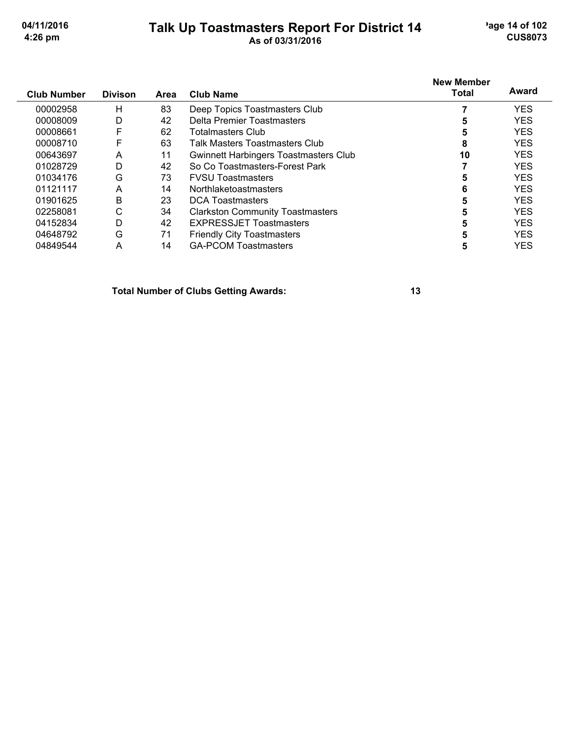# Talk Up Toastmasters Report For District 14

**As of 03/31/2016**

| Club Number | Divison | Area | Club Name | New Member Total | Award |
|---|---|---|---|---|---|
| 00002958 | H | 83 | Deep Topics Toastmasters Club | **7** | YES |
| 00008009 | D | 42 | Delta Premier Toastmasters | **5** | YES |
| 00008661 | F | 62 | Totalmasters Club | **5** | YES |
| 00008710 | F | 63 | Talk Masters Toastmasters Club | **8** | YES |
| 00643697 | A | 11 | Gwinnett Harbingers Toastmasters Club | **10** | YES |
| 01028729 | D | 42 | So Co Toastmasters-Forest Park | **7** | YES |
| 01034176 | G | 73 | FVSU Toastmasters | **5** | YES |
| 01121117 | A | 14 | Northlaketoastmasters | **6** | YES |
| 01901625 | B | 23 | DCA Toastmasters | **5** | YES |
| 02258081 | C | 34 | Clarkston Community Toastmasters | **5** | YES |
| 04152834 | D | 42 | EXPRESSJET Toastmasters | **5** | YES |
| 04648792 | G | 71 | Friendly City Toastmasters | **5** | YES |
| 04849544 | A | 14 | GA-PCOM Toastmasters | **5** | YES |

**Total Number of Clubs Getting Awards: 13**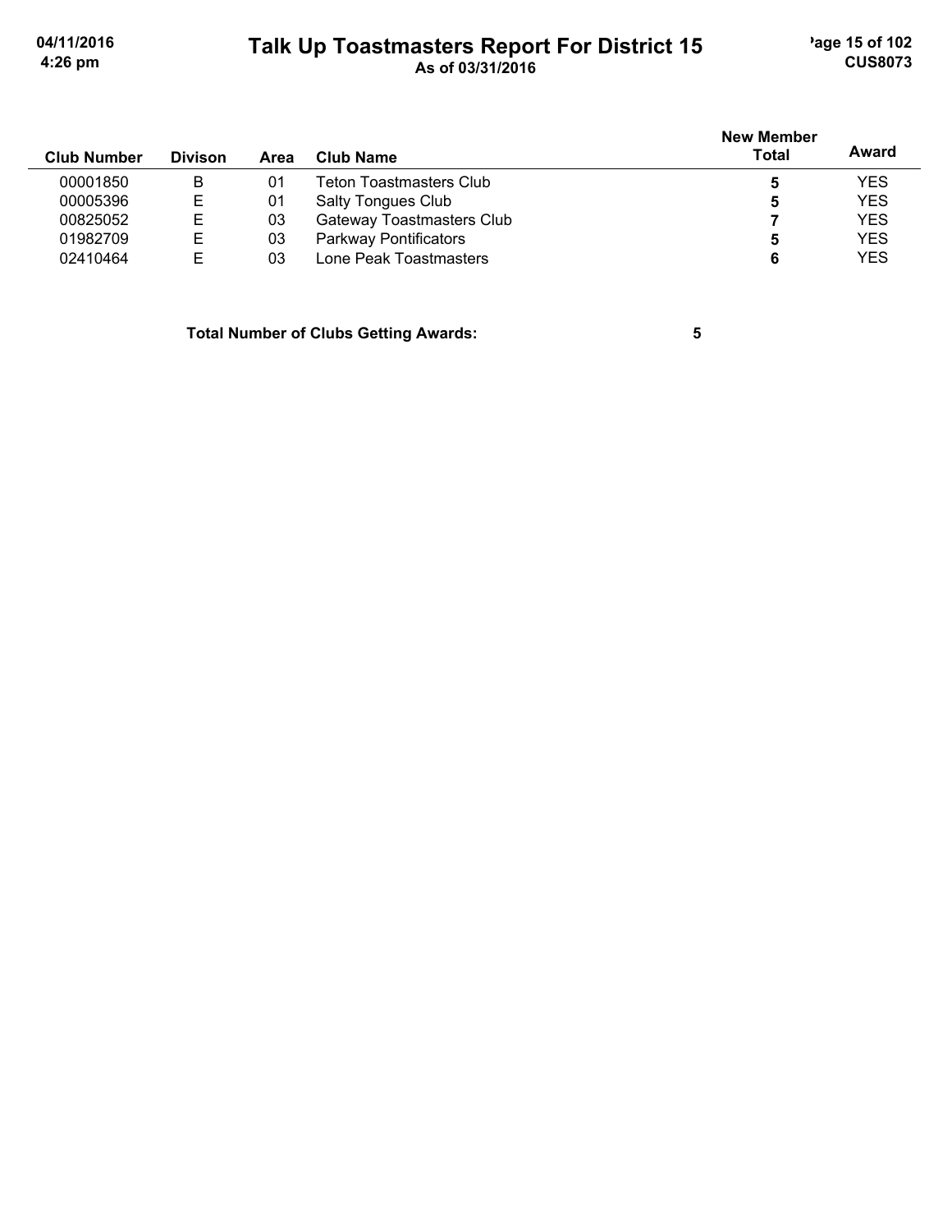# Talk Up Toastmasters Report For District 15

As of 03/31/2016

| Club Number | Divison | Area | Club Name | New Member Total | Award |
|---|---|---|---|---|---|
| 00001850 | B | 01 | Teton Toastmasters Club | 5 | YES |
| 00005396 | E | 01 | Salty Tongues Club | 5 | YES |
| 00825052 | E | 03 | Gateway Toastmasters Club | 7 | YES |
| 01982709 | E | 03 | Parkway Pontificators | 5 | YES |
| 02410464 | E | 03 | Lone Peak Toastmasters | 6 | YES |

**Total Number of Clubs Getting Awards: 5**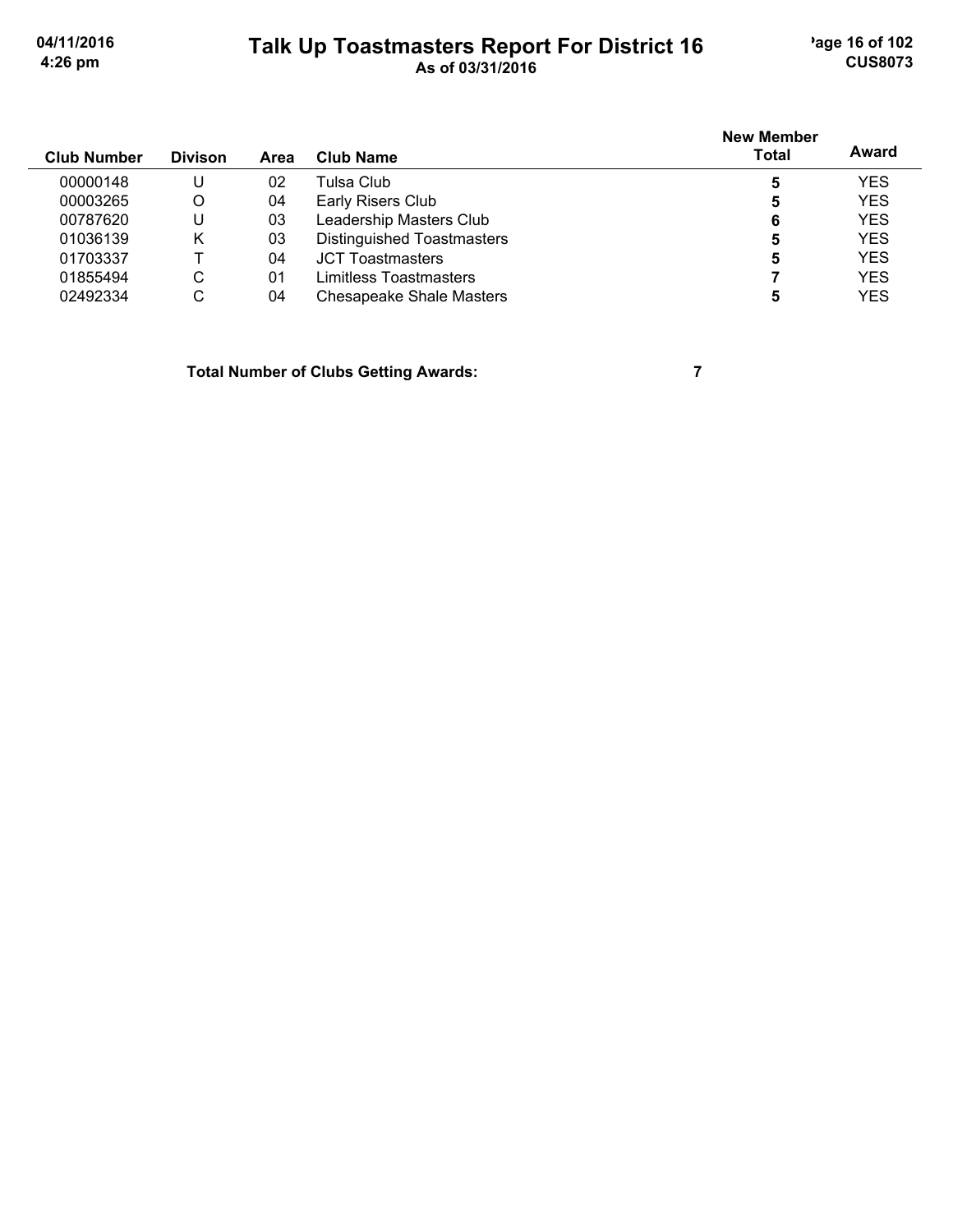# Talk Up Toastmasters Report For District 16

As of 03/31/2016

| Club Number | Divison | Area | Club Name | New Member Total | Award |
|---|---|---|---|---|---|
| 00000148 | U | 02 | Tulsa Club | **5** | YES |
| 00003265 | O | 04 | Early Risers Club | **5** | YES |
| 00787620 | U | 03 | Leadership Masters Club | **6** | YES |
| 01036139 | K | 03 | Distinguished Toastmasters | **5** | YES |
| 01703337 | T | 04 | JCT Toastmasters | **5** | YES |
| 01855494 | C | 01 | Limitless Toastmasters | **7** | YES |
| 02492334 | C | 04 | Chesapeake Shale Masters | **5** | YES |

**Total Number of Clubs Getting Awards: 7**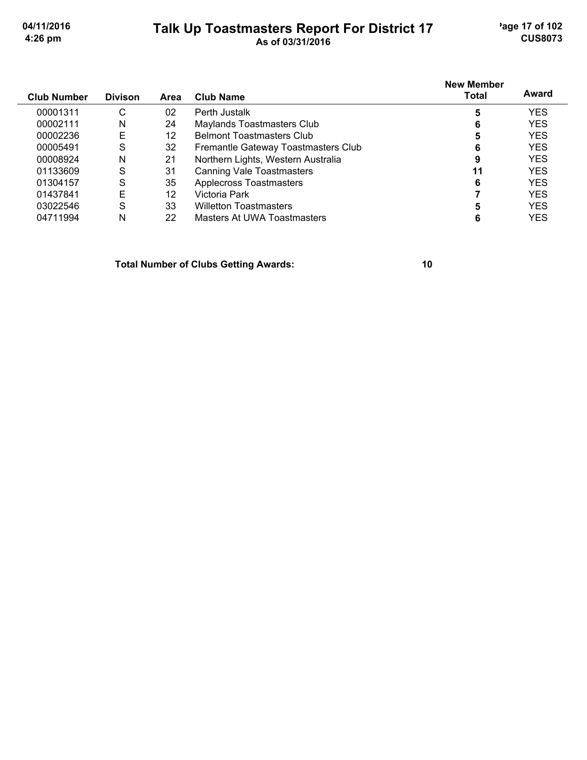# Talk Up Toastmasters Report For District 17

As of 03/31/2016

| Club Number | Divison | Area | Club Name | New Member Total | Award |
|---|---|---|---|---|---|
| 00001311 | C | 02 | Perth Justalk | 5 | YES |
| 00002111 | N | 24 | Maylands Toastmasters Club | 6 | YES |
| 00002236 | E | 12 | Belmont Toastmasters Club | 5 | YES |
| 00005491 | S | 32 | Fremantle Gateway Toastmasters Club | 6 | YES |
| 00008924 | N | 21 | Northern Lights, Western Australia | 9 | YES |
| 01133609 | S | 31 | Canning Vale Toastmasters | 11 | YES |
| 01304157 | S | 35 | Applecross Toastmasters | 6 | YES |
| 01437841 | E | 12 | Victoria Park | 7 | YES |
| 03022546 | S | 33 | Willetton Toastmasters | 5 | YES |
| 04711994 | N | 22 | Masters At UWA Toastmasters | 6 | YES |

**Total Number of Clubs Getting Awards: 10**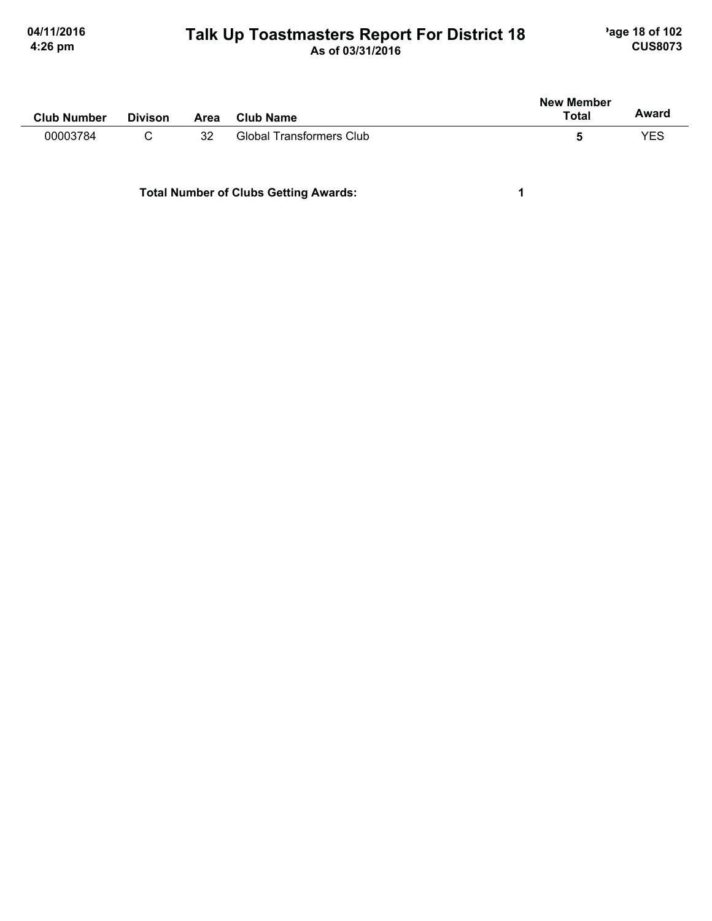# Talk Up Toastmasters Report For District 18

As of 03/31/2016

| Club Number | Divison | Area | Club Name | New Member Total | Award |
|---|---|---|---|---|---|
| 00003784 | C | 32 | Global Transformers Club | **5** | YES |

**Total Number of Clubs Getting Awards:** **1**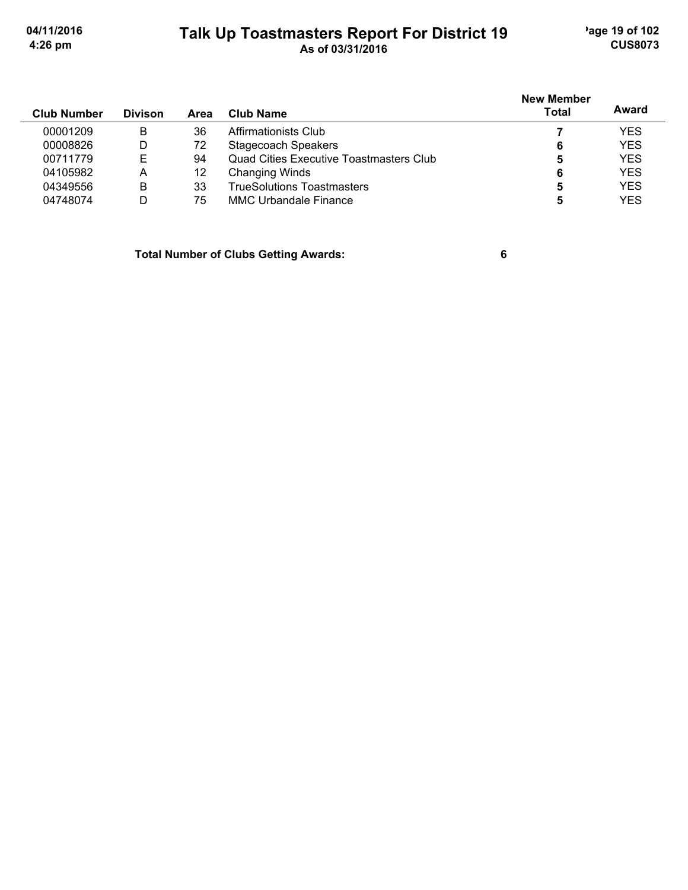# Talk Up Toastmasters Report For District 19

As of 03/31/2016

| Club Number | Divison | Area | Club Name | New Member Total | Award |
|---|---|---|---|---|---|
| 00001209 | B | 36 | Affirmationists Club | **7** | YES |
| 00008826 | D | 72 | Stagecoach Speakers | **6** | YES |
| 00711779 | E | 94 | Quad Cities Executive Toastmasters Club | **5** | YES |
| 04105982 | A | 12 | Changing Winds | **6** | YES |
| 04349556 | B | 33 | TrueSolutions Toastmasters | **5** | YES |
| 04748074 | D | 75 | MMC Urbandale Finance | **5** | YES |

**Total Number of Clubs Getting Awards: 6**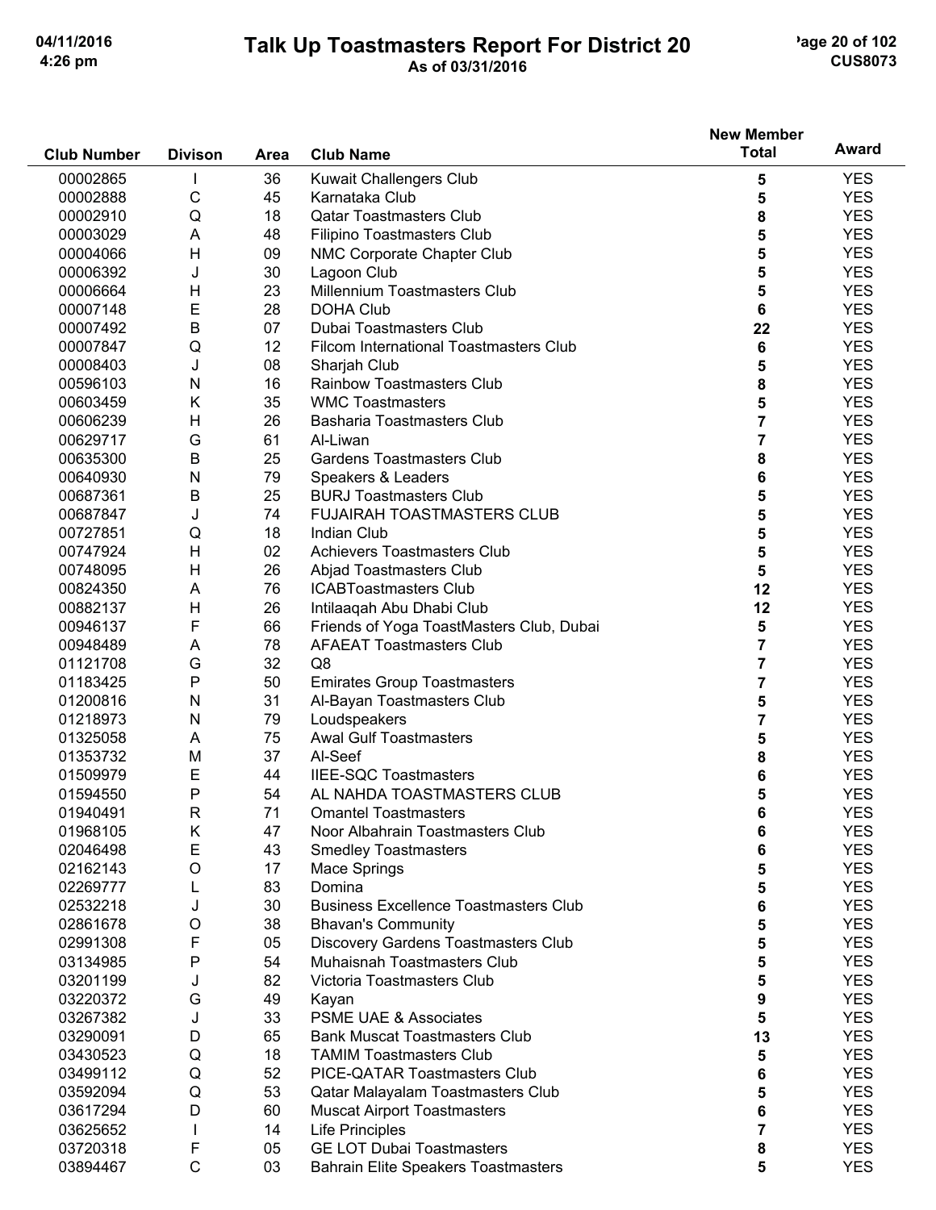# Talk Up Toastmasters Report For District 20

As of 03/31/2016

| Club Number | Divison | Area | Club Name | New Member Total | Award |
|---|---|---|---|---|---|
| 00002865 | I | 36 | Kuwait Challengers Club | 5 | YES |
| 00002888 | C | 45 | Karnataka Club | 5 | YES |
| 00002910 | Q | 18 | Qatar Toastmasters Club | 8 | YES |
| 00003029 | A | 48 | Filipino Toastmasters Club | 5 | YES |
| 00004066 | H | 09 | NMC Corporate Chapter Club | 5 | YES |
| 00006392 | J | 30 | Lagoon Club | 5 | YES |
| 00006664 | H | 23 | Millennium Toastmasters Club | 5 | YES |
| 00007148 | E | 28 | DOHA Club | 6 | YES |
| 00007492 | B | 07 | Dubai Toastmasters Club | 22 | YES |
| 00007847 | Q | 12 | Filcom International Toastmasters Club | 6 | YES |
| 00008403 | J | 08 | Sharjah Club | 5 | YES |
| 00596103 | N | 16 | Rainbow Toastmasters Club | 8 | YES |
| 00603459 | K | 35 | WMC Toastmasters | 5 | YES |
| 00606239 | H | 26 | Basharia Toastmasters Club | 7 | YES |
| 00629717 | G | 61 | Al-Liwan | 7 | YES |
| 00635300 | B | 25 | Gardens Toastmasters Club | 8 | YES |
| 00640930 | N | 79 | Speakers & Leaders | 6 | YES |
| 00687361 | B | 25 | BURJ Toastmasters Club | 5 | YES |
| 00687847 | J | 74 | FUJAIRAH TOASTMASTERS CLUB | 5 | YES |
| 00727851 | Q | 18 | Indian Club | 5 | YES |
| 00747924 | H | 02 | Achievers Toastmasters Club | 5 | YES |
| 00748095 | H | 26 | Abjad Toastmasters Club | 5 | YES |
| 00824350 | A | 76 | ICABToastmasters Club | 12 | YES |
| 00882137 | H | 26 | Intilaaqah Abu Dhabi Club | 12 | YES |
| 00946137 | F | 66 | Friends of Yoga ToastMasters Club, Dubai | 5 | YES |
| 00948489 | A | 78 | AFAEAT Toastmasters Club | 7 | YES |
| 01121708 | G | 32 | Q8 | 7 | YES |
| 01183425 | P | 50 | Emirates Group Toastmasters | 7 | YES |
| 01200816 | N | 31 | Al-Bayan Toastmasters Club | 5 | YES |
| 01218973 | N | 79 | Loudspeakers | 7 | YES |
| 01325058 | A | 75 | Awal Gulf Toastmasters | 5 | YES |
| 01353732 | M | 37 | Al-Seef | 8 | YES |
| 01509979 | E | 44 | IIEE-SQC Toastmasters | 6 | YES |
| 01594550 | P | 54 | AL NAHDA TOASTMASTERS CLUB | 5 | YES |
| 01940491 | R | 71 | Omantel Toastmasters | 6 | YES |
| 01968105 | K | 47 | Noor Albahrain Toastmasters Club | 6 | YES |
| 02046498 | E | 43 | Smedley Toastmasters | 6 | YES |
| 02162143 | O | 17 | Mace Springs | 5 | YES |
| 02269777 | L | 83 | Domina | 5 | YES |
| 02532218 | J | 30 | Business Excellence Toastmasters Club | 6 | YES |
| 02861678 | O | 38 | Bhavan's Community | 5 | YES |
| 02991308 | F | 05 | Discovery Gardens Toastmasters Club | 5 | YES |
| 03134985 | P | 54 | Muhaisnah Toastmasters Club | 5 | YES |
| 03201199 | J | 82 | Victoria Toastmasters Club | 5 | YES |
| 03220372 | G | 49 | Kayan | 9 | YES |
| 03267382 | J | 33 | PSME UAE & Associates | 5 | YES |
| 03290091 | D | 65 | Bank Muscat Toastmasters Club | 13 | YES |
| 03430523 | Q | 18 | TAMIM Toastmasters Club | 5 | YES |
| 03499112 | Q | 52 | PICE-QATAR Toastmasters Club | 6 | YES |
| 03592094 | Q | 53 | Qatar Malayalam Toastmasters Club | 5 | YES |
| 03617294 | D | 60 | Muscat Airport Toastmasters | 6 | YES |
| 03625652 | I | 14 | Life Principles | 7 | YES |
| 03720318 | F | 05 | GE LOT Dubai Toastmasters | 8 | YES |
| 03894467 | C | 03 | Bahrain Elite Speakers Toastmasters | 5 | YES |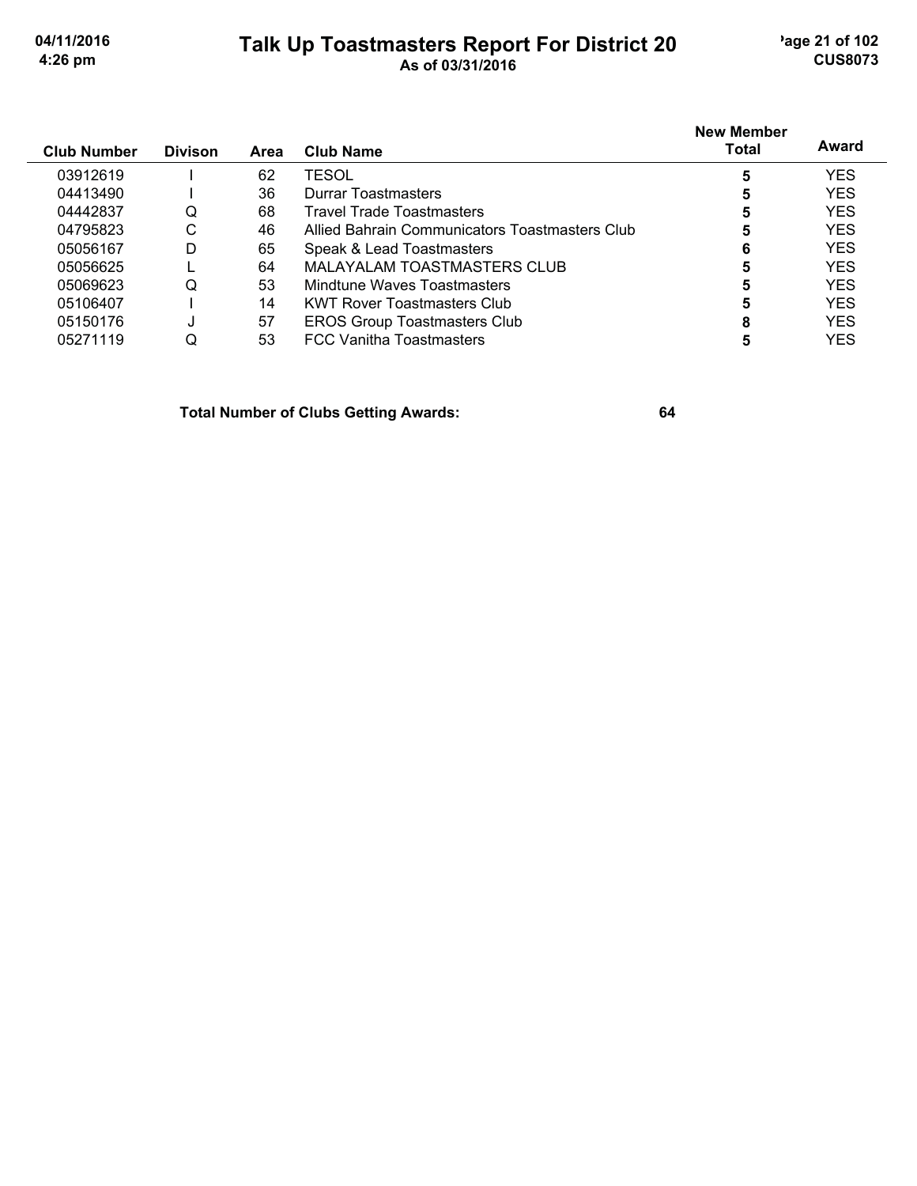| Club Number | Divison | Area | Club Name | New Member Total | Award |
|---|---|---|---|---|---|
| 03912619 | I | 62 | TESOL | 5 | YES |
| 04413490 | I | 36 | Durrar Toastmasters | 5 | YES |
| 04442837 | Q | 68 | Travel Trade Toastmasters | 5 | YES |
| 04795823 | C | 46 | Allied Bahrain Communicators Toastmasters Club | 5 | YES |
| 05056167 | D | 65 | Speak & Lead Toastmasters | 6 | YES |
| 05056625 | L | 64 | MALAYALAM TOASTMASTERS CLUB | 5 | YES |
| 05069623 | Q | 53 | Mindtune Waves Toastmasters | 5 | YES |
| 05106407 | I | 14 | KWT Rover Toastmasters Club | 5 | YES |
| 05150176 | J | 57 | EROS Group Toastmasters Club | 8 | YES |
| 05271119 | Q | 53 | FCC Vanitha Toastmasters | 5 | YES |

**Total Number of Clubs Getting Awards: 64**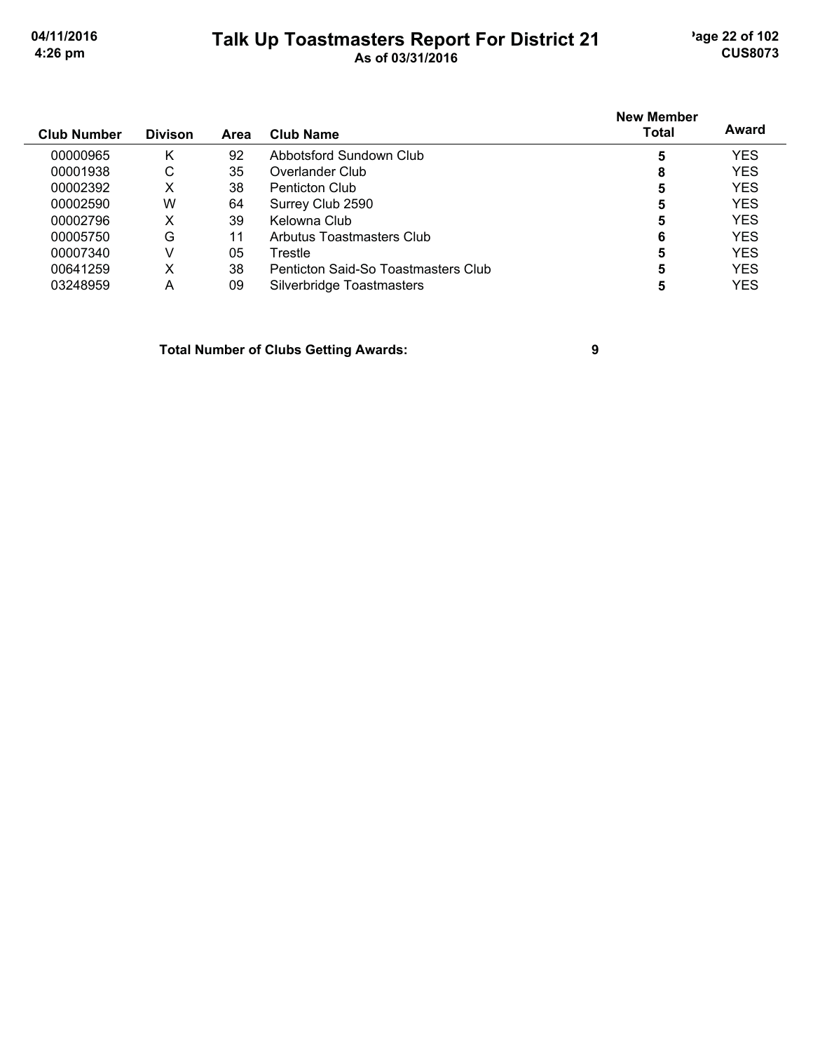# Talk Up Toastmasters Report For District 21

**As of 03/31/2016**

| Club Number | Divison | Area | Club Name | New Member Total | Award |
|---|---|---|---|---|---|
| 00000965 | K | 92 | Abbotsford Sundown Club | **5** | YES |
| 00001938 | C | 35 | Overlander Club | **8** | YES |
| 00002392 | X | 38 | Penticton Club | **5** | YES |
| 00002590 | W | 64 | Surrey Club 2590 | **5** | YES |
| 00002796 | X | 39 | Kelowna Club | **5** | YES |
| 00005750 | G | 11 | Arbutus Toastmasters Club | **6** | YES |
| 00007340 | V | 05 | Trestle | **5** | YES |
| 00641259 | X | 38 | Penticton Said-So Toastmasters Club | **5** | YES |
| 03248959 | A | 09 | Silverbridge Toastmasters | **5** | YES |

**Total Number of Clubs Getting Awards: 9**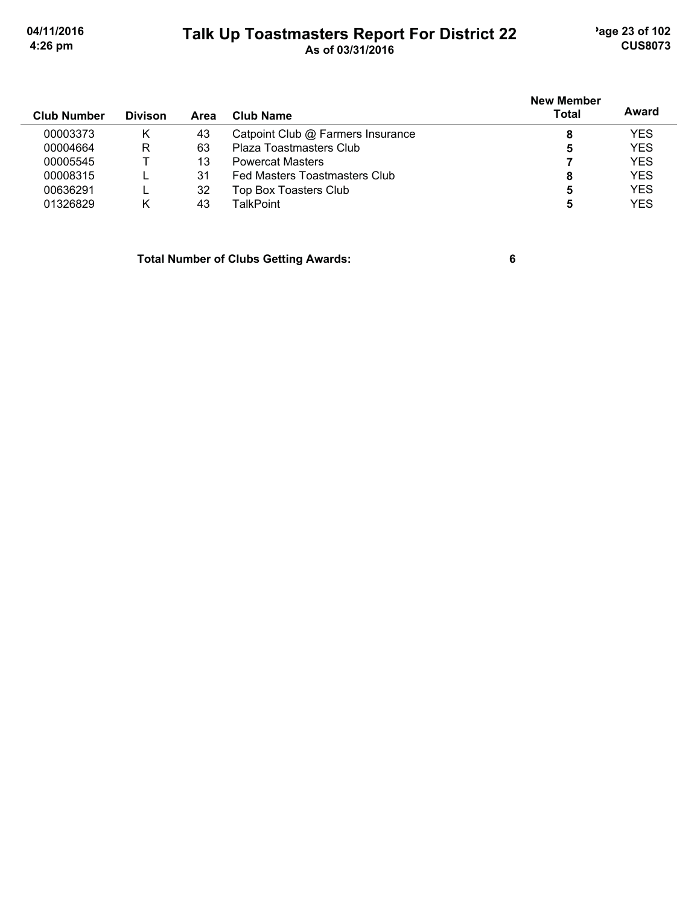| Club Number | Divison | Area | Club Name | New Member Total | Award |
|---|---|---|---|---|---|
| 00003373 | K | 43 | Catpoint Club @ Farmers Insurance | **8** | YES |
| 00004664 | R | 63 | Plaza Toastmasters Club | **5** | YES |
| 00005545 | T | 13 | Powercat Masters | **7** | YES |
| 00008315 | L | 31 | Fed Masters Toastmasters Club | **8** | YES |
| 00636291 | L | 32 | Top Box Toasters Club | **5** | YES |
| 01326829 | K | 43 | TalkPoint | **5** | YES |

**Total Number of Clubs Getting Awards: 6**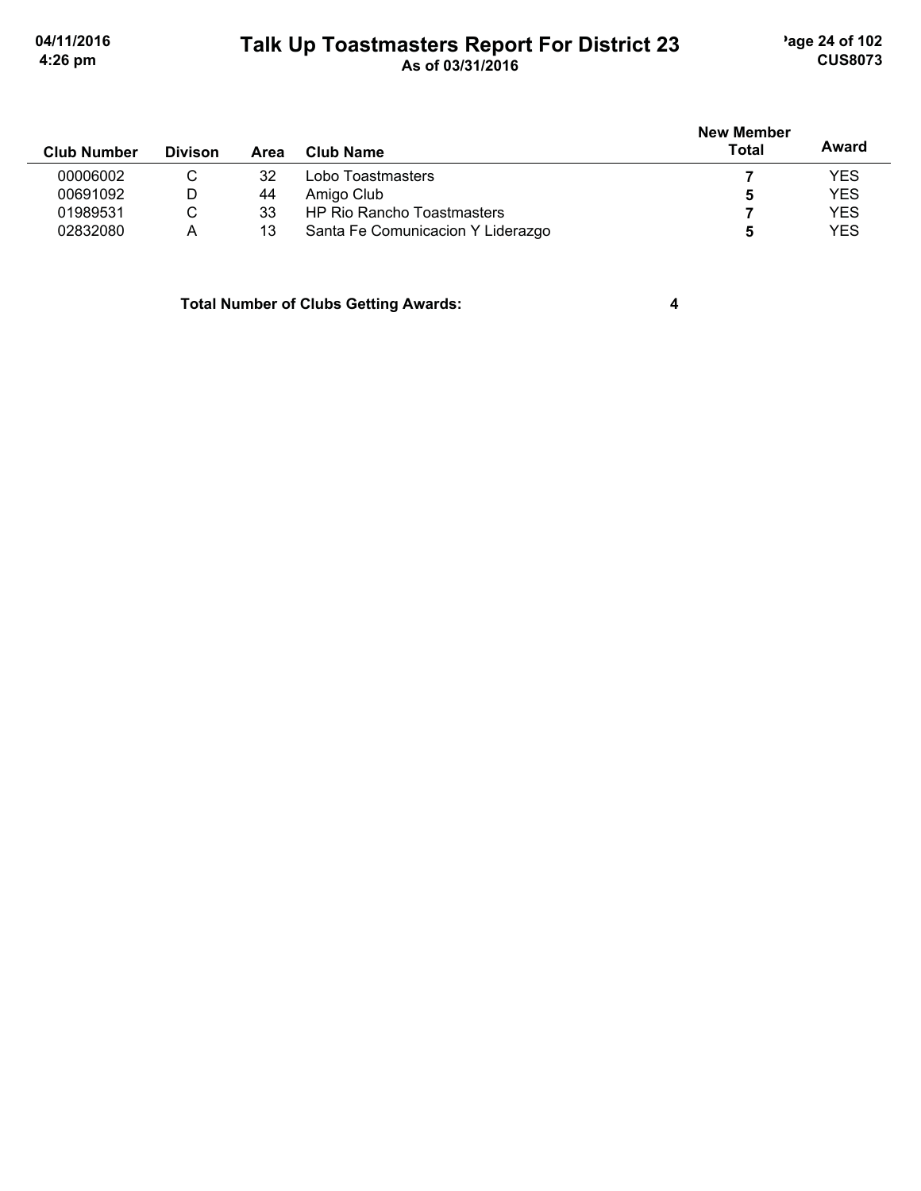# Talk Up Toastmasters Report For District 23

As of 03/31/2016

| Club Number | Divison | Area | Club Name | New Member Total | Award |
|---|---|---|---|---|---|
| 00006002 | C | 32 | Lobo Toastmasters | 7 | YES |
| 00691092 | D | 44 | Amigo Club | 5 | YES |
| 01989531 | C | 33 | HP Rio Rancho Toastmasters | 7 | YES |
| 02832080 | A | 13 | Santa Fe Comunicacion Y Liderazgo | 5 | YES |

**Total Number of Clubs Getting Awards: 4**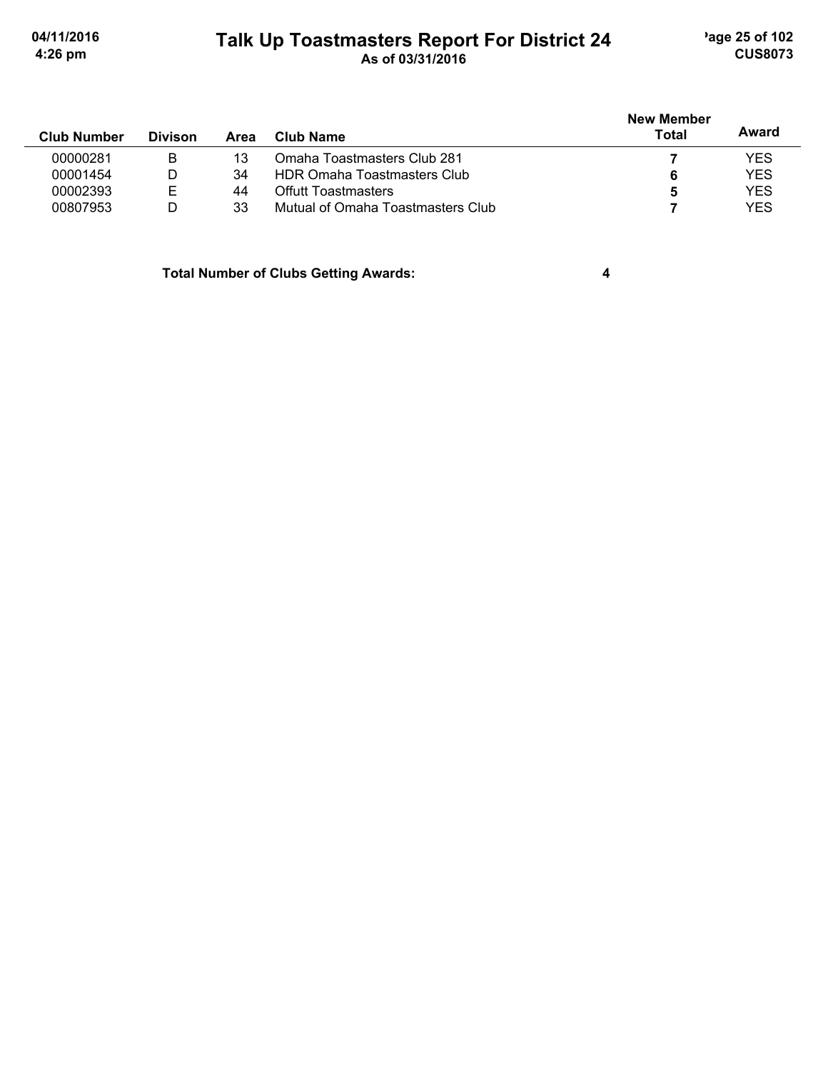# Talk Up Toastmasters Report For District 24

As of 03/31/2016

| Club Number | Divison | Area | Club Name | New Member Total | Award |
|---|---|---|---|---|---|
| 00000281 | B | 13 | Omaha Toastmasters Club 281 | **7** | YES |
| 00001454 | D | 34 | HDR Omaha Toastmasters Club | **6** | YES |
| 00002393 | E | 44 | Offutt Toastmasters | **5** | YES |
| 00807953 | D | 33 | Mutual of Omaha Toastmasters Club | **7** | YES |

**Total Number of Clubs Getting Awards: 4**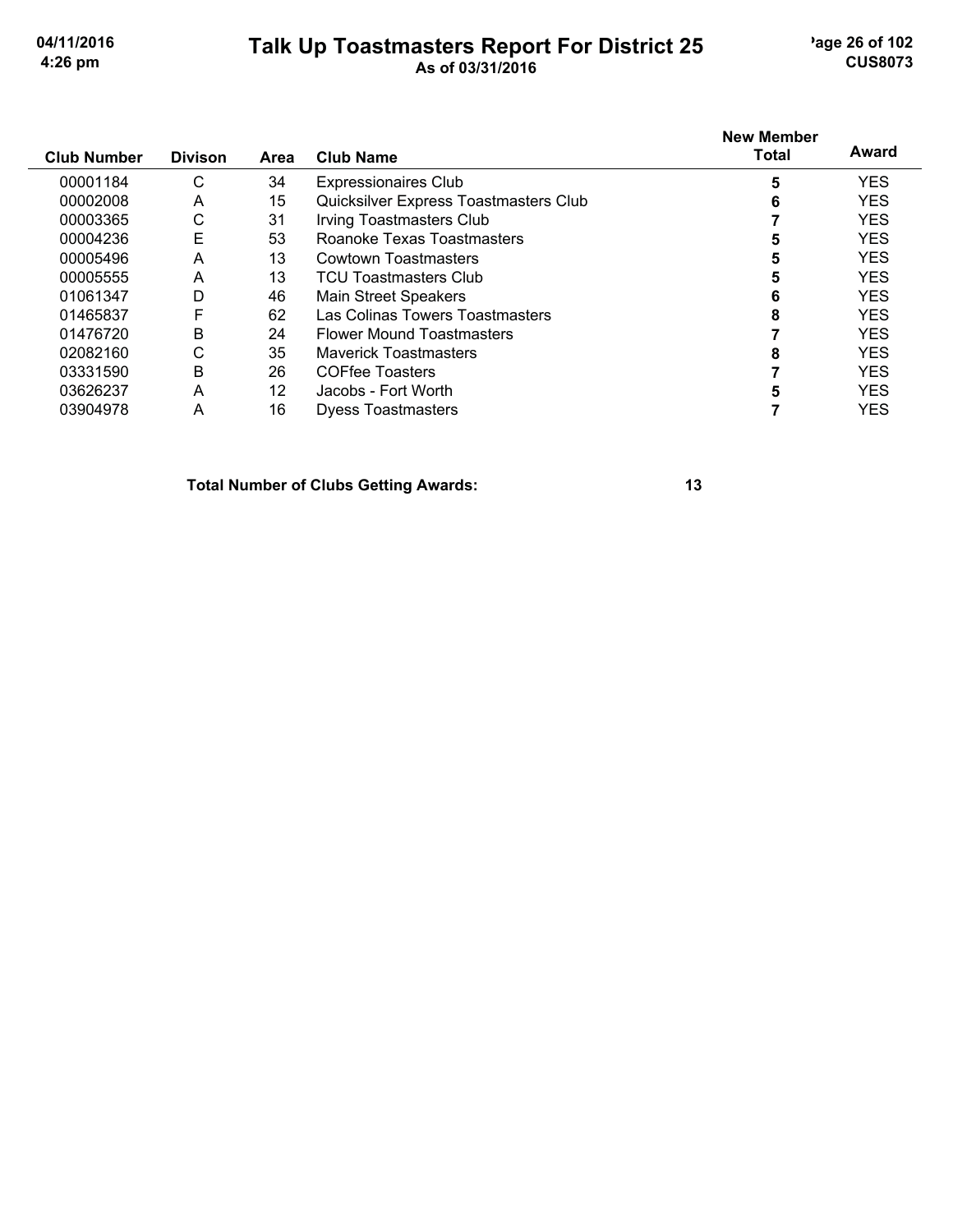# Talk Up Toastmasters Report For District 25

As of 03/31/2016

| Club Number | Divison | Area | Club Name | New Member Total | Award |
|---|---|---|---|---|---|
| 00001184 | C | 34 | Expressionaires Club | 5 | YES |
| 00002008 | A | 15 | Quicksilver Express Toastmasters Club | 6 | YES |
| 00003365 | C | 31 | Irving Toastmasters Club | 7 | YES |
| 00004236 | E | 53 | Roanoke Texas Toastmasters | 5 | YES |
| 00005496 | A | 13 | Cowtown Toastmasters | 5 | YES |
| 00005555 | A | 13 | TCU Toastmasters Club | 5 | YES |
| 01061347 | D | 46 | Main Street Speakers | 6 | YES |
| 01465837 | F | 62 | Las Colinas Towers Toastmasters | 8 | YES |
| 01476720 | B | 24 | Flower Mound Toastmasters | 7 | YES |
| 02082160 | C | 35 | Maverick Toastmasters | 8 | YES |
| 03331590 | B | 26 | COFfee Toasters | 7 | YES |
| 03626237 | A | 12 | Jacobs - Fort Worth | 5 | YES |
| 03904978 | A | 16 | Dyess Toastmasters | 7 | YES |

**Total Number of Clubs Getting Awards: 13**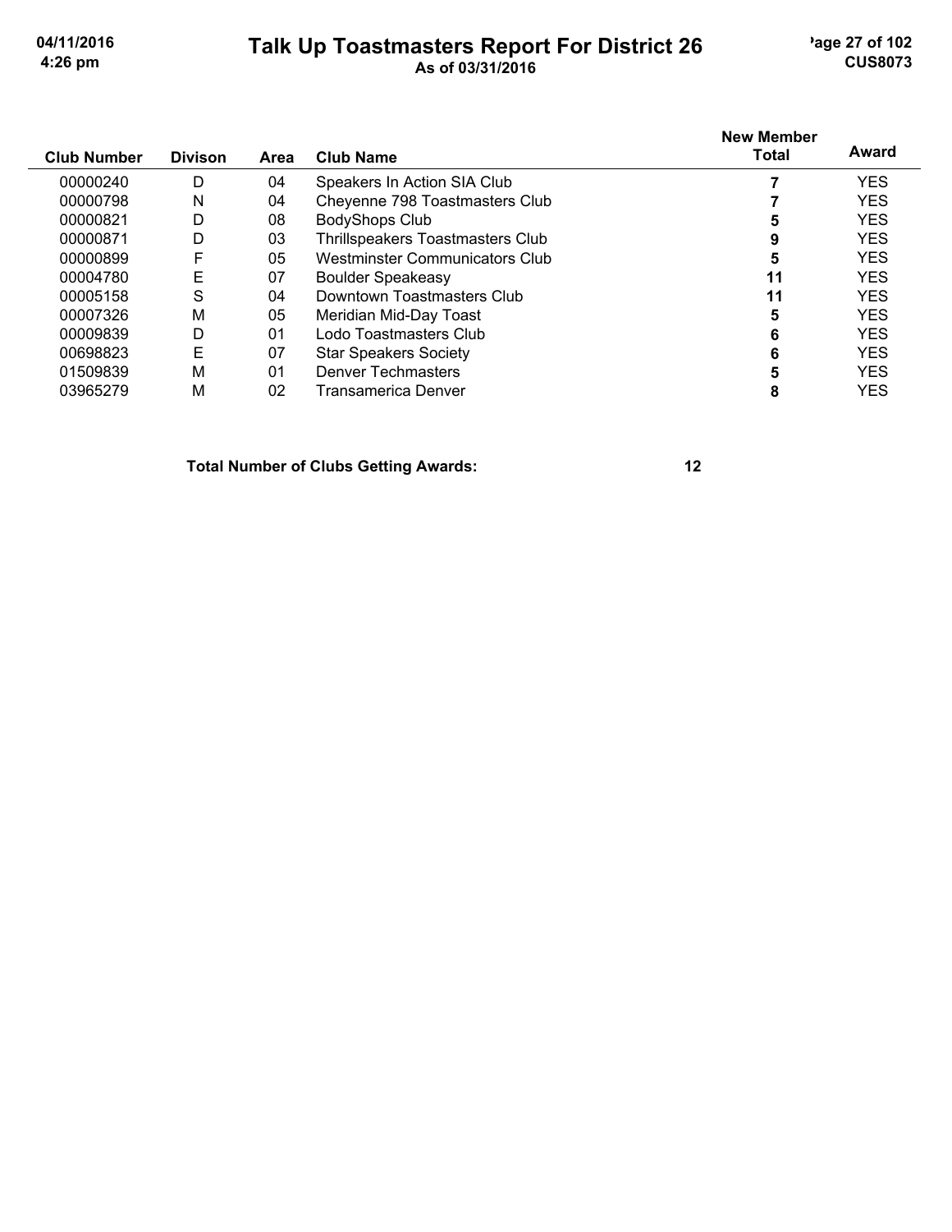# Talk Up Toastmasters Report For District 26

As of 03/31/2016

| Club Number | Divison | Area | Club Name | New Member Total | Award |
|---|---|---|---|---|---|
| 00000240 | D | 04 | Speakers In Action SIA Club | 7 | YES |
| 00000798 | N | 04 | Cheyenne 798 Toastmasters Club | 7 | YES |
| 00000821 | D | 08 | BodyShops Club | 5 | YES |
| 00000871 | D | 03 | Thrillspeakers Toastmasters Club | 9 | YES |
| 00000899 | F | 05 | Westminster Communicators Club | 5 | YES |
| 00004780 | E | 07 | Boulder Speakeasy | 11 | YES |
| 00005158 | S | 04 | Downtown Toastmasters Club | 11 | YES |
| 00007326 | M | 05 | Meridian Mid-Day Toast | 5 | YES |
| 00009839 | D | 01 | Lodo Toastmasters Club | 6 | YES |
| 00698823 | E | 07 | Star Speakers Society | 6 | YES |
| 01509839 | M | 01 | Denver Techmasters | 5 | YES |
| 03965279 | M | 02 | Transamerica Denver | 8 | YES |

**Total Number of Clubs Getting Awards: 12**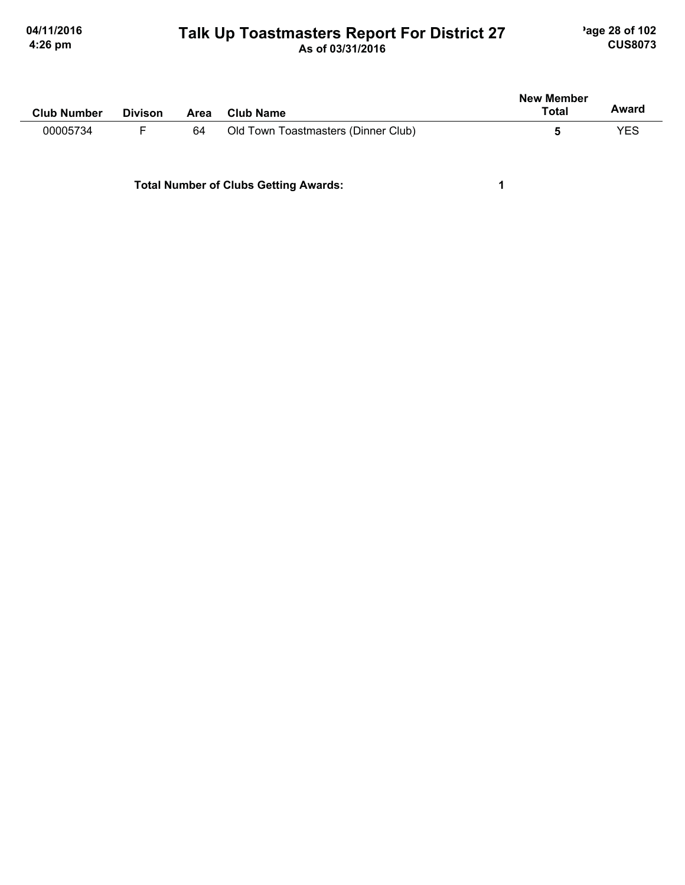# Talk Up Toastmasters Report For District 27

As of 03/31/2016

| Club Number | Divison | Area | Club Name | New Member Total | Award |
|---|---|---|---|---|---|
| 00005734 | F | 64 | Old Town Toastmasters (Dinner Club) | **5** | YES |

**Total Number of Clubs Getting Awards:** **1**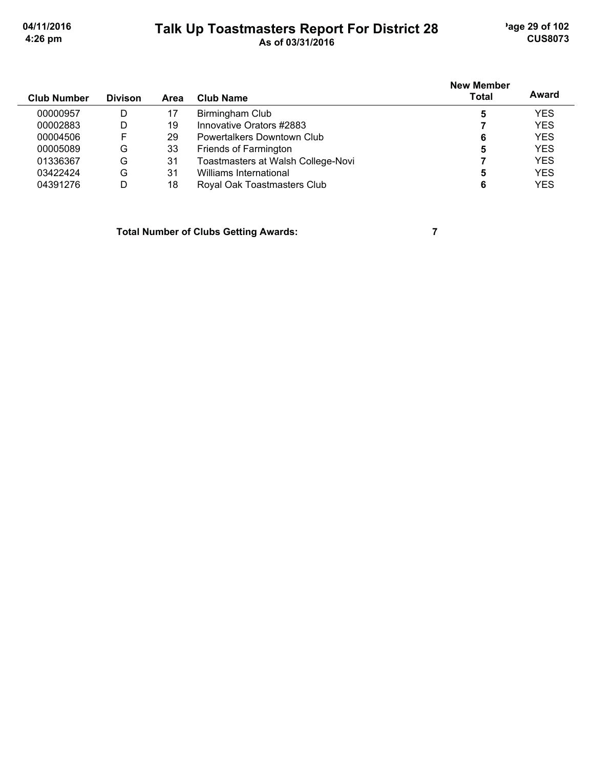# Talk Up Toastmasters Report For District 28

As of 03/31/2016

| Club Number | Divison | Area | Club Name | New Member Total | Award |
|---|---|---|---|---|---|
| 00000957 | D | 17 | Birmingham Club | 5 | YES |
| 00002883 | D | 19 | Innovative Orators #2883 | 7 | YES |
| 00004506 | F | 29 | Powertalkers Downtown Club | 6 | YES |
| 00005089 | G | 33 | Friends of Farmington | 5 | YES |
| 01336367 | G | 31 | Toastmasters at Walsh College-Novi | 7 | YES |
| 03422424 | G | 31 | Williams International | 5 | YES |
| 04391276 | D | 18 | Royal Oak Toastmasters Club | 6 | YES |

**Total Number of Clubs Getting Awards: 7**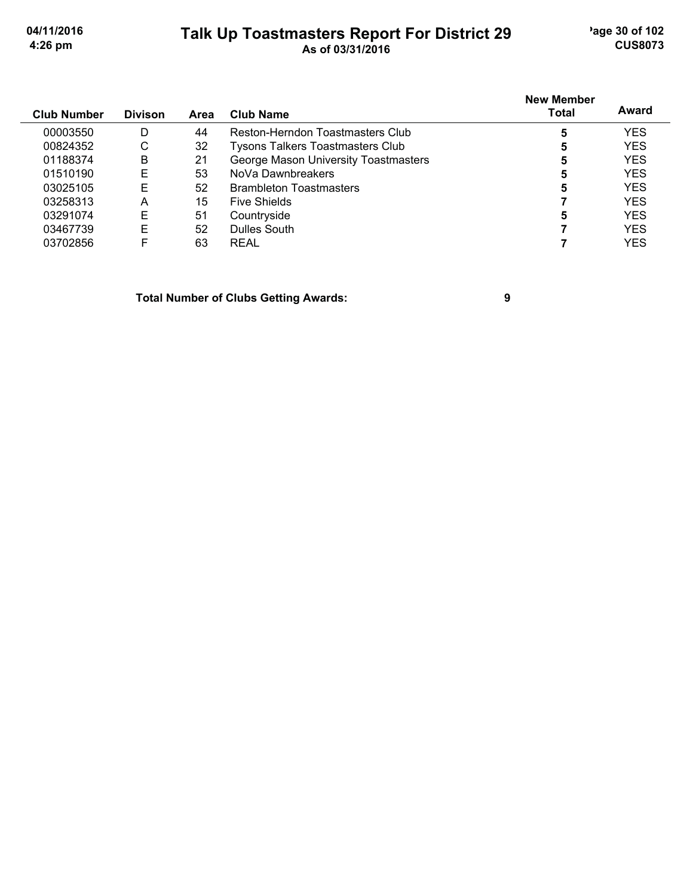# Talk Up Toastmasters Report For District 29

As of 03/31/2016

| Club Number | Divison | Area | Club Name | New Member Total | Award |
|---|---|---|---|---|---|
| 00003550 | D | 44 | Reston-Herndon Toastmasters Club | **5** | YES |
| 00824352 | C | 32 | Tysons Talkers Toastmasters Club | **5** | YES |
| 01188374 | B | 21 | George Mason University Toastmasters | **5** | YES |
| 01510190 | E | 53 | NoVa Dawnbreakers | **5** | YES |
| 03025105 | E | 52 | Brambleton Toastmasters | **5** | YES |
| 03258313 | A | 15 | Five Shields | **7** | YES |
| 03291074 | E | 51 | Countryside | **5** | YES |
| 03467739 | E | 52 | Dulles South | **7** | YES |
| 03702856 | F | 63 | REAL | **7** | YES |

**Total Number of Clubs Getting Awards: 9**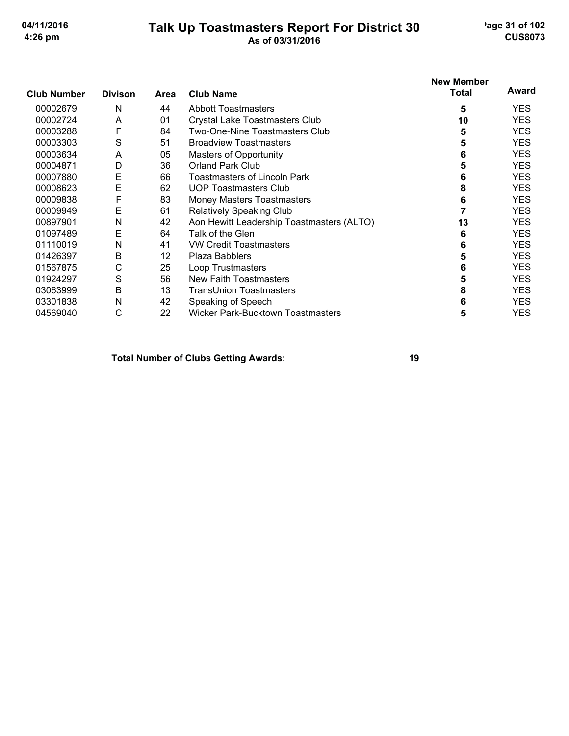# Talk Up Toastmasters Report For District 30

As of 03/31/2016

| Club Number | Divison | Area | Club Name | New Member Total | Award |
|---|---|---|---|---|---|
| 00002679 | N | 44 | Abbott Toastmasters | 5 | YES |
| 00002724 | A | 01 | Crystal Lake Toastmasters Club | 10 | YES |
| 00003288 | F | 84 | Two-One-Nine Toastmasters Club | 5 | YES |
| 00003303 | S | 51 | Broadview Toastmasters | 5 | YES |
| 00003634 | A | 05 | Masters of Opportunity | 6 | YES |
| 00004871 | D | 36 | Orland Park Club | 5 | YES |
| 00007880 | E | 66 | Toastmasters of Lincoln Park | 6 | YES |
| 00008623 | E | 62 | UOP Toastmasters Club | 8 | YES |
| 00009838 | F | 83 | Money Masters Toastmasters | 6 | YES |
| 00009949 | E | 61 | Relatively Speaking Club | 7 | YES |
| 00897901 | N | 42 | Aon Hewitt Leadership Toastmasters (ALTO) | 13 | YES |
| 01097489 | E | 64 | Talk of the Glen | 6 | YES |
| 01110019 | N | 41 | VW Credit Toastmasters | 6 | YES |
| 01426397 | B | 12 | Plaza Babblers | 5 | YES |
| 01567875 | C | 25 | Loop Trustmasters | 6 | YES |
| 01924297 | S | 56 | New Faith Toastmasters | 5 | YES |
| 03063999 | B | 13 | TransUnion Toastmasters | 8 | YES |
| 03301838 | N | 42 | Speaking of Speech | 6 | YES |
| 04569040 | C | 22 | Wicker Park-Bucktown Toastmasters | 5 | YES |

**Total Number of Clubs Getting Awards: 19**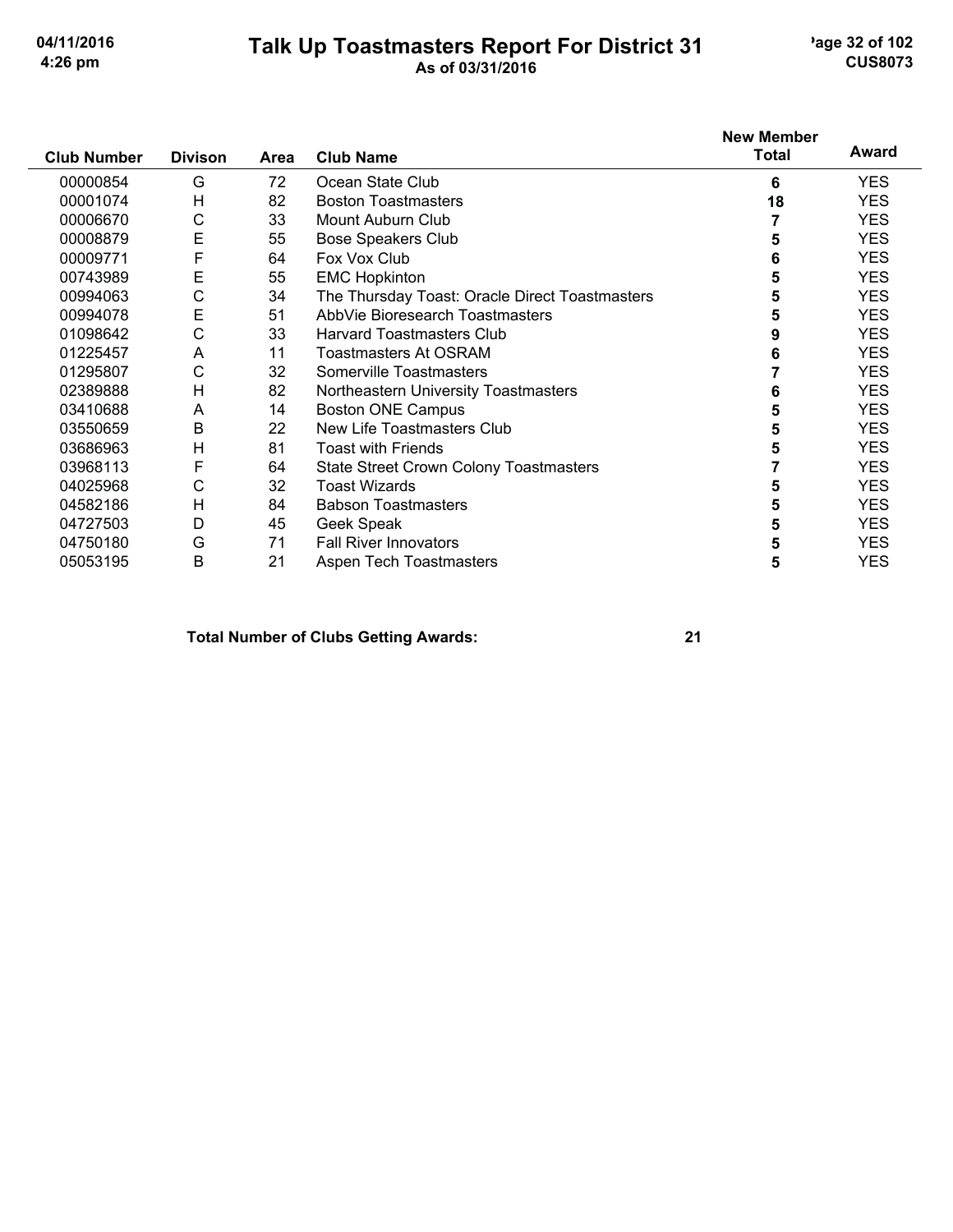# Talk Up Toastmasters Report For District 31

As of 03/31/2016

| Club Number | Divison | Area | Club Name | New Member Total | Award |
|---|---|---|---|---|---|
| 00000854 | G | 72 | Ocean State Club | 6 | YES |
| 00001074 | H | 82 | Boston Toastmasters | 18 | YES |
| 00006670 | C | 33 | Mount Auburn Club | 7 | YES |
| 00008879 | E | 55 | Bose Speakers Club | 5 | YES |
| 00009771 | F | 64 | Fox Vox Club | 6 | YES |
| 00743989 | E | 55 | EMC Hopkinton | 5 | YES |
| 00994063 | C | 34 | The Thursday Toast: Oracle Direct Toastmasters | 5 | YES |
| 00994078 | E | 51 | AbbVie Bioresearch Toastmasters | 5 | YES |
| 01098642 | C | 33 | Harvard Toastmasters Club | 9 | YES |
| 01225457 | A | 11 | Toastmasters At OSRAM | 6 | YES |
| 01295807 | C | 32 | Somerville Toastmasters | 7 | YES |
| 02389888 | H | 82 | Northeastern University Toastmasters | 6 | YES |
| 03410688 | A | 14 | Boston ONE Campus | 5 | YES |
| 03550659 | B | 22 | New Life Toastmasters Club | 5 | YES |
| 03686963 | H | 81 | Toast with Friends | 5 | YES |
| 03968113 | F | 64 | State Street Crown Colony Toastmasters | 7 | YES |
| 04025968 | C | 32 | Toast Wizards | 5 | YES |
| 04582186 | H | 84 | Babson Toastmasters | 5 | YES |
| 04727503 | D | 45 | Geek Speak | 5 | YES |
| 04750180 | G | 71 | Fall River Innovators | 5 | YES |
| 05053195 | B | 21 | Aspen Tech Toastmasters | 5 | YES |

**Total Number of Clubs Getting Awards: 21**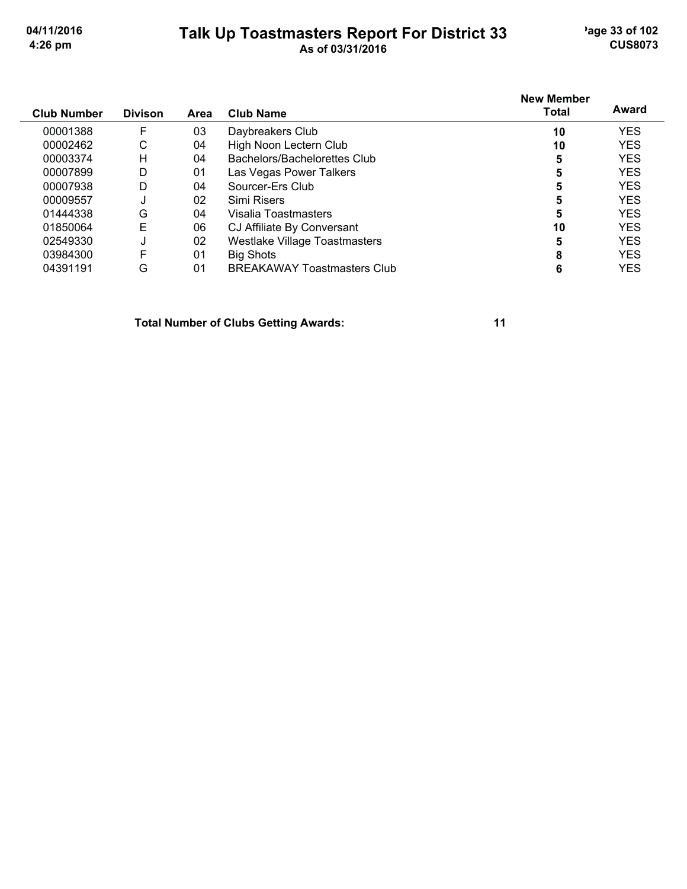# Talk Up Toastmasters Report For District 33

As of 03/31/2016

| Club Number | Divison | Area | Club Name | New Member Total | Award |
|---|---|---|---|---|---|
| 00001388 | F | 03 | Daybreakers Club | 10 | YES |
| 00002462 | C | 04 | High Noon Lectern Club | 10 | YES |
| 00003374 | H | 04 | Bachelors/Bachelorettes Club | 5 | YES |
| 00007899 | D | 01 | Las Vegas Power Talkers | 5 | YES |
| 00007938 | D | 04 | Sourcer-Ers Club | 5 | YES |
| 00009557 | J | 02 | Simi Risers | 5 | YES |
| 01444338 | G | 04 | Visalia Toastmasters | 5 | YES |
| 01850064 | E | 06 | CJ Affiliate By Conversant | 10 | YES |
| 02549330 | J | 02 | Westlake Village Toastmasters | 5 | YES |
| 03984300 | F | 01 | Big Shots | 8 | YES |
| 04391191 | G | 01 | BREAKAWAY Toastmasters Club | 6 | YES |

**Total Number of Clubs Getting Awards: 11**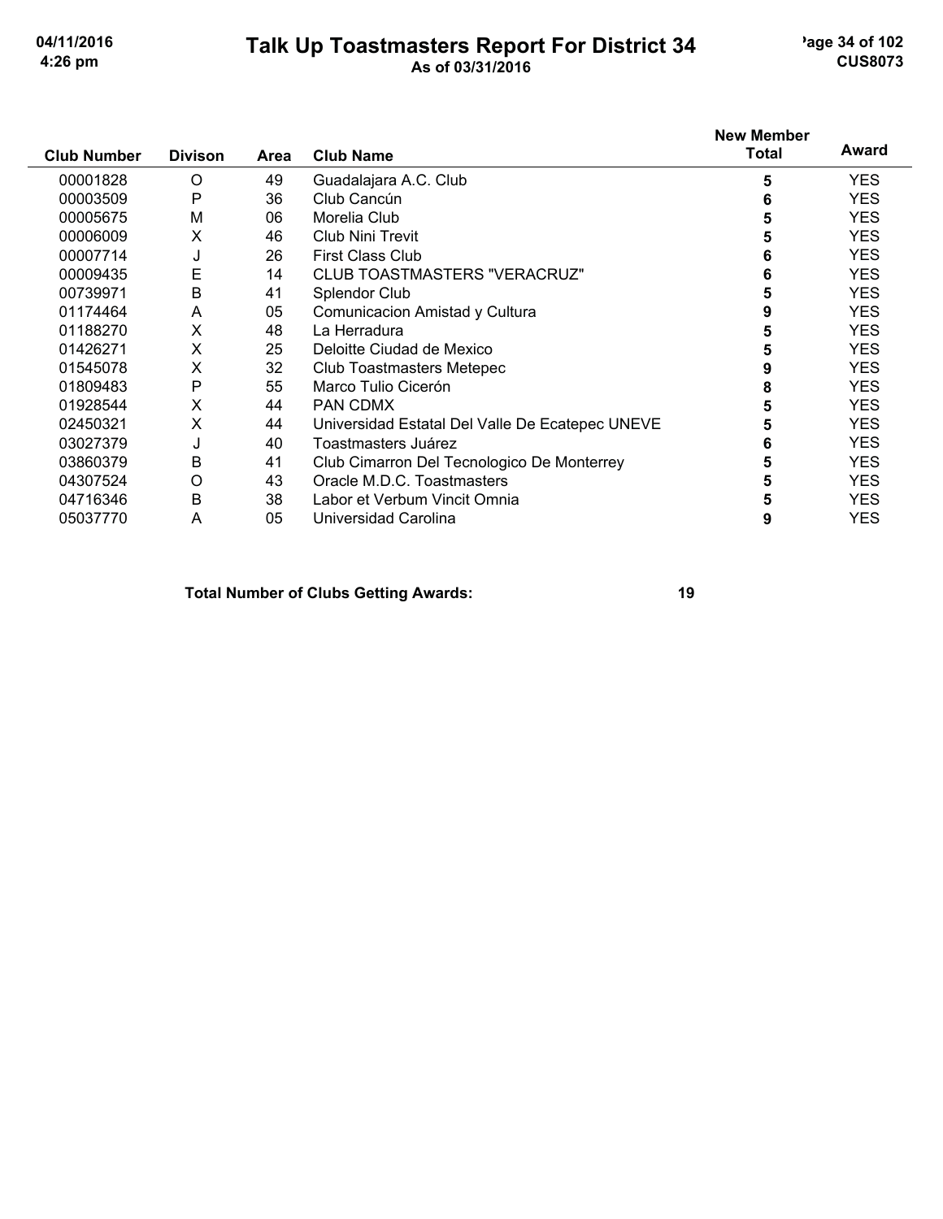# Talk Up Toastmasters Report For District 34

As of 03/31/2016

| Club Number | Divison | Area | Club Name | New Member Total | Award |
|---|---|---|---|---|---|
| 00001828 | O | 49 | Guadalajara A.C. Club | 5 | YES |
| 00003509 | P | 36 | Club Cancún | 6 | YES |
| 00005675 | M | 06 | Morelia Club | 5 | YES |
| 00006009 | X | 46 | Club Nini Trevit | 5 | YES |
| 00007714 | J | 26 | First Class Club | 6 | YES |
| 00009435 | E | 14 | CLUB TOASTMASTERS "VERACRUZ" | 6 | YES |
| 00739971 | B | 41 | Splendor Club | 5 | YES |
| 01174464 | A | 05 | Comunicacion Amistad y Cultura | 9 | YES |
| 01188270 | X | 48 | La Herradura | 5 | YES |
| 01426271 | X | 25 | Deloitte Ciudad de Mexico | 5 | YES |
| 01545078 | X | 32 | Club Toastmasters Metepec | 9 | YES |
| 01809483 | P | 55 | Marco Tulio Cicerón | 8 | YES |
| 01928544 | X | 44 | PAN CDMX | 5 | YES |
| 02450321 | X | 44 | Universidad Estatal Del Valle De Ecatepec UNEVE | 5 | YES |
| 03027379 | J | 40 | Toastmasters Juárez | 6 | YES |
| 03860379 | B | 41 | Club Cimarron Del Tecnologico De Monterrey | 5 | YES |
| 04307524 | O | 43 | Oracle M.D.C. Toastmasters | 5 | YES |
| 04716346 | B | 38 | Labor et Verbum Vincit Omnia | 5 | YES |
| 05037770 | A | 05 | Universidad Carolina | 9 | YES |

**Total Number of Clubs Getting Awards: 19**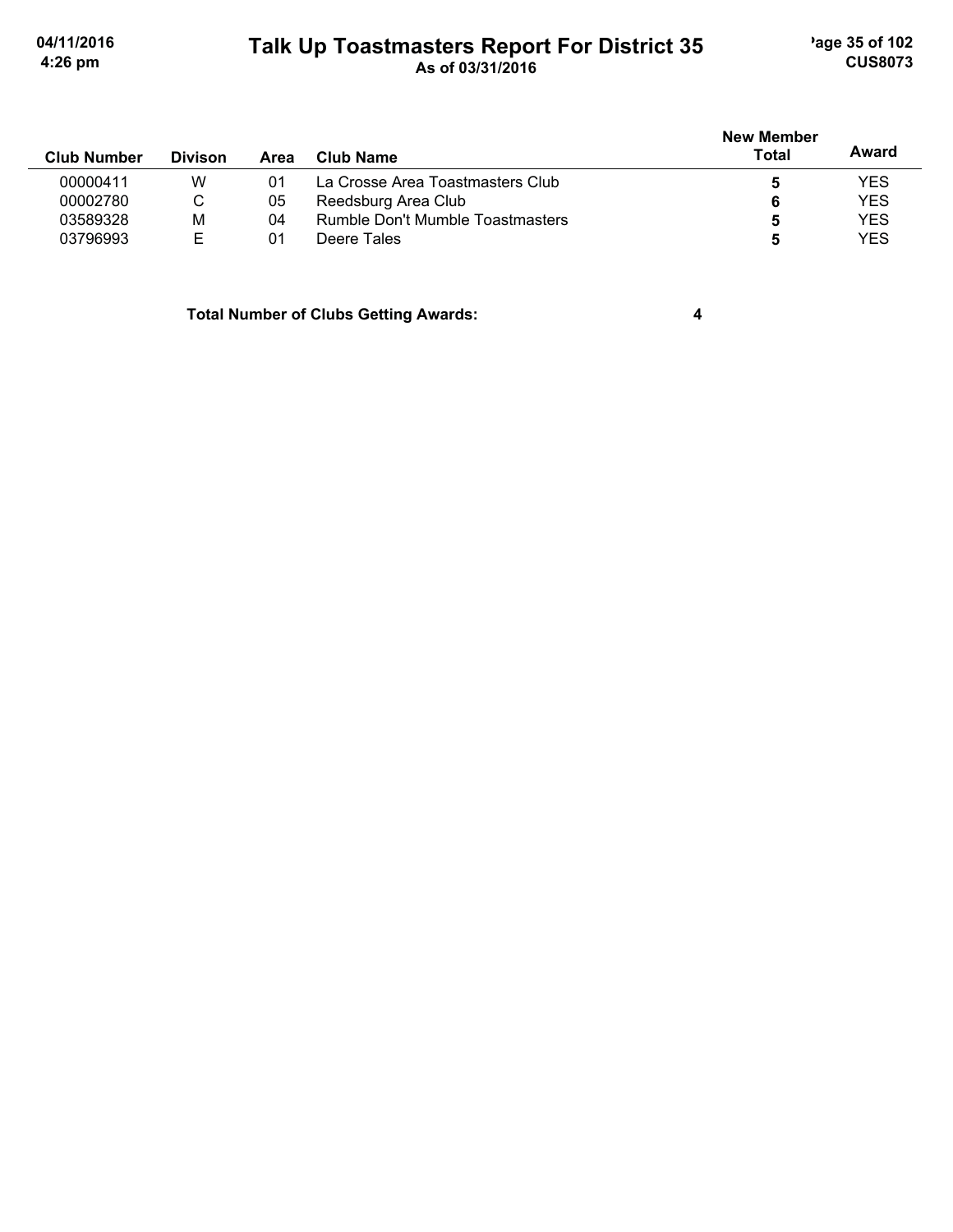# Talk Up Toastmasters Report For District 35

As of 03/31/2016

| Club Number | Divison | Area | Club Name | New Member Total | Award |
|---|---|---|---|---|---|
| 00000411 | W | 01 | La Crosse Area Toastmasters Club | 5 | YES |
| 00002780 | C | 05 | Reedsburg Area Club | 6 | YES |
| 03589328 | M | 04 | Rumble Don't Mumble Toastmasters | 5 | YES |
| 03796993 | E | 01 | Deere Tales | 5 | YES |

**Total Number of Clubs Getting Awards: 4**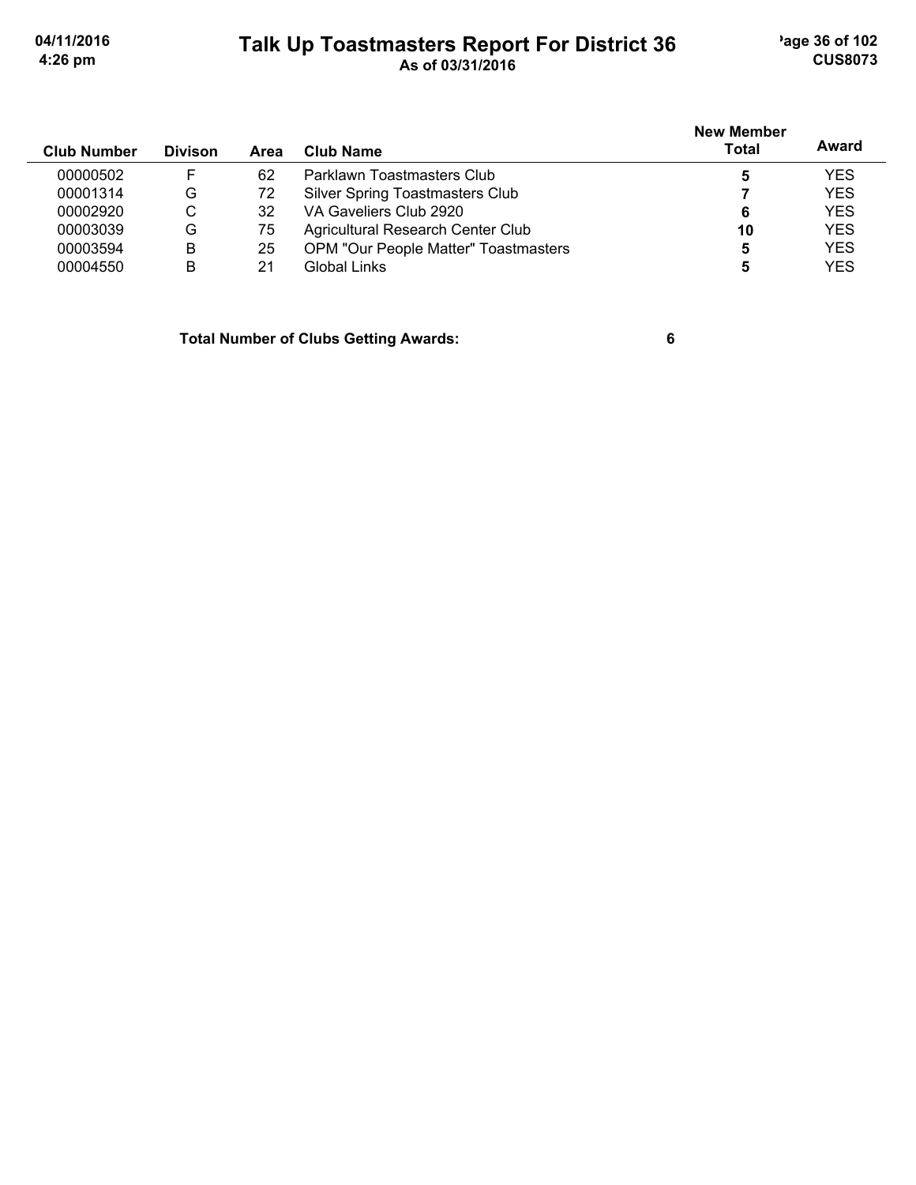# Talk Up Toastmasters Report For District 36

As of 03/31/2016

| Club Number | Divison | Area | Club Name | New Member Total | Award |
|---|---|---|---|---|---|
| 00000502 | F | 62 | Parklawn Toastmasters Club | **5** | YES |
| 00001314 | G | 72 | Silver Spring Toastmasters Club | **7** | YES |
| 00002920 | C | 32 | VA Gaveliers Club 2920 | **6** | YES |
| 00003039 | G | 75 | Agricultural Research Center Club | **10** | YES |
| 00003594 | B | 25 | OPM "Our People Matter" Toastmasters | **5** | YES |
| 00004550 | B | 21 | Global Links | **5** | YES |

**Total Number of Clubs Getting Awards: 6**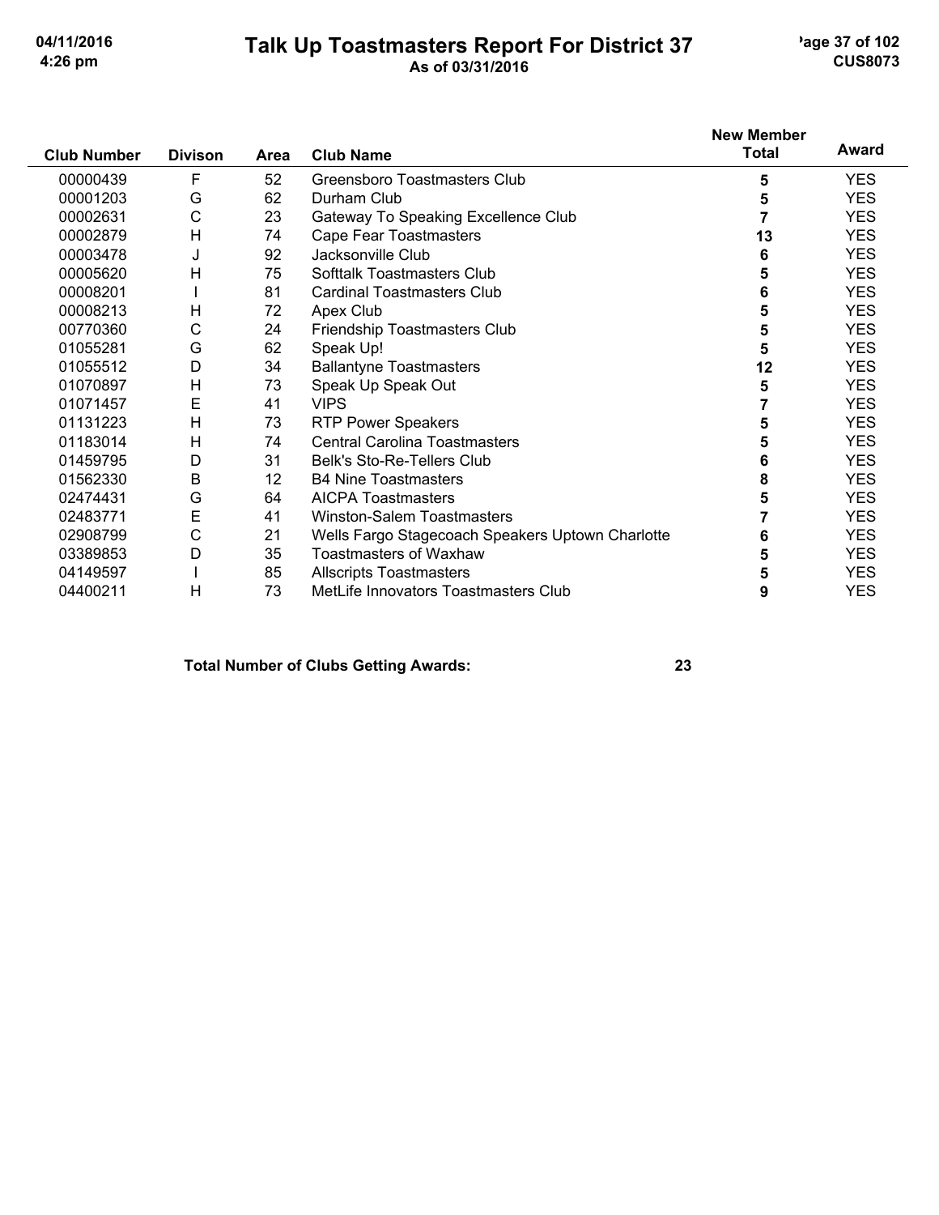# Talk Up Toastmasters Report For District 37

As of 03/31/2016

| Club Number | Divison | Area | Club Name | New Member Total | Award |
|---|---|---|---|---|---|
| 00000439 | F | 52 | Greensboro Toastmasters Club | 5 | YES |
| 00001203 | G | 62 | Durham Club | 5 | YES |
| 00002631 | C | 23 | Gateway To Speaking Excellence Club | 7 | YES |
| 00002879 | H | 74 | Cape Fear Toastmasters | 13 | YES |
| 00003478 | J | 92 | Jacksonville Club | 6 | YES |
| 00005620 | H | 75 | Softtalk Toastmasters Club | 5 | YES |
| 00008201 | I | 81 | Cardinal Toastmasters Club | 6 | YES |
| 00008213 | H | 72 | Apex Club | 5 | YES |
| 00770360 | C | 24 | Friendship Toastmasters Club | 5 | YES |
| 01055281 | G | 62 | Speak Up! | 5 | YES |
| 01055512 | D | 34 | Ballantyne Toastmasters | 12 | YES |
| 01070897 | H | 73 | Speak Up Speak Out | 5 | YES |
| 01071457 | E | 41 | VIPS | 7 | YES |
| 01131223 | H | 73 | RTP Power Speakers | 5 | YES |
| 01183014 | H | 74 | Central Carolina Toastmasters | 5 | YES |
| 01459795 | D | 31 | Belk's Sto-Re-Tellers Club | 6 | YES |
| 01562330 | B | 12 | B4 Nine Toastmasters | 8 | YES |
| 02474431 | G | 64 | AICPA Toastmasters | 5 | YES |
| 02483771 | E | 41 | Winston-Salem Toastmasters | 7 | YES |
| 02908799 | C | 21 | Wells Fargo Stagecoach Speakers Uptown Charlotte | 6 | YES |
| 03389853 | D | 35 | Toastmasters of Waxhaw | 5 | YES |
| 04149597 | I | 85 | Allscripts Toastmasters | 5 | YES |
| 04400211 | H | 73 | MetLife Innovators Toastmasters Club | 9 | YES |

**Total Number of Clubs Getting Awards: 23**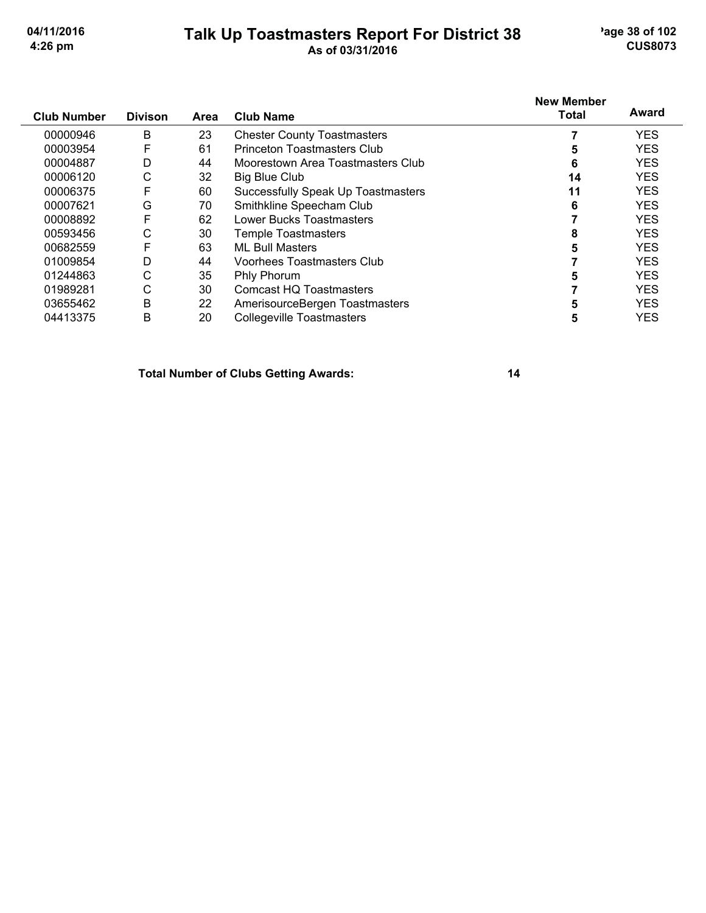# Talk Up Toastmasters Report For District 38

**As of 03/31/2016**

| Club Number | Divison | Area | Club Name | New Member Total | Award |
|---|---|---|---|---|---|
| 00000946 | B | 23 | Chester County Toastmasters | **7** | YES |
| 00003954 | F | 61 | Princeton Toastmasters Club | **5** | YES |
| 00004887 | D | 44 | Moorestown Area Toastmasters Club | **6** | YES |
| 00006120 | C | 32 | Big Blue Club | **14** | YES |
| 00006375 | F | 60 | Successfully Speak Up Toastmasters | **11** | YES |
| 00007621 | G | 70 | Smithkline Speecham Club | **6** | YES |
| 00008892 | F | 62 | Lower Bucks Toastmasters | **7** | YES |
| 00593456 | C | 30 | Temple Toastmasters | **8** | YES |
| 00682559 | F | 63 | ML Bull Masters | **5** | YES |
| 01009854 | D | 44 | Voorhees Toastmasters Club | **7** | YES |
| 01244863 | C | 35 | Phly Phorum | **5** | YES |
| 01989281 | C | 30 | Comcast HQ Toastmasters | **7** | YES |
| 03655462 | B | 22 | AmerisourceBergen Toastmasters | **5** | YES |
| 04413375 | B | 20 | Collegeville Toastmasters | **5** | YES |

**Total Number of Clubs Getting Awards: 14**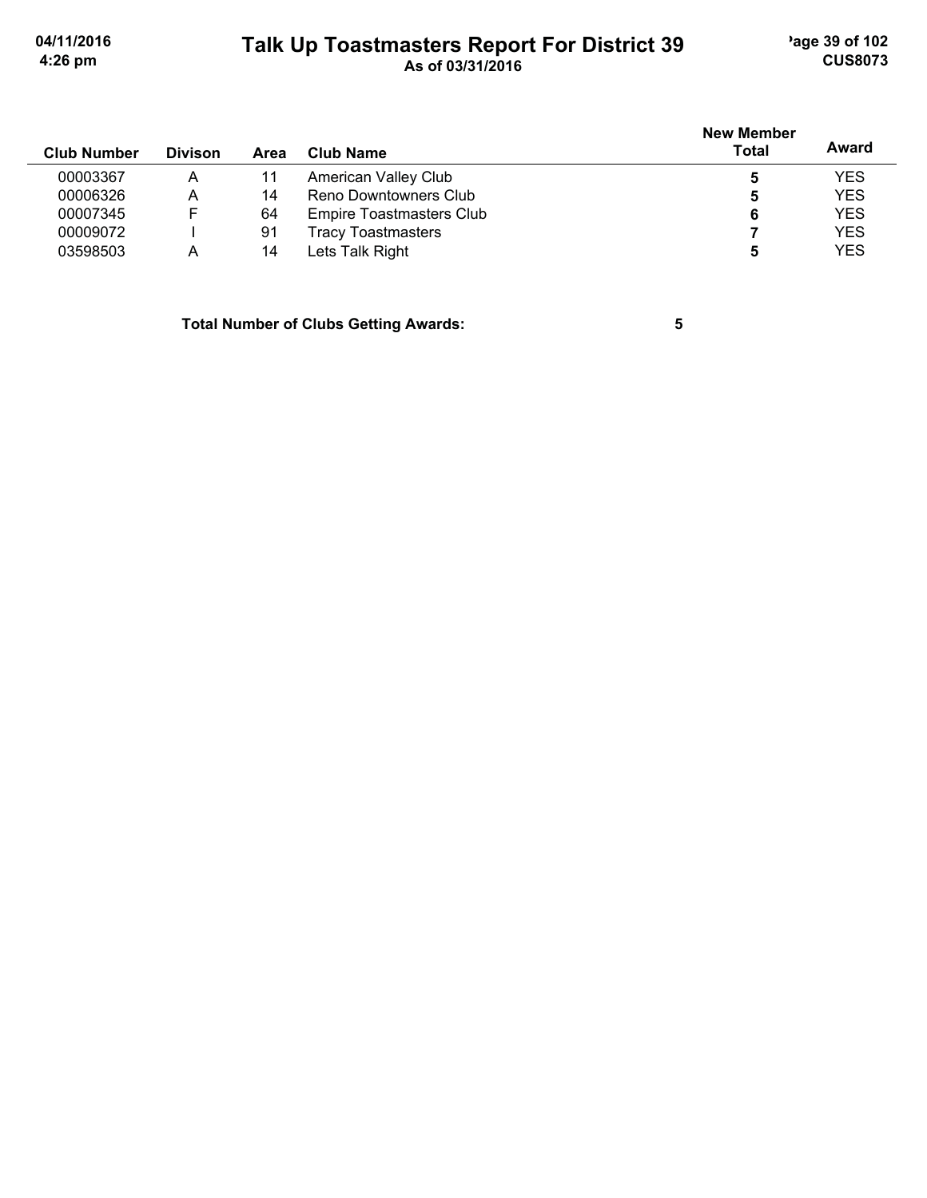# Talk Up Toastmasters Report For District 39

As of 03/31/2016

| Club Number | Divison | Area | Club Name | New Member Total | Award |
|---|---|---|---|---|---|
| 00003367 | A | 11 | American Valley Club | **5** | YES |
| 00006326 | A | 14 | Reno Downtowners Club | **5** | YES |
| 00007345 | F | 64 | Empire Toastmasters Club | **6** | YES |
| 00009072 | I | 91 | Tracy Toastmasters | **7** | YES |
| 03598503 | A | 14 | Lets Talk Right | **5** | YES |

**Total Number of Clubs Getting Awards: 5**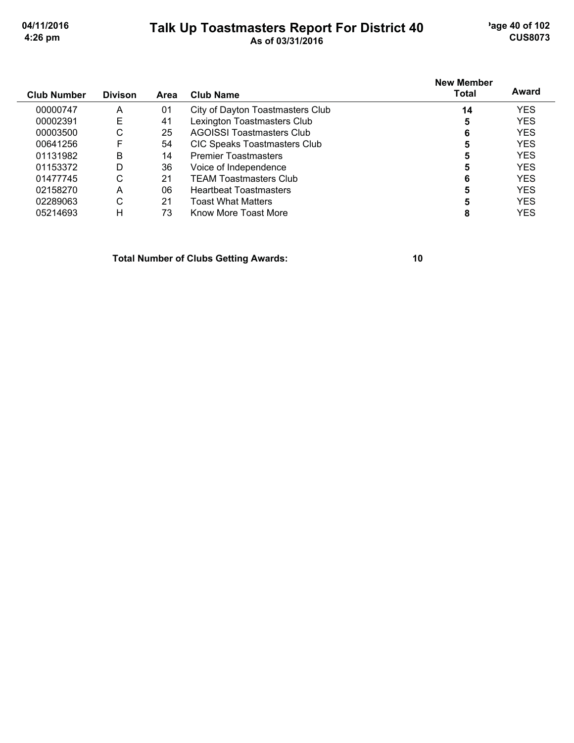# Talk Up Toastmasters Report For District 40

As of 03/31/2016

| Club Number | Divison | Area | Club Name | New Member Total | Award |
|---|---|---|---|---|---|
| 00000747 | A | 01 | City of Dayton Toastmasters Club | 14 | YES |
| 00002391 | E | 41 | Lexington Toastmasters Club | 5 | YES |
| 00003500 | C | 25 | AGOISSI Toastmasters Club | 6 | YES |
| 00641256 | F | 54 | CIC Speaks Toastmasters Club | 5 | YES |
| 01131982 | B | 14 | Premier Toastmasters | 5 | YES |
| 01153372 | D | 36 | Voice of Independence | 5 | YES |
| 01477745 | C | 21 | TEAM Toastmasters Club | 6 | YES |
| 02158270 | A | 06 | Heartbeat Toastmasters | 5 | YES |
| 02289063 | C | 21 | Toast What Matters | 5 | YES |
| 05214693 | H | 73 | Know More Toast More | 8 | YES |

**Total Number of Clubs Getting Awards: 10**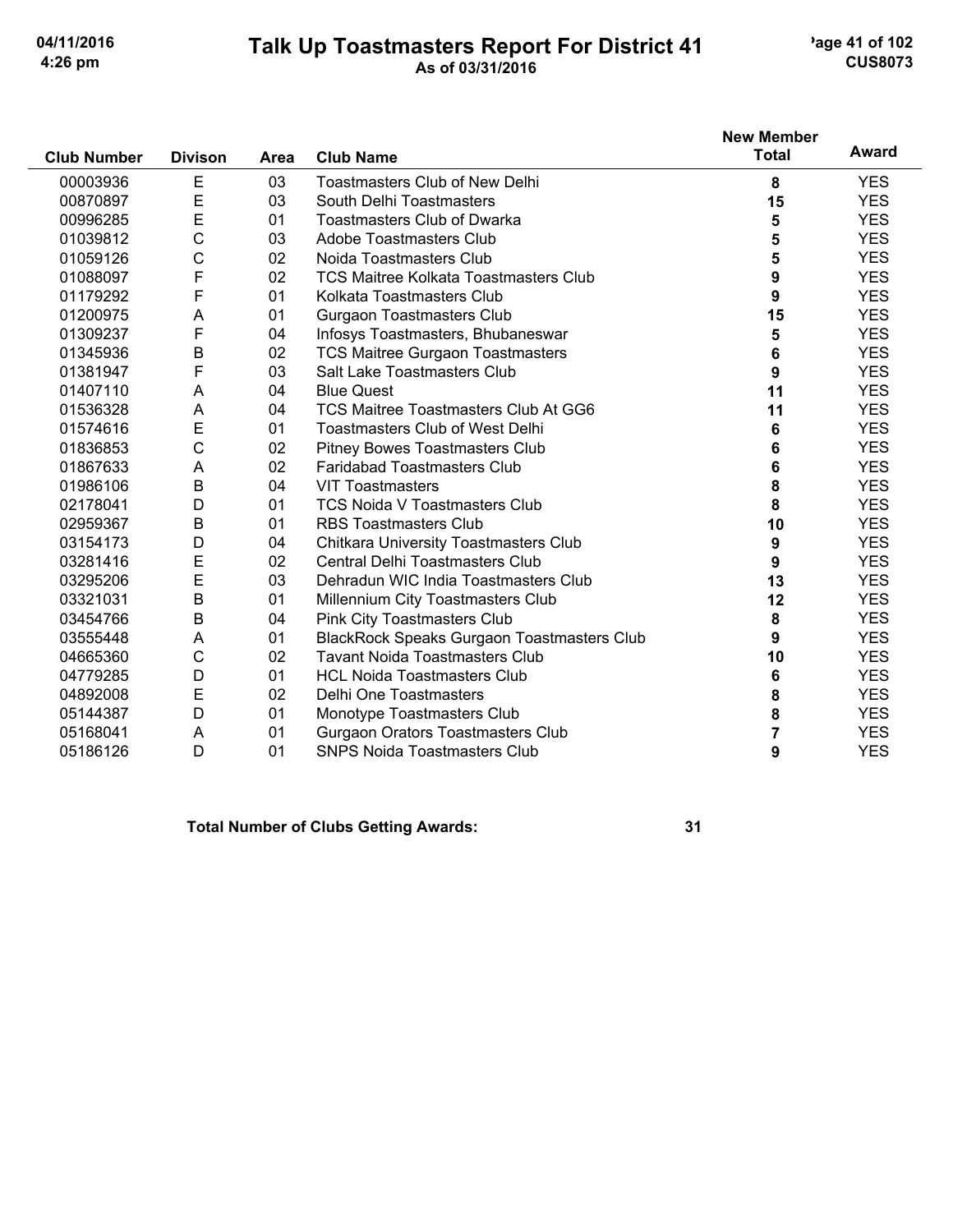# Talk Up Toastmasters Report For District 41

As of 03/31/2016

| Club Number | Divison | Area | Club Name | New Member Total | Award |
|---|---|---|---|---|---|
| 00003936 | E | 03 | Toastmasters Club of New Delhi | 8 | YES |
| 00870897 | E | 03 | South Delhi Toastmasters | 15 | YES |
| 00996285 | E | 01 | Toastmasters Club of Dwarka | 5 | YES |
| 01039812 | C | 03 | Adobe Toastmasters Club | 5 | YES |
| 01059126 | C | 02 | Noida Toastmasters Club | 5 | YES |
| 01088097 | F | 02 | TCS Maitree Kolkata Toastmasters Club | 9 | YES |
| 01179292 | F | 01 | Kolkata Toastmasters Club | 9 | YES |
| 01200975 | A | 01 | Gurgaon Toastmasters Club | 15 | YES |
| 01309237 | F | 04 | Infosys Toastmasters, Bhubaneswar | 5 | YES |
| 01345936 | B | 02 | TCS Maitree Gurgaon Toastmasters | 6 | YES |
| 01381947 | F | 03 | Salt Lake Toastmasters Club | 9 | YES |
| 01407110 | A | 04 | Blue Quest | 11 | YES |
| 01536328 | A | 04 | TCS Maitree Toastmasters Club At GG6 | 11 | YES |
| 01574616 | E | 01 | Toastmasters Club of West Delhi | 6 | YES |
| 01836853 | C | 02 | Pitney Bowes Toastmasters Club | 6 | YES |
| 01867633 | A | 02 | Faridabad Toastmasters Club | 6 | YES |
| 01986106 | B | 04 | VIT Toastmasters | 8 | YES |
| 02178041 | D | 01 | TCS Noida V Toastmasters Club | 8 | YES |
| 02959367 | B | 01 | RBS Toastmasters Club | 10 | YES |
| 03154173 | D | 04 | Chitkara University Toastmasters Club | 9 | YES |
| 03281416 | E | 02 | Central Delhi Toastmasters Club | 9 | YES |
| 03295206 | E | 03 | Dehradun WIC India Toastmasters Club | 13 | YES |
| 03321031 | B | 01 | Millennium City Toastmasters Club | 12 | YES |
| 03454766 | B | 04 | Pink City Toastmasters Club | 8 | YES |
| 03555448 | A | 01 | BlackRock Speaks Gurgaon Toastmasters Club | 9 | YES |
| 04665360 | C | 02 | Tavant Noida Toastmasters Club | 10 | YES |
| 04779285 | D | 01 | HCL Noida Toastmasters Club | 6 | YES |
| 04892008 | E | 02 | Delhi One Toastmasters | 8 | YES |
| 05144387 | D | 01 | Monotype Toastmasters Club | 8 | YES |
| 05168041 | A | 01 | Gurgaon Orators Toastmasters Club | 7 | YES |
| 05186126 | D | 01 | SNPS Noida Toastmasters Club | 9 | YES |

**Total Number of Clubs Getting Awards: 31**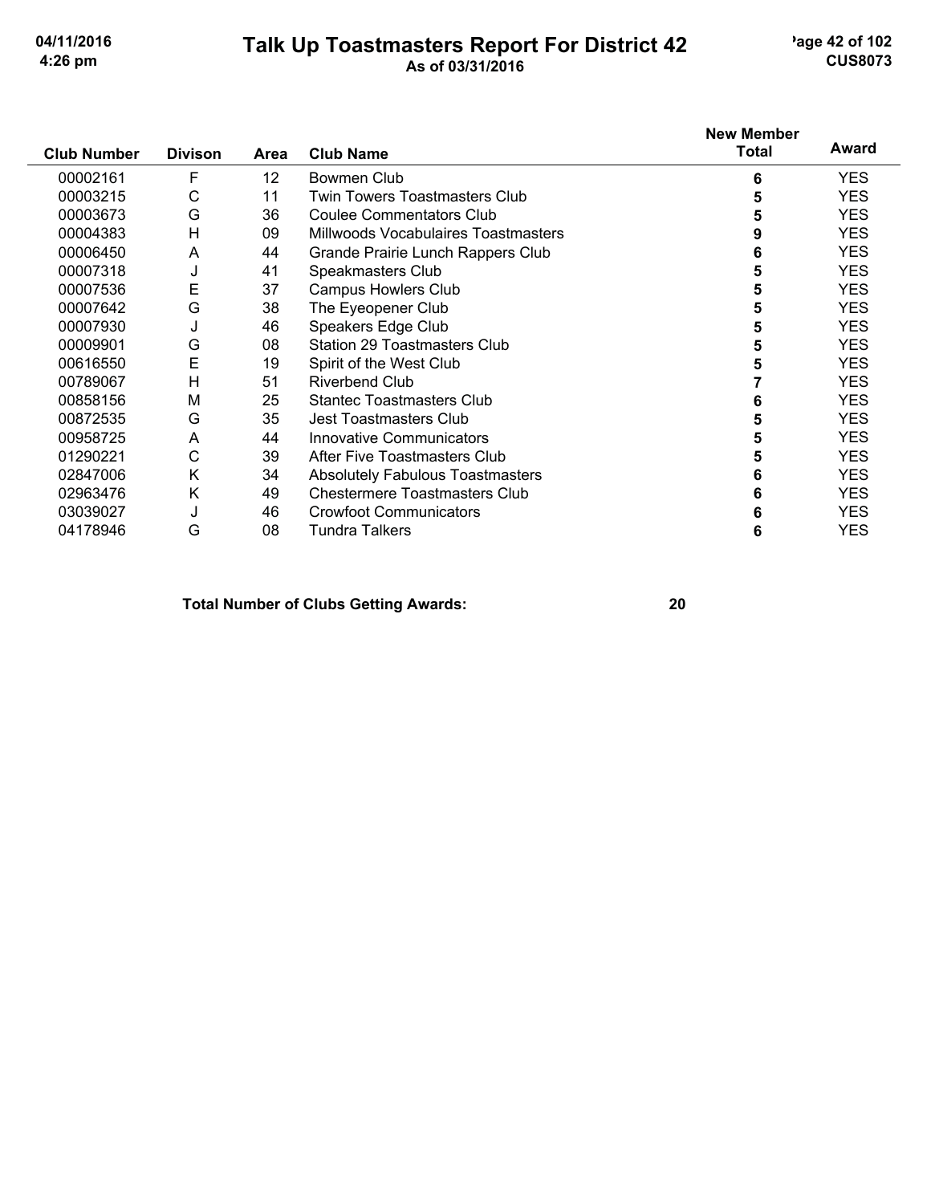# Talk Up Toastmasters Report For District 42

As of 03/31/2016

| Club Number | Divison | Area | Club Name | New Member Total | Award |
|---|---|---|---|---|---|
| 00002161 | F | 12 | Bowmen Club | 6 | YES |
| 00003215 | C | 11 | Twin Towers Toastmasters Club | 5 | YES |
| 00003673 | G | 36 | Coulee Commentators Club | 5 | YES |
| 00004383 | H | 09 | Millwoods Vocabulaires Toastmasters | 9 | YES |
| 00006450 | A | 44 | Grande Prairie Lunch Rappers Club | 6 | YES |
| 00007318 | J | 41 | Speakmasters Club | 5 | YES |
| 00007536 | E | 37 | Campus Howlers Club | 5 | YES |
| 00007642 | G | 38 | The Eyeopener Club | 5 | YES |
| 00007930 | J | 46 | Speakers Edge Club | 5 | YES |
| 00009901 | G | 08 | Station 29 Toastmasters Club | 5 | YES |
| 00616550 | E | 19 | Spirit of the West Club | 5 | YES |
| 00789067 | H | 51 | Riverbend Club | 7 | YES |
| 00858156 | M | 25 | Stantec Toastmasters Club | 6 | YES |
| 00872535 | G | 35 | Jest Toastmasters Club | 5 | YES |
| 00958725 | A | 44 | Innovative Communicators | 5 | YES |
| 01290221 | C | 39 | After Five Toastmasters Club | 5 | YES |
| 02847006 | K | 34 | Absolutely Fabulous Toastmasters | 6 | YES |
| 02963476 | K | 49 | Chestermere Toastmasters Club | 6 | YES |
| 03039027 | J | 46 | Crowfoot Communicators | 6 | YES |
| 04178946 | G | 08 | Tundra Talkers | 6 | YES |

**Total Number of Clubs Getting Awards: 20**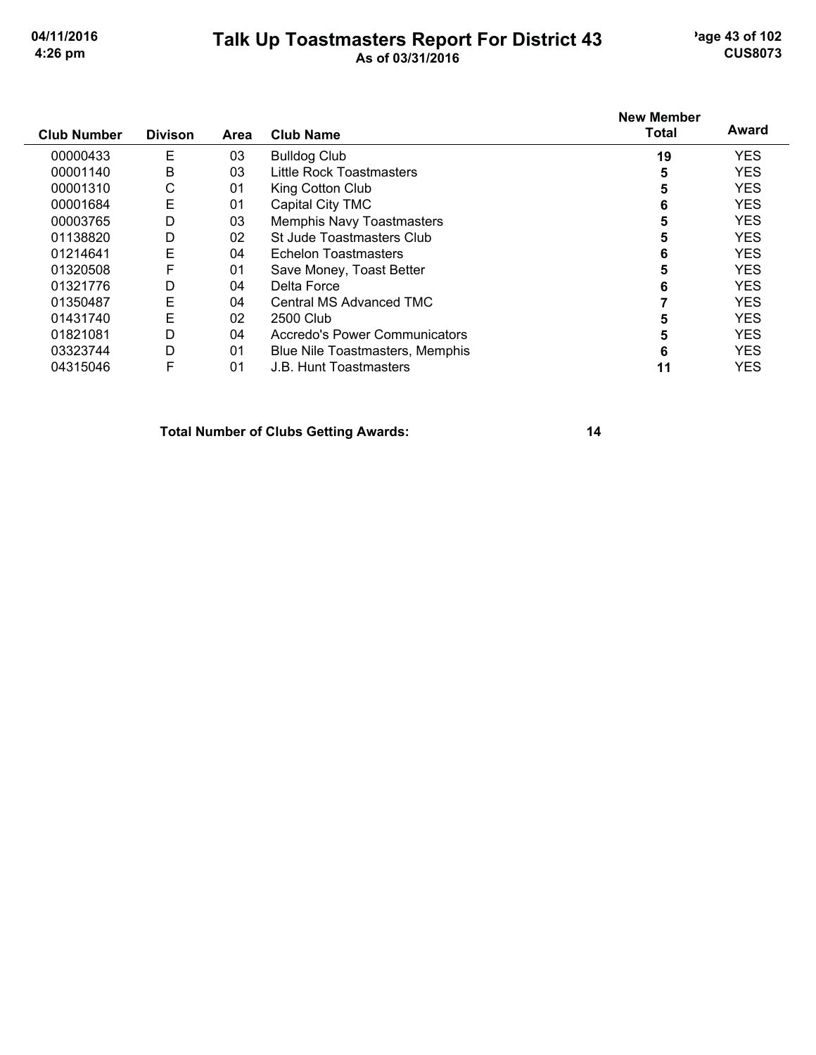# Talk Up Toastmasters Report For District 43

**As of 03/31/2016**

| Club Number | Divison | Area | Club Name | New Member Total | Award |
|---|---|---|---|---|---|
| 00000433 | E | 03 | Bulldog Club | **19** | YES |
| 00001140 | B | 03 | Little Rock Toastmasters | **5** | YES |
| 00001310 | C | 01 | King Cotton Club | **5** | YES |
| 00001684 | E | 01 | Capital City TMC | **6** | YES |
| 00003765 | D | 03 | Memphis Navy Toastmasters | **5** | YES |
| 01138820 | D | 02 | St Jude Toastmasters Club | **5** | YES |
| 01214641 | E | 04 | Echelon Toastmasters | **6** | YES |
| 01320508 | F | 01 | Save Money, Toast Better | **5** | YES |
| 01321776 | D | 04 | Delta Force | **6** | YES |
| 01350487 | E | 04 | Central MS Advanced TMC | **7** | YES |
| 01431740 | E | 02 | 2500 Club | **5** | YES |
| 01821081 | D | 04 | Accredo's Power Communicators | **5** | YES |
| 03323744 | D | 01 | Blue Nile Toastmasters, Memphis | **6** | YES |
| 04315046 | F | 01 | J.B. Hunt Toastmasters | **11** | YES |

**Total Number of Clubs Getting Awards: 14**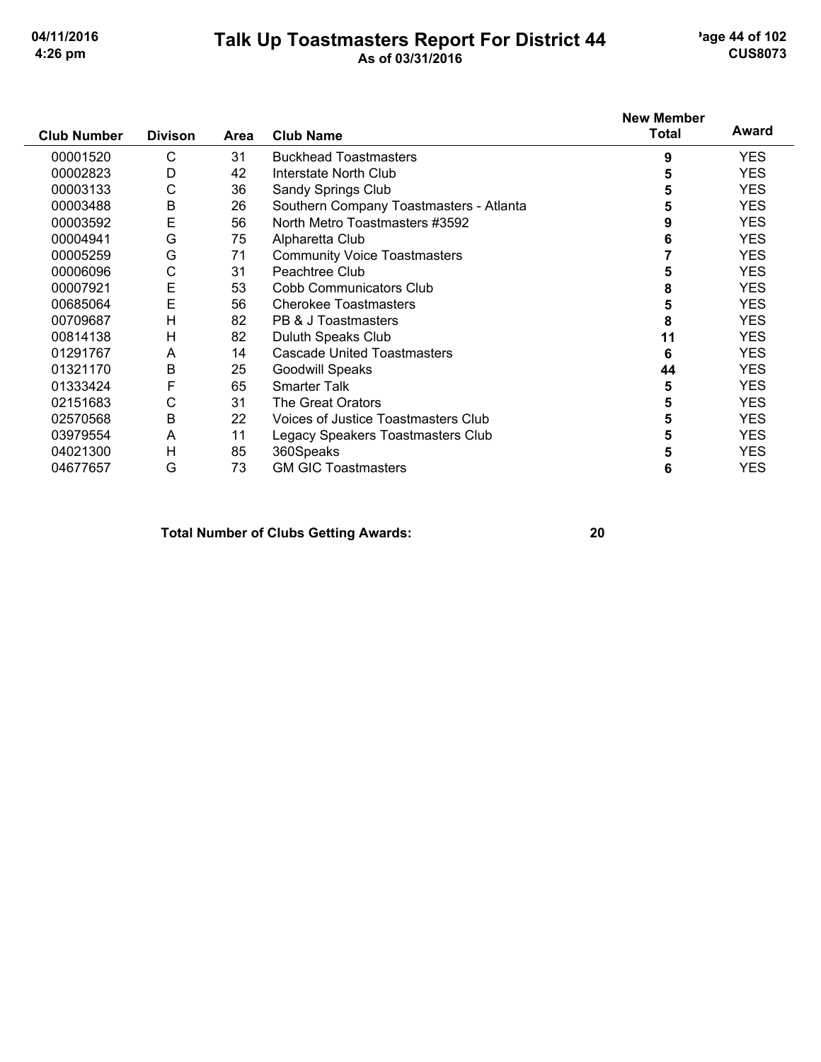# Talk Up Toastmasters Report For District 44

As of 03/31/2016

| Club Number | Divison | Area | Club Name | New Member Total | Award |
|---|---|---|---|---|---|
| 00001520 | C | 31 | Buckhead Toastmasters | 9 | YES |
| 00002823 | D | 42 | Interstate North Club | 5 | YES |
| 00003133 | C | 36 | Sandy Springs Club | 5 | YES |
| 00003488 | B | 26 | Southern Company Toastmasters - Atlanta | 5 | YES |
| 00003592 | E | 56 | North Metro Toastmasters #3592 | 9 | YES |
| 00004941 | G | 75 | Alpharetta Club | 6 | YES |
| 00005259 | G | 71 | Community Voice Toastmasters | 7 | YES |
| 00006096 | C | 31 | Peachtree Club | 5 | YES |
| 00007921 | E | 53 | Cobb Communicators Club | 8 | YES |
| 00685064 | E | 56 | Cherokee Toastmasters | 5 | YES |
| 00709687 | H | 82 | PB & J Toastmasters | 8 | YES |
| 00814138 | H | 82 | Duluth Speaks Club | 11 | YES |
| 01291767 | A | 14 | Cascade United Toastmasters | 6 | YES |
| 01321170 | B | 25 | Goodwill Speaks | 44 | YES |
| 01333424 | F | 65 | Smarter Talk | 5 | YES |
| 02151683 | C | 31 | The Great Orators | 5 | YES |
| 02570568 | B | 22 | Voices of Justice Toastmasters Club | 5 | YES |
| 03979554 | A | 11 | Legacy Speakers Toastmasters Club | 5 | YES |
| 04021300 | H | 85 | 360Speaks | 5 | YES |
| 04677657 | G | 73 | GM GIC Toastmasters | 6 | YES |

**Total Number of Clubs Getting Awards: 20**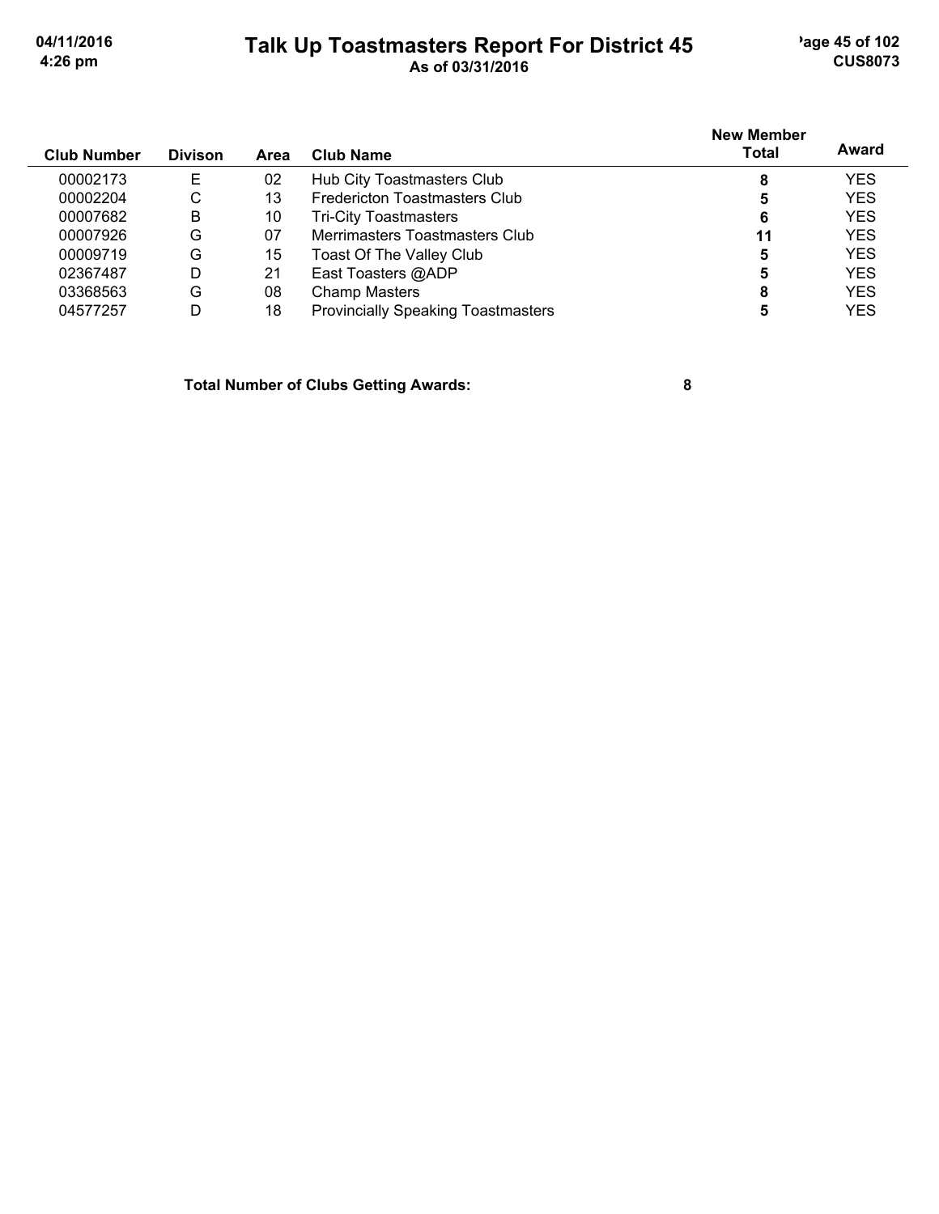# Talk Up Toastmasters Report For District 45

As of 03/31/2016

| Club Number | Divison | Area | Club Name | New Member Total | Award |
|---|---|---|---|---|---|
| 00002173 | E | 02 | Hub City Toastmasters Club | **8** | YES |
| 00002204 | C | 13 | Fredericton Toastmasters Club | **5** | YES |
| 00007682 | B | 10 | Tri-City Toastmasters | **6** | YES |
| 00007926 | G | 07 | Merrimasters Toastmasters Club | **11** | YES |
| 00009719 | G | 15 | Toast Of The Valley Club | **5** | YES |
| 02367487 | D | 21 | East Toasters @ADP | **5** | YES |
| 03368563 | G | 08 | Champ Masters | **8** | YES |
| 04577257 | D | 18 | Provincially Speaking Toastmasters | **5** | YES |

**Total Number of Clubs Getting Awards: 8**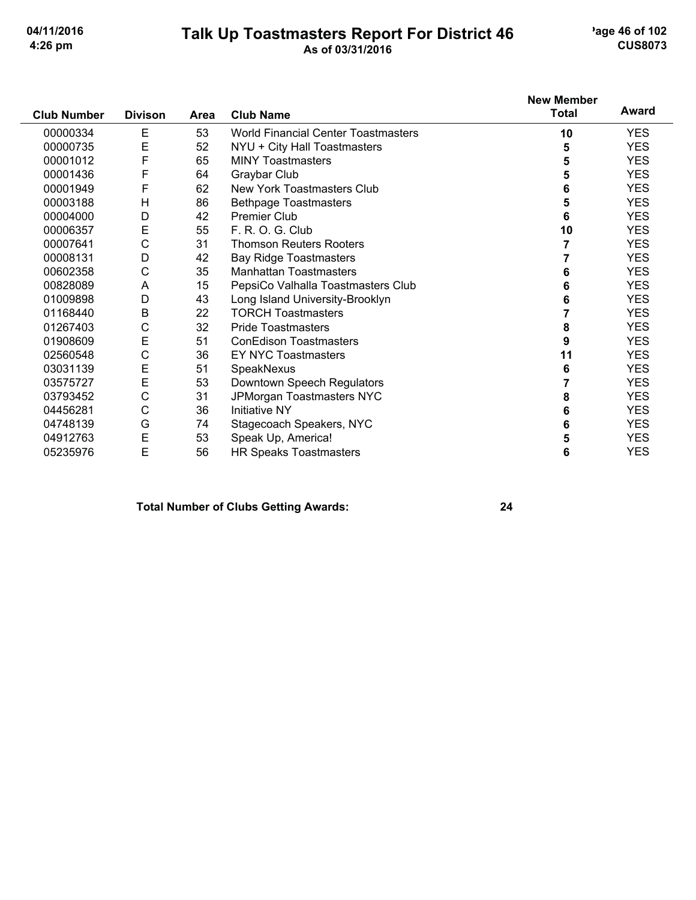# Talk Up Toastmasters Report For District 46

As of 03/31/2016

| Club Number | Divison | Area | Club Name | New Member Total | Award |
|---|---|---|---|---|---|
| 00000334 | E | 53 | World Financial Center Toastmasters | 10 | YES |
| 00000735 | E | 52 | NYU + City Hall Toastmasters | 5 | YES |
| 00001012 | F | 65 | MINY Toastmasters | 5 | YES |
| 00001436 | F | 64 | Graybar Club | 5 | YES |
| 00001949 | F | 62 | New York Toastmasters Club | 6 | YES |
| 00003188 | H | 86 | Bethpage Toastmasters | 5 | YES |
| 00004000 | D | 42 | Premier Club | 6 | YES |
| 00006357 | E | 55 | F. R. O. G. Club | 10 | YES |
| 00007641 | C | 31 | Thomson Reuters Rooters | 7 | YES |
| 00008131 | D | 42 | Bay Ridge Toastmasters | 7 | YES |
| 00602358 | C | 35 | Manhattan Toastmasters | 6 | YES |
| 00828089 | A | 15 | PepsiCo Valhalla Toastmasters Club | 6 | YES |
| 01009898 | D | 43 | Long Island University-Brooklyn | 6 | YES |
| 01168440 | B | 22 | TORCH Toastmasters | 7 | YES |
| 01267403 | C | 32 | Pride Toastmasters | 8 | YES |
| 01908609 | E | 51 | ConEdison Toastmasters | 9 | YES |
| 02560548 | C | 36 | EY NYC Toastmasters | 11 | YES |
| 03031139 | E | 51 | SpeakNexus | 6 | YES |
| 03575727 | E | 53 | Downtown Speech Regulators | 7 | YES |
| 03793452 | C | 31 | JPMorgan Toastmasters NYC | 8 | YES |
| 04456281 | C | 36 | Initiative NY | 6 | YES |
| 04748139 | G | 74 | Stagecoach Speakers, NYC | 6 | YES |
| 04912763 | E | 53 | Speak Up, America! | 5 | YES |
| 05235976 | E | 56 | HR Speaks Toastmasters | 6 | YES |

**Total Number of Clubs Getting Awards: 24**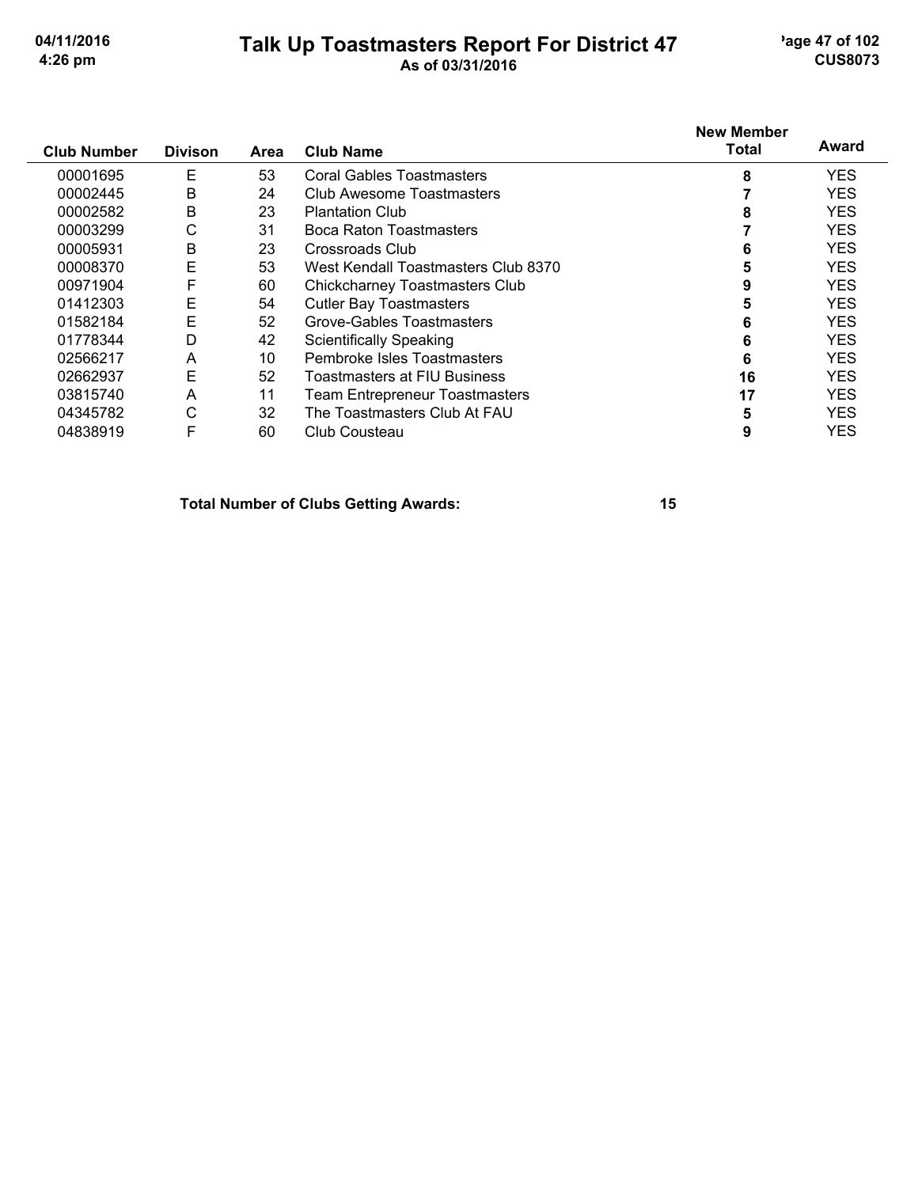# Talk Up Toastmasters Report For District 47

As of 03/31/2016

| Club Number | Divison | Area | Club Name | New Member Total | Award |
|---|---|---|---|---|---|
| 00001695 | E | 53 | Coral Gables Toastmasters | 8 | YES |
| 00002445 | B | 24 | Club Awesome Toastmasters | 7 | YES |
| 00002582 | B | 23 | Plantation Club | 8 | YES |
| 00003299 | C | 31 | Boca Raton Toastmasters | 7 | YES |
| 00005931 | B | 23 | Crossroads Club | 6 | YES |
| 00008370 | E | 53 | West Kendall Toastmasters Club 8370 | 5 | YES |
| 00971904 | F | 60 | Chickcharney Toastmasters Club | 9 | YES |
| 01412303 | E | 54 | Cutler Bay Toastmasters | 5 | YES |
| 01582184 | E | 52 | Grove-Gables Toastmasters | 6 | YES |
| 01778344 | D | 42 | Scientifically Speaking | 6 | YES |
| 02566217 | A | 10 | Pembroke Isles Toastmasters | 6 | YES |
| 02662937 | E | 52 | Toastmasters at FIU Business | 16 | YES |
| 03815740 | A | 11 | Team Entrepreneur Toastmasters | 17 | YES |
| 04345782 | C | 32 | The Toastmasters Club At FAU | 5 | YES |
| 04838919 | F | 60 | Club Cousteau | 9 | YES |

**Total Number of Clubs Getting Awards: 15**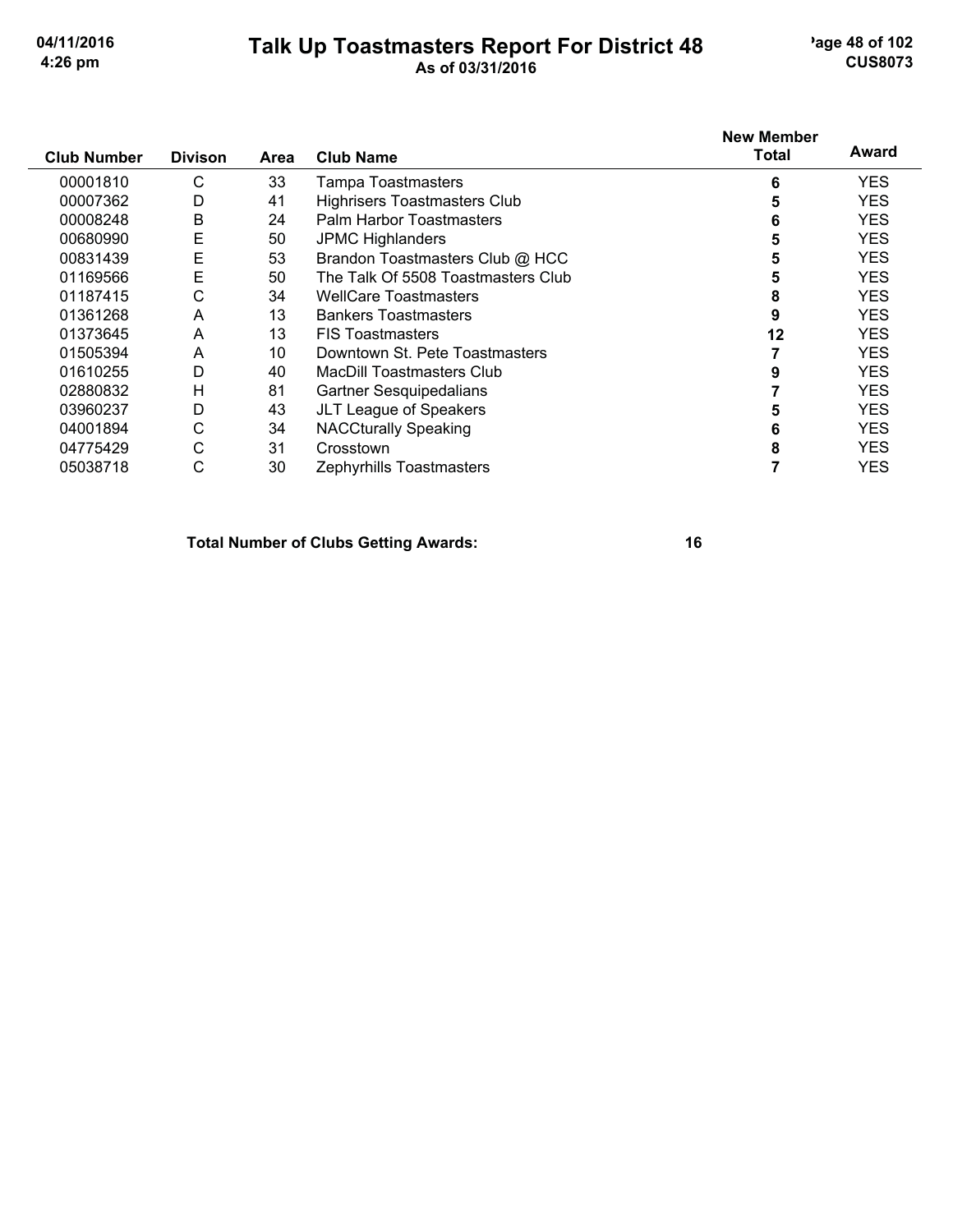# Talk Up Toastmasters Report For District 48

**As of 03/31/2016**

| Club Number | Divison | Area | Club Name | New Member Total | Award |
|---|---|---|---|---|---|
| 00001810 | C | 33 | Tampa Toastmasters | 6 | YES |
| 00007362 | D | 41 | Highrisers Toastmasters Club | 5 | YES |
| 00008248 | B | 24 | Palm Harbor Toastmasters | 6 | YES |
| 00680990 | E | 50 | JPMC Highlanders | 5 | YES |
| 00831439 | E | 53 | Brandon Toastmasters Club @ HCC | 5 | YES |
| 01169566 | E | 50 | The Talk Of 5508 Toastmasters Club | 5 | YES |
| 01187415 | C | 34 | WellCare Toastmasters | 8 | YES |
| 01361268 | A | 13 | Bankers Toastmasters | 9 | YES |
| 01373645 | A | 13 | FIS Toastmasters | 12 | YES |
| 01505394 | A | 10 | Downtown St. Pete Toastmasters | 7 | YES |
| 01610255 | D | 40 | MacDill Toastmasters Club | 9 | YES |
| 02880832 | H | 81 | Gartner Sesquipedalians | 7 | YES |
| 03960237 | D | 43 | JLT League of Speakers | 5 | YES |
| 04001894 | C | 34 | NACCturally Speaking | 6 | YES |
| 04775429 | C | 31 | Crosstown | 8 | YES |
| 05038718 | C | 30 | Zephyrhills Toastmasters | 7 | YES |

**Total Number of Clubs Getting Awards: 16**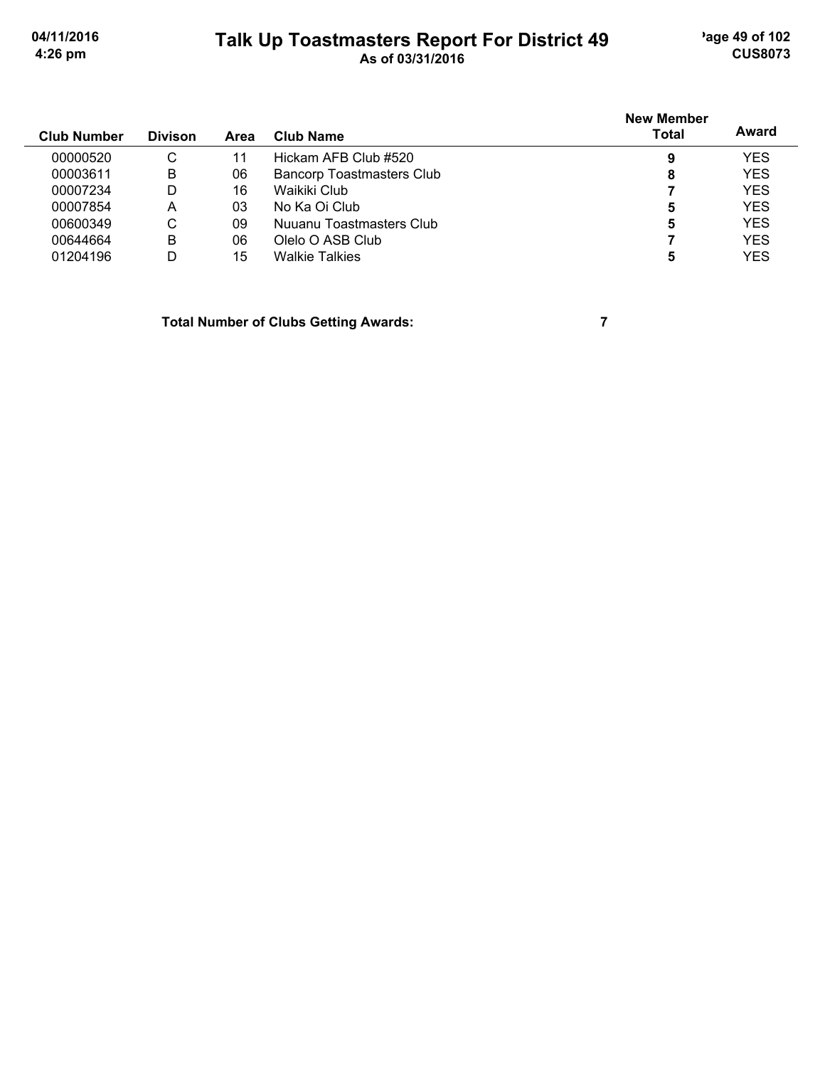# Talk Up Toastmasters Report For District 49

As of 03/31/2016

| Club Number | Divison | Area | Club Name | New Member Total | Award |
|---|---|---|---|---|---|
| 00000520 | C | 11 | Hickam AFB Club #520 | 9 | YES |
| 00003611 | B | 06 | Bancorp Toastmasters Club | 8 | YES |
| 00007234 | D | 16 | Waikiki Club | 7 | YES |
| 00007854 | A | 03 | No Ka Oi Club | 5 | YES |
| 00600349 | C | 09 | Nuuanu Toastmasters Club | 5 | YES |
| 00644664 | B | 06 | Olelo O ASB Club | 7 | YES |
| 01204196 | D | 15 | Walkie Talkies | 5 | YES |

**Total Number of Clubs Getting Awards: 7**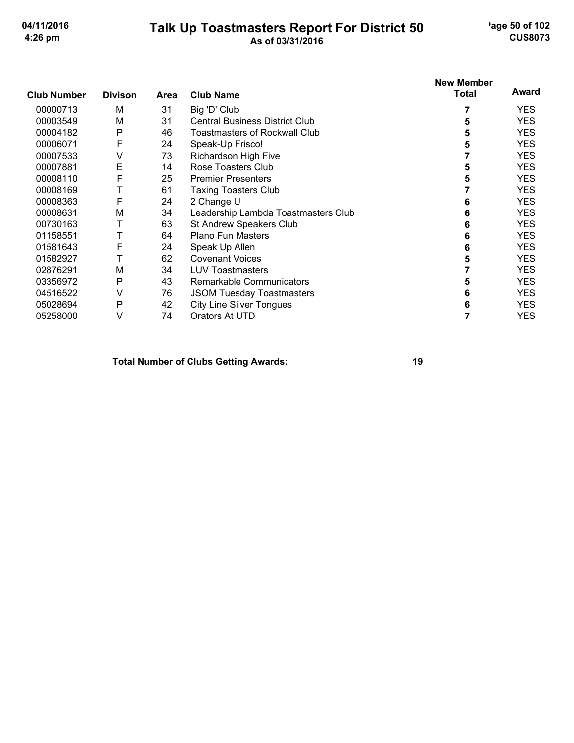# Talk Up Toastmasters Report For District 50

**As of 03/31/2016**

| Club Number | Divison | Area | Club Name | New Member Total | Award |
|---|---|---|---|---|---|
| 00000713 | M | 31 | Big 'D' Club | 7 | YES |
| 00003549 | M | 31 | Central Business District Club | 5 | YES |
| 00004182 | P | 46 | Toastmasters of Rockwall Club | 5 | YES |
| 00006071 | F | 24 | Speak-Up Frisco! | 5 | YES |
| 00007533 | V | 73 | Richardson High Five | 7 | YES |
| 00007881 | E | 14 | Rose Toasters Club | 5 | YES |
| 00008110 | F | 25 | Premier Presenters | 5 | YES |
| 00008169 | T | 61 | Taxing Toasters Club | 7 | YES |
| 00008363 | F | 24 | 2 Change U | 6 | YES |
| 00008631 | M | 34 | Leadership Lambda Toastmasters Club | 6 | YES |
| 00730163 | T | 63 | St Andrew Speakers Club | 6 | YES |
| 01158551 | T | 64 | Plano Fun Masters | 6 | YES |
| 01581643 | F | 24 | Speak Up Allen | 6 | YES |
| 01582927 | T | 62 | Covenant Voices | 5 | YES |
| 02876291 | M | 34 | LUV Toastmasters | 7 | YES |
| 03356972 | P | 43 | Remarkable Communicators | 5 | YES |
| 04516522 | V | 76 | JSOM Tuesday Toastmasters | 6 | YES |
| 05028694 | P | 42 | City Line Silver Tongues | 6 | YES |
| 05258000 | V | 74 | Orators At UTD | 7 | YES |

**Total Number of Clubs Getting Awards: 19**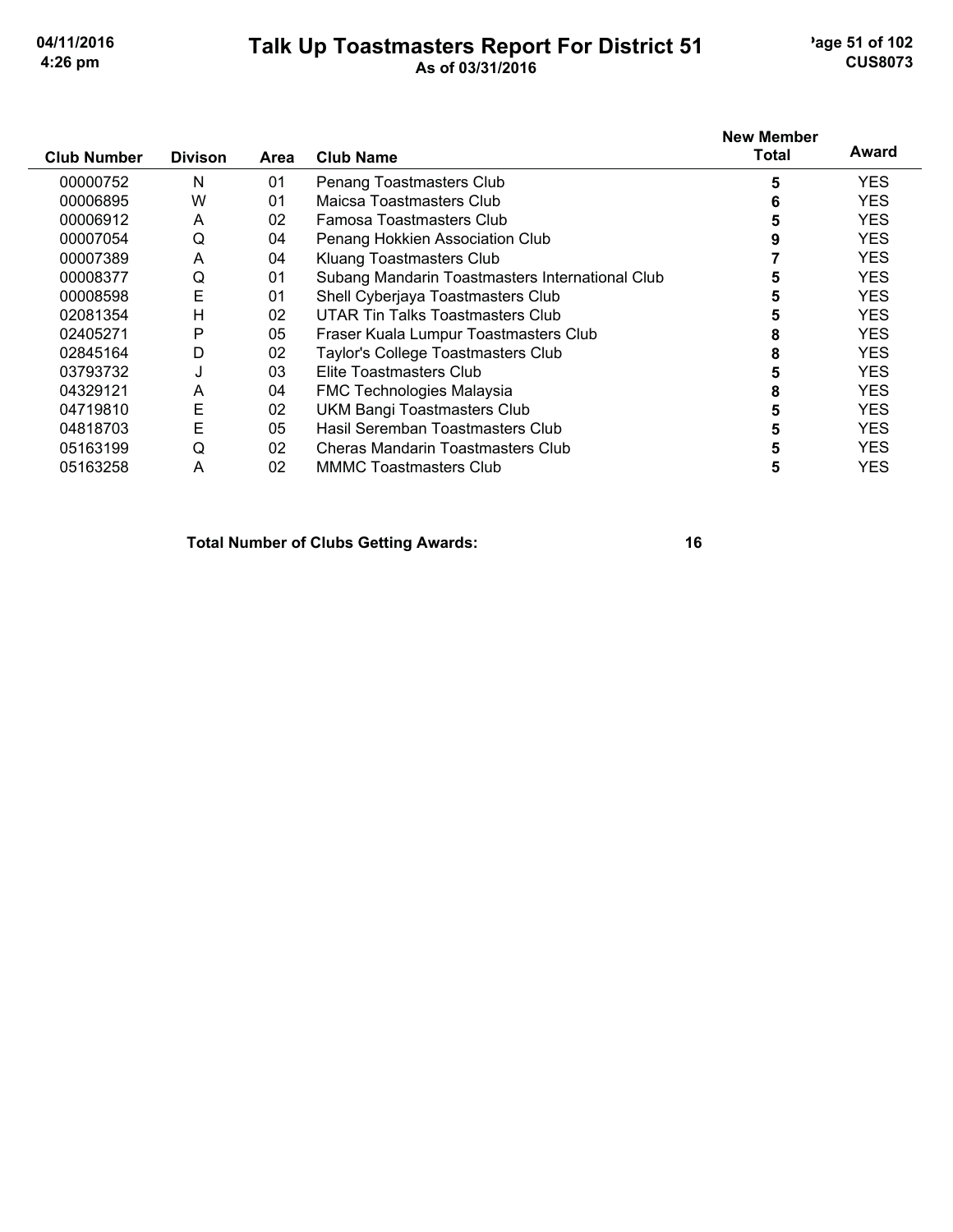# Talk Up Toastmasters Report For District 51

As of 03/31/2016

| Club Number | Divison | Area | Club Name | New Member Total | Award |
|---|---|---|---|---|---|
| 00000752 | N | 01 | Penang Toastmasters Club | 5 | YES |
| 00006895 | W | 01 | Maicsa Toastmasters Club | 6 | YES |
| 00006912 | A | 02 | Famosa Toastmasters Club | 5 | YES |
| 00007054 | Q | 04 | Penang Hokkien Association Club | 9 | YES |
| 00007389 | A | 04 | Kluang Toastmasters Club | 7 | YES |
| 00008377 | Q | 01 | Subang Mandarin Toastmasters International Club | 5 | YES |
| 00008598 | E | 01 | Shell Cyberjaya Toastmasters Club | 5 | YES |
| 02081354 | H | 02 | UTAR Tin Talks Toastmasters Club | 5 | YES |
| 02405271 | P | 05 | Fraser Kuala Lumpur Toastmasters Club | 8 | YES |
| 02845164 | D | 02 | Taylor's College Toastmasters Club | 8 | YES |
| 03793732 | J | 03 | Elite Toastmasters Club | 5 | YES |
| 04329121 | A | 04 | FMC Technologies Malaysia | 8 | YES |
| 04719810 | E | 02 | UKM Bangi Toastmasters Club | 5 | YES |
| 04818703 | E | 05 | Hasil Seremban Toastmasters Club | 5 | YES |
| 05163199 | Q | 02 | Cheras Mandarin Toastmasters Club | 5 | YES |
| 05163258 | A | 02 | MMMC Toastmasters Club | 5 | YES |

**Total Number of Clubs Getting Awards: 16**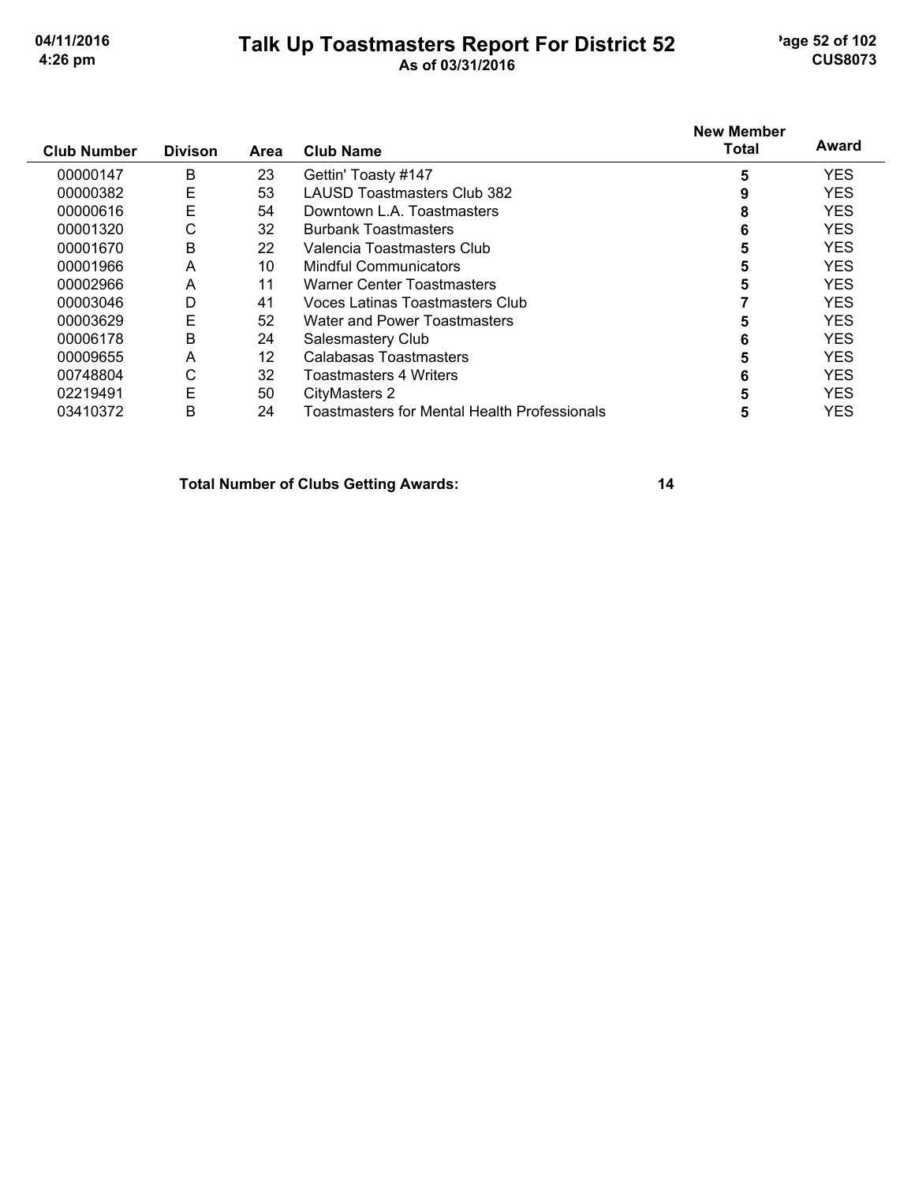# Talk Up Toastmasters Report For District 52

**As of 03/31/2016**

| Club Number | Divison | Area | Club Name | New Member Total | Award |
|---|---|---|---|---|---|
| 00000147 | B | 23 | Gettin' Toasty #147 | 5 | YES |
| 00000382 | E | 53 | LAUSD Toastmasters Club 382 | 9 | YES |
| 00000616 | E | 54 | Downtown L.A. Toastmasters | 8 | YES |
| 00001320 | C | 32 | Burbank Toastmasters | 6 | YES |
| 00001670 | B | 22 | Valencia Toastmasters Club | 5 | YES |
| 00001966 | A | 10 | Mindful Communicators | 5 | YES |
| 00002966 | A | 11 | Warner Center Toastmasters | 5 | YES |
| 00003046 | D | 41 | Voces Latinas Toastmasters Club | 7 | YES |
| 00003629 | E | 52 | Water and Power Toastmasters | 5 | YES |
| 00006178 | B | 24 | Salesmastery Club | 6 | YES |
| 00009655 | A | 12 | Calabasas Toastmasters | 5 | YES |
| 00748804 | C | 32 | Toastmasters 4 Writers | 6 | YES |
| 02219491 | E | 50 | CityMasters 2 | 5 | YES |
| 03410372 | B | 24 | Toastmasters for Mental Health Professionals | 5 | YES |

**Total Number of Clubs Getting Awards: 14**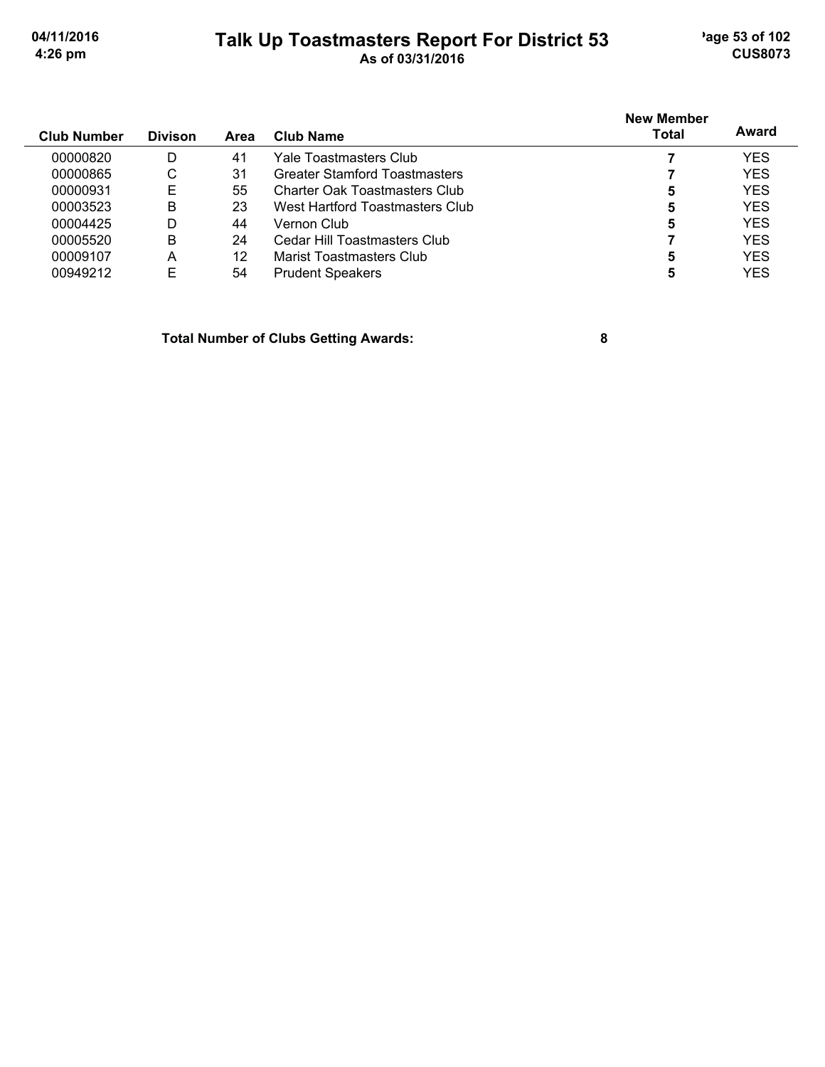# Talk Up Toastmasters Report For District 53

As of 03/31/2016

| Club Number | Divison | Area | Club Name | New Member Total | Award |
|---|---|---|---|---|---|
| 00000820 | D | 41 | Yale Toastmasters Club | 7 | YES |
| 00000865 | C | 31 | Greater Stamford Toastmasters | 7 | YES |
| 00000931 | E | 55 | Charter Oak Toastmasters Club | 5 | YES |
| 00003523 | B | 23 | West Hartford Toastmasters Club | 5 | YES |
| 00004425 | D | 44 | Vernon Club | 5 | YES |
| 00005520 | B | 24 | Cedar Hill Toastmasters Club | 7 | YES |
| 00009107 | A | 12 | Marist Toastmasters Club | 5 | YES |
| 00949212 | E | 54 | Prudent Speakers | 5 | YES |

**Total Number of Clubs Getting Awards: 8**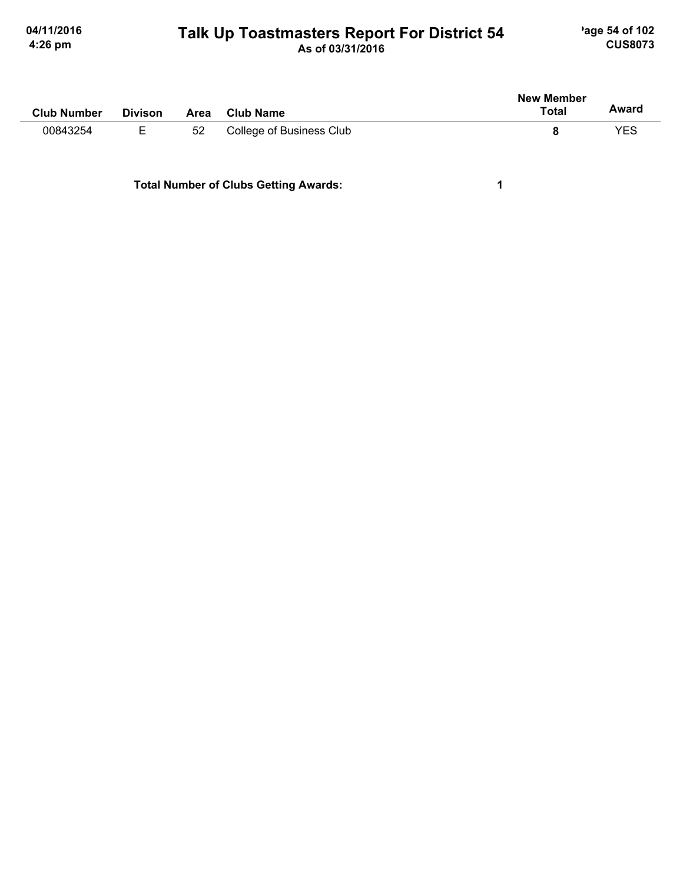# Talk Up Toastmasters Report For District 54

As of 03/31/2016

| Club Number | Divison | Area | Club Name | New Member Total | Award |
|---|---|---|---|---|---|
| 00843254 | E | 52 | College of Business Club | **8** | YES |

**Total Number of Clubs Getting Awards:** **1**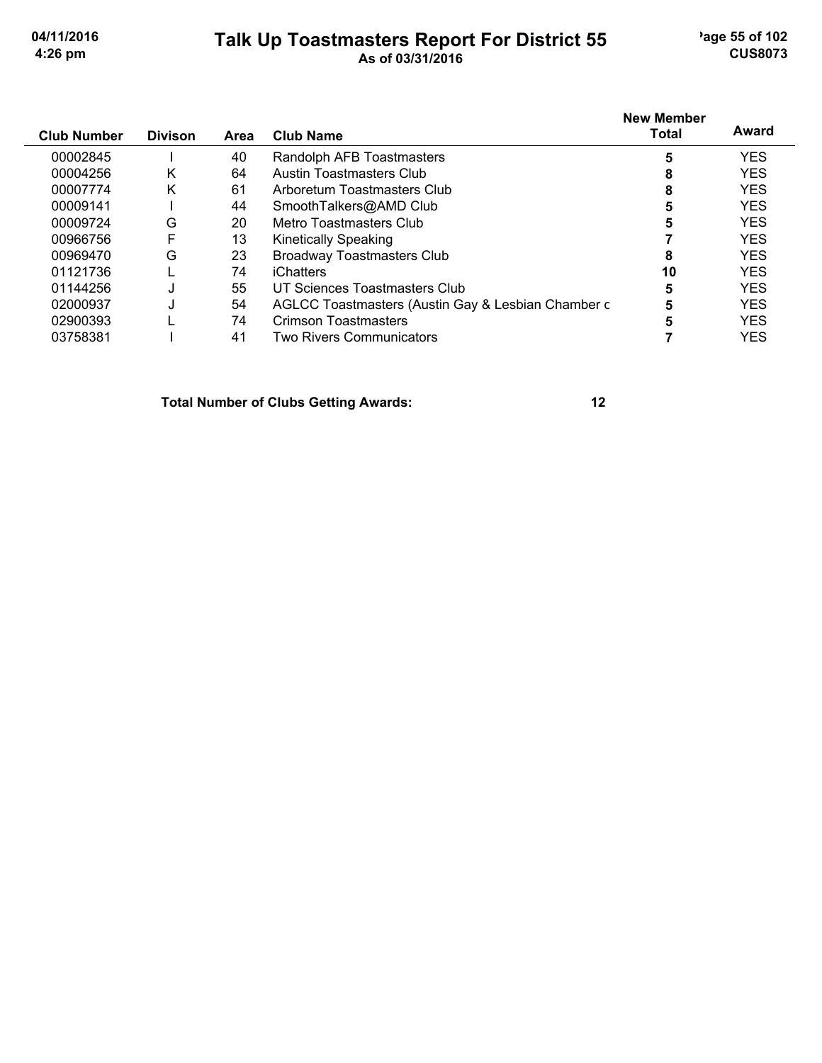# Talk Up Toastmasters Report For District 55

As of 03/31/2016

| Club Number | Divison | Area | Club Name | New Member Total | Award |
|---|---|---|---|---|---|
| 00002845 | I | 40 | Randolph AFB Toastmasters | 5 | YES |
| 00004256 | K | 64 | Austin Toastmasters Club | 8 | YES |
| 00007774 | K | 61 | Arboretum Toastmasters Club | 8 | YES |
| 00009141 | I | 44 | SmoothTalkers@AMD Club | 5 | YES |
| 00009724 | G | 20 | Metro Toastmasters Club | 5 | YES |
| 00966756 | F | 13 | Kinetically Speaking | 7 | YES |
| 00969470 | G | 23 | Broadway Toastmasters Club | 8 | YES |
| 01121736 | L | 74 | iChatters | 10 | YES |
| 01144256 | J | 55 | UT Sciences Toastmasters Club | 5 | YES |
| 02000937 | J | 54 | AGLCC Toastmasters (Austin Gay & Lesbian Chamber c | 5 | YES |
| 02900393 | L | 74 | Crimson Toastmasters | 5 | YES |
| 03758381 | I | 41 | Two Rivers Communicators | 7 | YES |

**Total Number of Clubs Getting Awards: 12**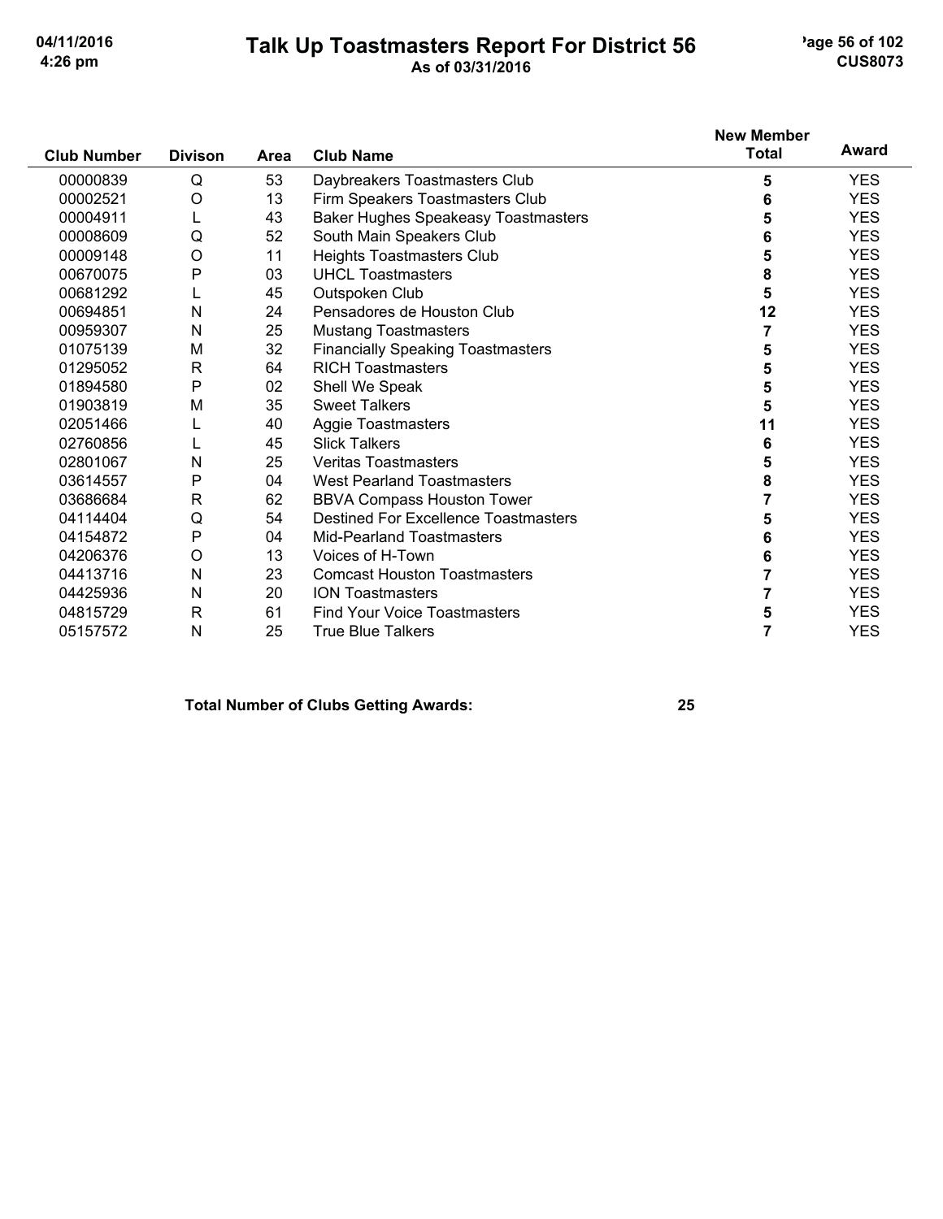# Talk Up Toastmasters Report For District 56

**As of 03/31/2016**

04/11/2016
4:26 pm

CUS8073

| Club Number | Divison | Area | Club Name | New Member Total | Award |
|---|---|---|---|---|---|
| 00000839 | Q | 53 | Daybreakers Toastmasters Club | 5 | YES |
| 00002521 | O | 13 | Firm Speakers Toastmasters Club | 6 | YES |
| 00004911 | L | 43 | Baker Hughes Speakeasy Toastmasters | 5 | YES |
| 00008609 | Q | 52 | South Main Speakers Club | 6 | YES |
| 00009148 | O | 11 | Heights Toastmasters Club | 5 | YES |
| 00670075 | P | 03 | UHCL Toastmasters | 8 | YES |
| 00681292 | L | 45 | Outspoken Club | 5 | YES |
| 00694851 | N | 24 | Pensadores de Houston Club | 12 | YES |
| 00959307 | N | 25 | Mustang Toastmasters | 7 | YES |
| 01075139 | M | 32 | Financially Speaking Toastmasters | 5 | YES |
| 01295052 | R | 64 | RICH Toastmasters | 5 | YES |
| 01894580 | P | 02 | Shell We Speak | 5 | YES |
| 01903819 | M | 35 | Sweet Talkers | 5 | YES |
| 02051466 | L | 40 | Aggie Toastmasters | 11 | YES |
| 02760856 | L | 45 | Slick Talkers | 6 | YES |
| 02801067 | N | 25 | Veritas Toastmasters | 5 | YES |
| 03614557 | P | 04 | West Pearland Toastmasters | 8 | YES |
| 03686684 | R | 62 | BBVA Compass Houston Tower | 7 | YES |
| 04114404 | Q | 54 | Destined For Excellence Toastmasters | 5 | YES |
| 04154872 | P | 04 | Mid-Pearland Toastmasters | 6 | YES |
| 04206376 | O | 13 | Voices of H-Town | 6 | YES |
| 04413716 | N | 23 | Comcast Houston Toastmasters | 7 | YES |
| 04425936 | N | 20 | ION Toastmasters | 7 | YES |
| 04815729 | R | 61 | Find Your Voice Toastmasters | 5 | YES |
| 05157572 | N | 25 | True Blue Talkers | 7 | YES |

**Total Number of Clubs Getting Awards: 25**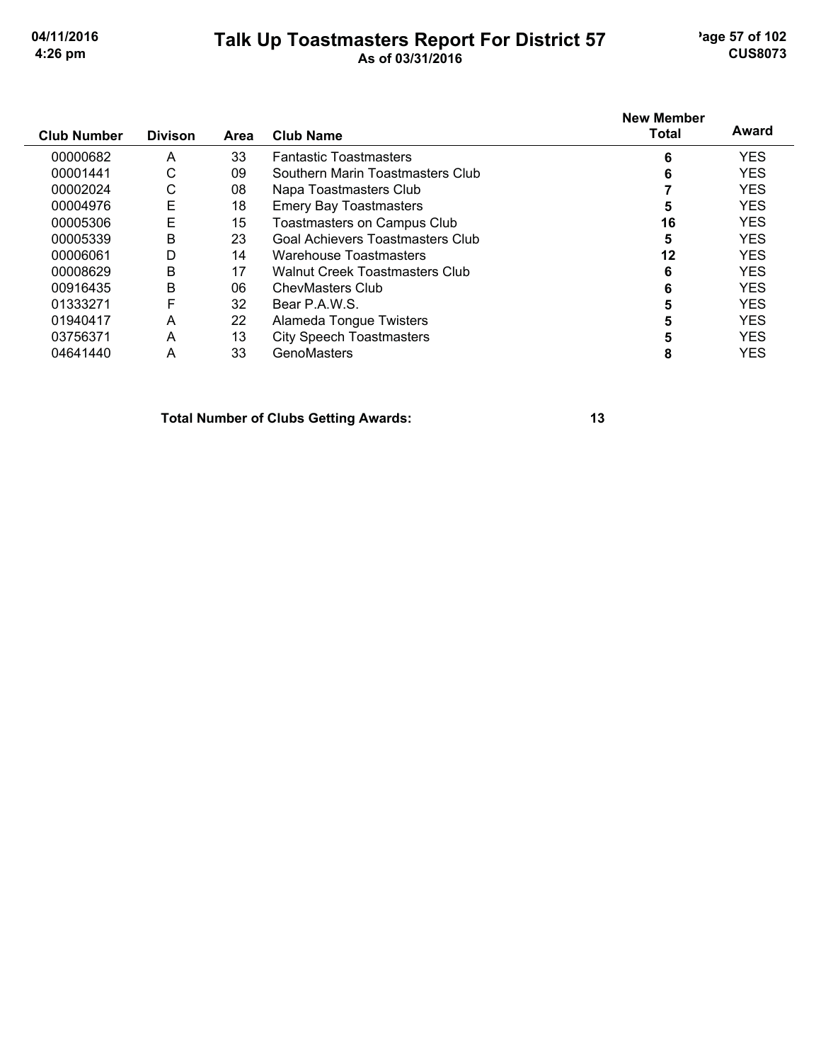# Talk Up Toastmasters Report For District 57

As of 03/31/2016

| Club Number | Divison | Area | Club Name | New Member Total | Award |
|---|---|---|---|---|---|
| 00000682 | A | 33 | Fantastic Toastmasters | 6 | YES |
| 00001441 | C | 09 | Southern Marin Toastmasters Club | 6 | YES |
| 00002024 | C | 08 | Napa Toastmasters Club | 7 | YES |
| 00004976 | E | 18 | Emery Bay Toastmasters | 5 | YES |
| 00005306 | E | 15 | Toastmasters on Campus Club | 16 | YES |
| 00005339 | B | 23 | Goal Achievers Toastmasters Club | 5 | YES |
| 00006061 | D | 14 | Warehouse Toastmasters | 12 | YES |
| 00008629 | B | 17 | Walnut Creek Toastmasters Club | 6 | YES |
| 00916435 | B | 06 | ChevMasters Club | 6 | YES |
| 01333271 | F | 32 | Bear P.A.W.S. | 5 | YES |
| 01940417 | A | 22 | Alameda Tongue Twisters | 5 | YES |
| 03756371 | A | 13 | City Speech Toastmasters | 5 | YES |
| 04641440 | A | 33 | GenoMasters | 8 | YES |

**Total Number of Clubs Getting Awards: 13**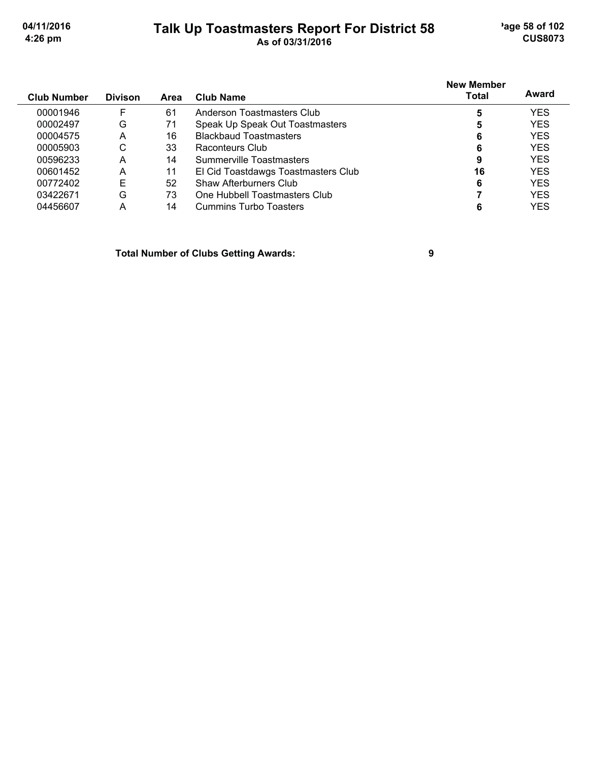# Talk Up Toastmasters Report For District 58

As of 03/31/2016

| Club Number | Divison | Area | Club Name | New Member Total | Award |
|---|---|---|---|---|---|
| 00001946 | F | 61 | Anderson Toastmasters Club | **5** | YES |
| 00002497 | G | 71 | Speak Up Speak Out Toastmasters | **5** | YES |
| 00004575 | A | 16 | Blackbaud Toastmasters | **6** | YES |
| 00005903 | C | 33 | Raconteurs Club | **6** | YES |
| 00596233 | A | 14 | Summerville Toastmasters | **9** | YES |
| 00601452 | A | 11 | El Cid Toastdawgs Toastmasters Club | **16** | YES |
| 00772402 | E | 52 | Shaw Afterburners Club | **6** | YES |
| 03422671 | G | 73 | One Hubbell Toastmasters Club | **7** | YES |
| 04456607 | A | 14 | Cummins Turbo Toasters | **6** | YES |

**Total Number of Clubs Getting Awards: 9**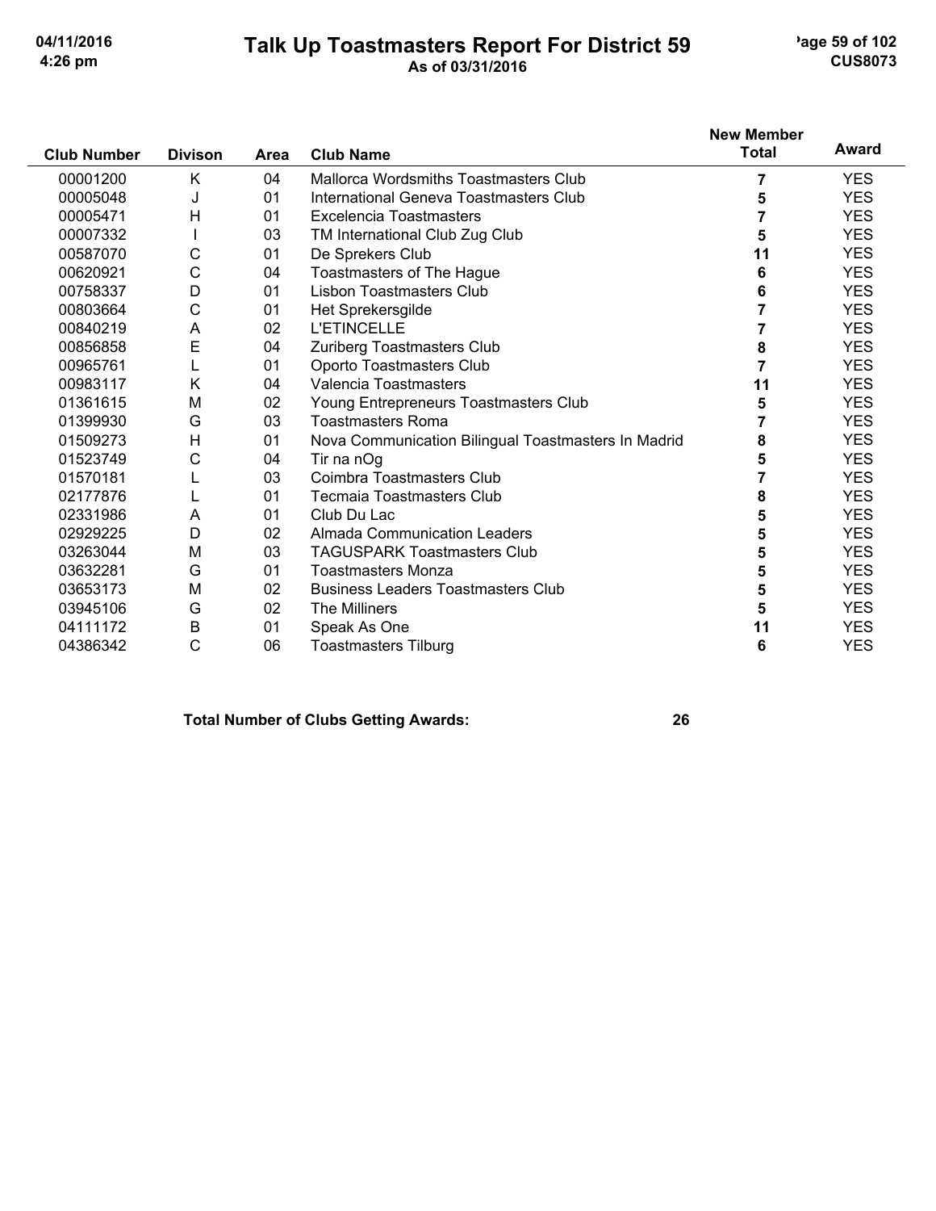# Talk Up Toastmasters Report For District 59

As of 03/31/2016

| Club Number | Divison | Area | Club Name | New Member Total | Award |
|---|---|---|---|---|---|
| 00001200 | K | 04 | Mallorca Wordsmiths Toastmasters Club | 7 | YES |
| 00005048 | J | 01 | International Geneva Toastmasters Club | 5 | YES |
| 00005471 | H | 01 | Excelencia Toastmasters | 7 | YES |
| 00007332 | I | 03 | TM International Club Zug Club | 5 | YES |
| 00587070 | C | 01 | De Sprekers Club | 11 | YES |
| 00620921 | C | 04 | Toastmasters of The Hague | 6 | YES |
| 00758337 | D | 01 | Lisbon Toastmasters Club | 6 | YES |
| 00803664 | C | 01 | Het Sprekersgilde | 7 | YES |
| 00840219 | A | 02 | L'ETINCELLE | 7 | YES |
| 00856858 | E | 04 | Zuriberg Toastmasters Club | 8 | YES |
| 00965761 | L | 01 | Oporto Toastmasters Club | 7 | YES |
| 00983117 | K | 04 | Valencia Toastmasters | 11 | YES |
| 01361615 | M | 02 | Young Entrepreneurs Toastmasters Club | 5 | YES |
| 01399930 | G | 03 | Toastmasters Roma | 7 | YES |
| 01509273 | H | 01 | Nova Communication Bilingual Toastmasters In Madrid | 8 | YES |
| 01523749 | C | 04 | Tir na nOg | 5 | YES |
| 01570181 | L | 03 | Coimbra Toastmasters Club | 7 | YES |
| 02177876 | L | 01 | Tecmaia Toastmasters Club | 8 | YES |
| 02331986 | A | 01 | Club Du Lac | 5 | YES |
| 02929225 | D | 02 | Almada Communication Leaders | 5 | YES |
| 03263044 | M | 03 | TAGUSPARK Toastmasters Club | 5 | YES |
| 03632281 | G | 01 | Toastmasters Monza | 5 | YES |
| 03653173 | M | 02 | Business Leaders Toastmasters Club | 5 | YES |
| 03945106 | G | 02 | The Milliners | 5 | YES |
| 04111172 | B | 01 | Speak As One | 11 | YES |
| 04386342 | C | 06 | Toastmasters Tilburg | 6 | YES |

**Total Number of Clubs Getting Awards: 26**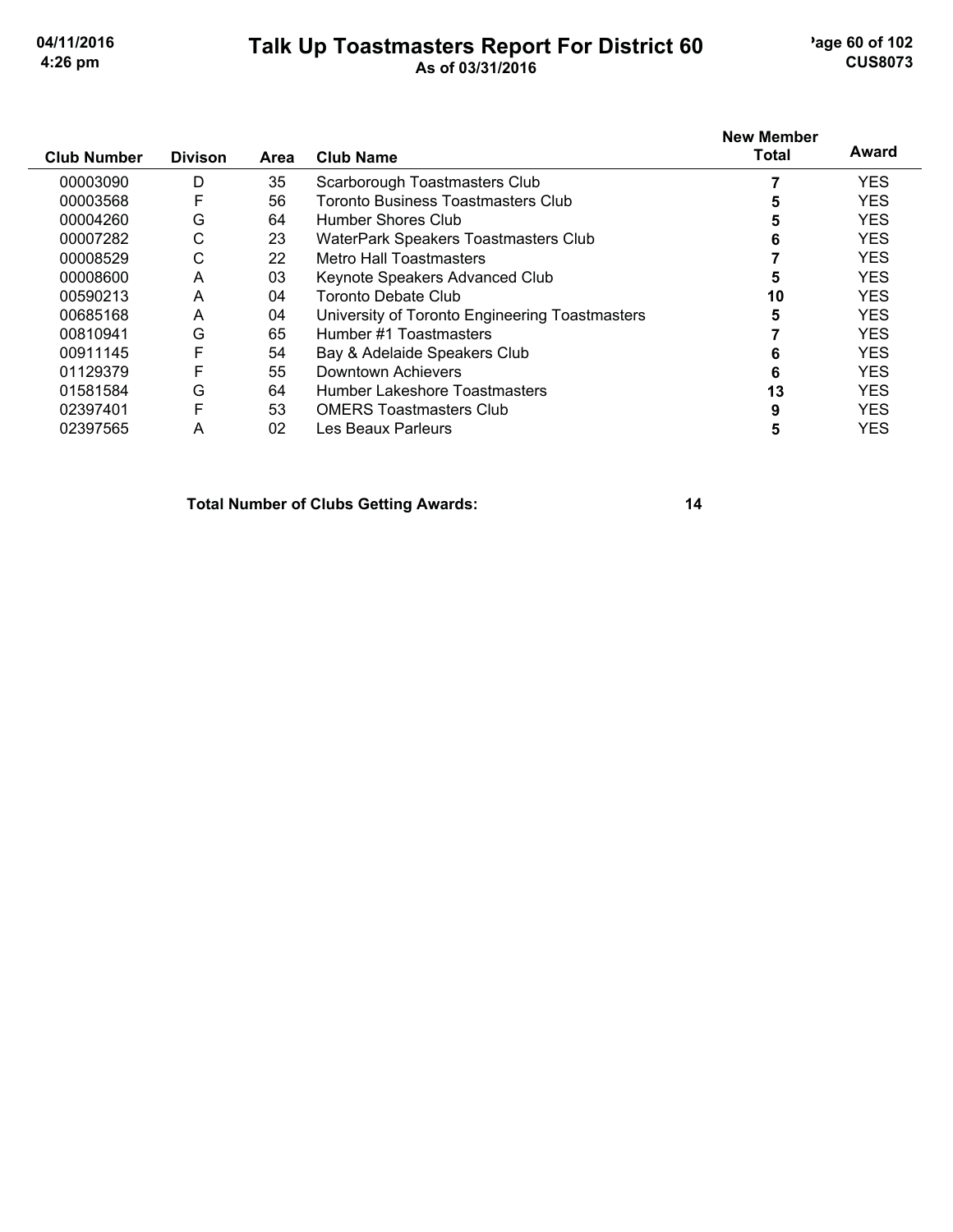# Talk Up Toastmasters Report For District 60

**As of 03/31/2016**

| Club Number | Divison | Area | Club Name | New Member Total | Award |
|---|---|---|---|---|---|
| 00003090 | D | 35 | Scarborough Toastmasters Club | **7** | YES |
| 00003568 | F | 56 | Toronto Business Toastmasters Club | **5** | YES |
| 00004260 | G | 64 | Humber Shores Club | **5** | YES |
| 00007282 | C | 23 | WaterPark Speakers Toastmasters Club | **6** | YES |
| 00008529 | C | 22 | Metro Hall Toastmasters | **7** | YES |
| 00008600 | A | 03 | Keynote Speakers Advanced Club | **5** | YES |
| 00590213 | A | 04 | Toronto Debate Club | **10** | YES |
| 00685168 | A | 04 | University of Toronto Engineering Toastmasters | **5** | YES |
| 00810941 | G | 65 | Humber #1 Toastmasters | **7** | YES |
| 00911145 | F | 54 | Bay & Adelaide Speakers Club | **6** | YES |
| 01129379 | F | 55 | Downtown Achievers | **6** | YES |
| 01581584 | G | 64 | Humber Lakeshore Toastmasters | **13** | YES |
| 02397401 | F | 53 | OMERS Toastmasters Club | **9** | YES |
| 02397565 | A | 02 | Les Beaux Parleurs | **5** | YES |

**Total Number of Clubs Getting Awards: 14**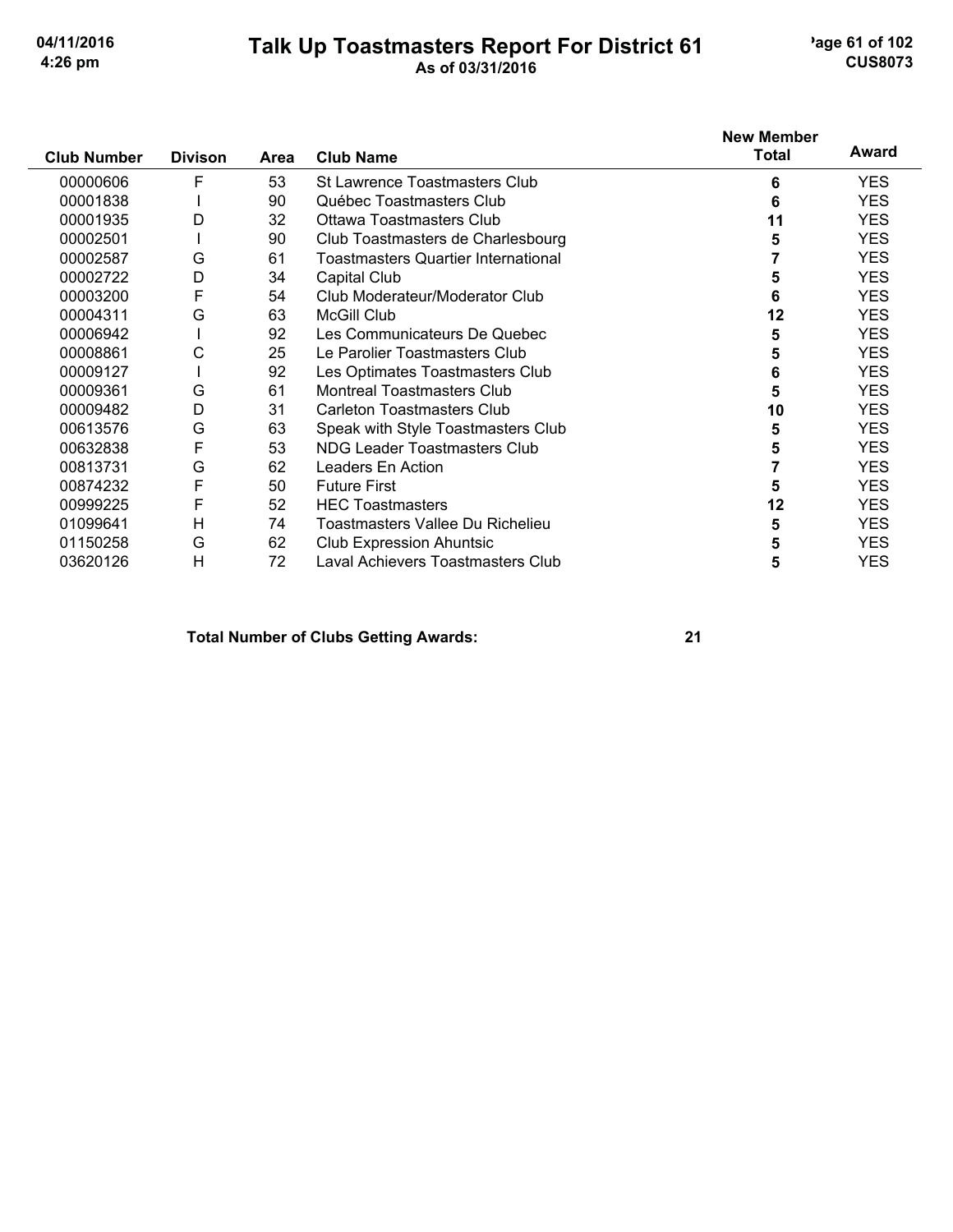# Talk Up Toastmasters Report For District 61

As of 03/31/2016

| Club Number | Divison | Area | Club Name | New Member Total | Award |
|---|---|---|---|---|---|
| 00000606 | F | 53 | St Lawrence Toastmasters Club | 6 | YES |
| 00001838 | I | 90 | Québec Toastmasters Club | 6 | YES |
| 00001935 | D | 32 | Ottawa Toastmasters Club | 11 | YES |
| 00002501 | I | 90 | Club Toastmasters de Charlesbourg | 5 | YES |
| 00002587 | G | 61 | Toastmasters Quartier International | 7 | YES |
| 00002722 | D | 34 | Capital Club | 5 | YES |
| 00003200 | F | 54 | Club Moderateur/Moderator Club | 6 | YES |
| 00004311 | G | 63 | McGill Club | 12 | YES |
| 00006942 | I | 92 | Les Communicateurs De Quebec | 5 | YES |
| 00008861 | C | 25 | Le Parolier Toastmasters Club | 5 | YES |
| 00009127 | I | 92 | Les Optimates Toastmasters Club | 6 | YES |
| 00009361 | G | 61 | Montreal Toastmasters Club | 5 | YES |
| 00009482 | D | 31 | Carleton Toastmasters Club | 10 | YES |
| 00613576 | G | 63 | Speak with Style Toastmasters Club | 5 | YES |
| 00632838 | F | 53 | NDG Leader Toastmasters Club | 5 | YES |
| 00813731 | G | 62 | Leaders En Action | 7 | YES |
| 00874232 | F | 50 | Future First | 5 | YES |
| 00999225 | F | 52 | HEC Toastmasters | 12 | YES |
| 01099641 | H | 74 | Toastmasters Vallee Du Richelieu | 5 | YES |
| 01150258 | G | 62 | Club Expression Ahuntsic | 5 | YES |
| 03620126 | H | 72 | Laval Achievers Toastmasters Club | 5 | YES |

**Total Number of Clubs Getting Awards: 21**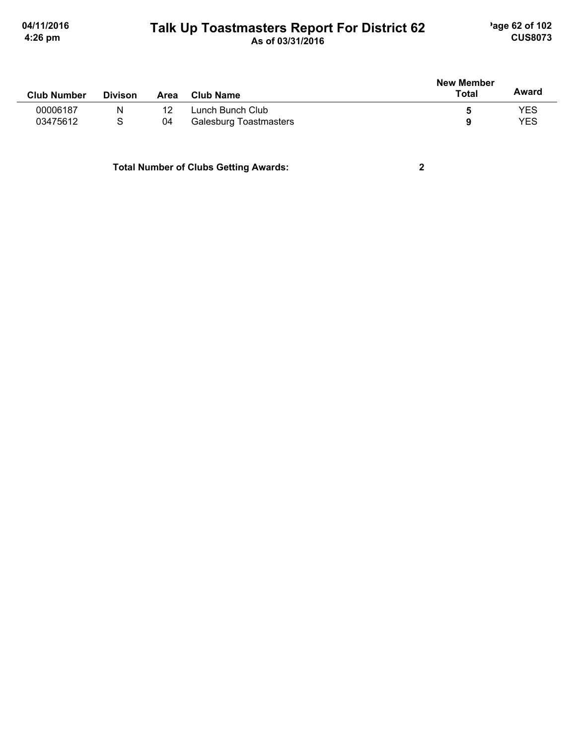# Talk Up Toastmasters Report For District 62

**As of 03/31/2016**

| Club Number | Divison | Area | Club Name | New Member Total | Award |
|---|---|---|---|---|---|
| 00006187 | N | 12 | Lunch Bunch Club | **5** | YES |
| 03475612 | S | 04 | Galesburg Toastmasters | **9** | YES |

**Total Number of Clubs Getting Awards: 2**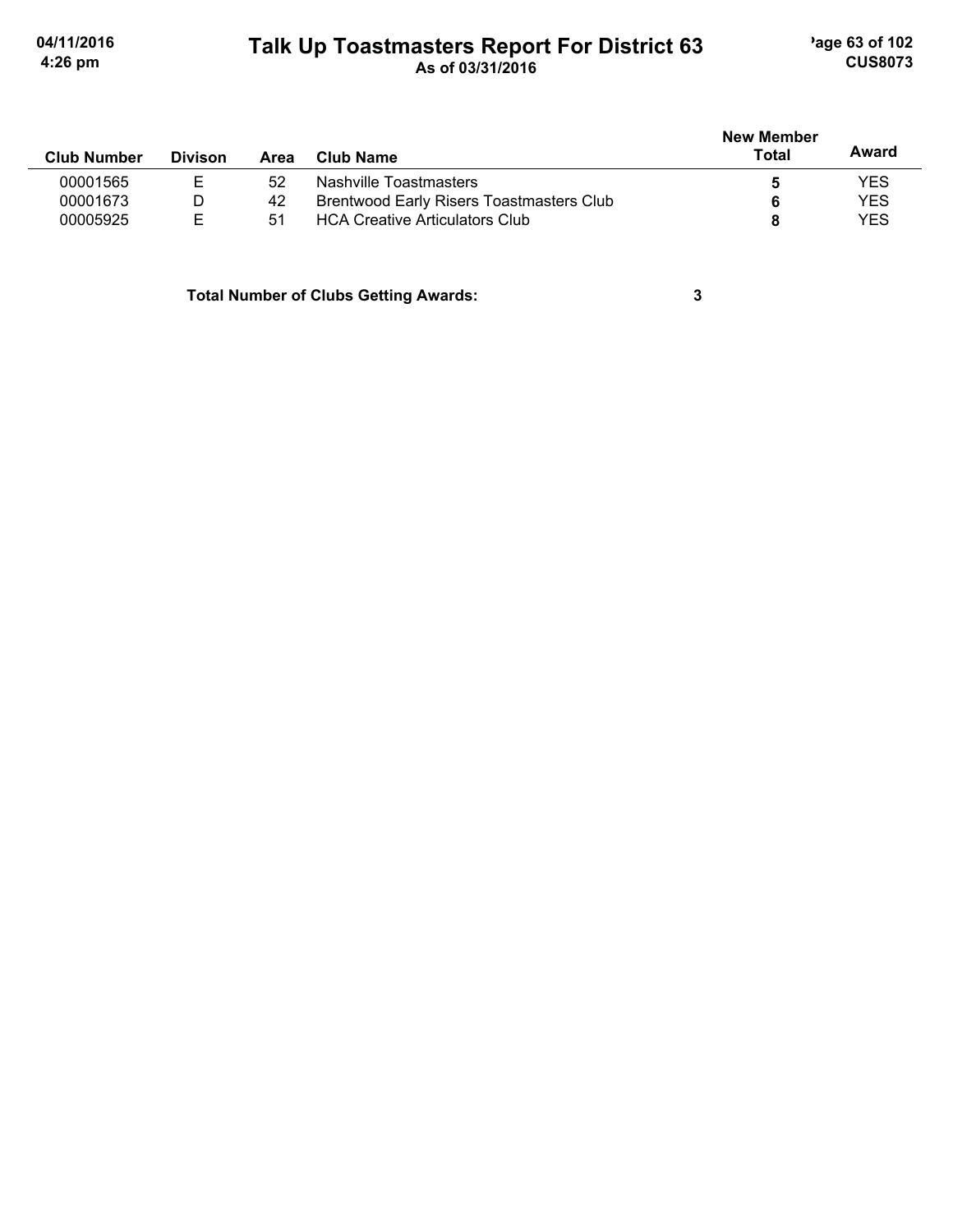# Talk Up Toastmasters Report For District 63

As of 03/31/2016

| Club Number | Divison | Area | Club Name | New Member Total | Award |
|---|---|---|---|---|---|
| 00001565 | E | 52 | Nashville Toastmasters | **5** | YES |
| 00001673 | D | 42 | Brentwood Early Risers Toastmasters Club | **6** | YES |
| 00005925 | E | 51 | HCA Creative Articulators Club | **8** | YES |

**Total Number of Clubs Getting Awards: 3**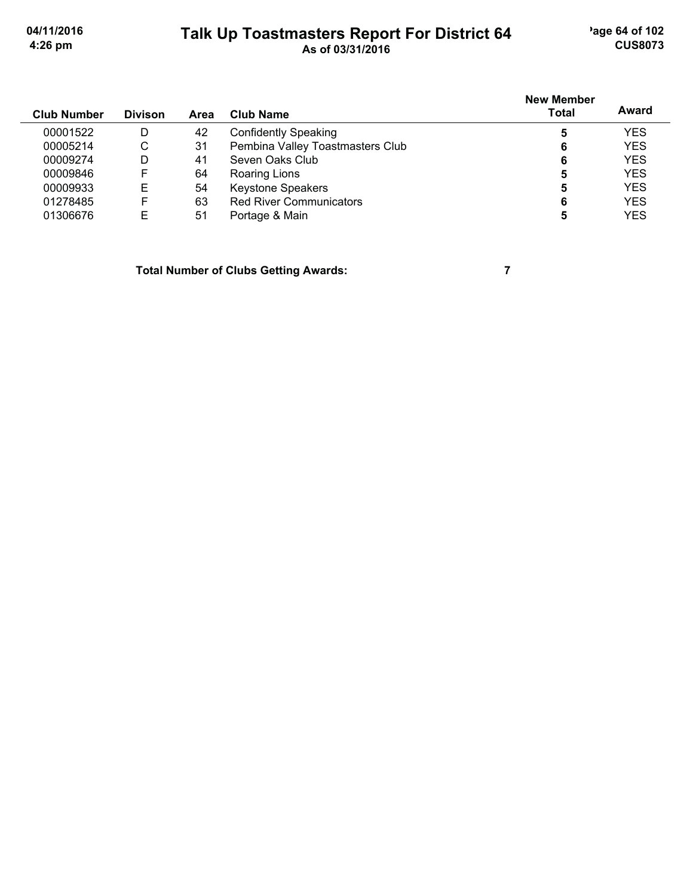# Talk Up Toastmasters Report For District 64

**As of 03/31/2016**

| Club Number | Divison | Area | Club Name | New Member Total | Award |
|---|---|---|---|---|---|
| 00001522 | D | 42 | Confidently Speaking | **5** | YES |
| 00005214 | C | 31 | Pembina Valley Toastmasters Club | **6** | YES |
| 00009274 | D | 41 | Seven Oaks Club | **6** | YES |
| 00009846 | F | 64 | Roaring Lions | **5** | YES |
| 00009933 | E | 54 | Keystone Speakers | **5** | YES |
| 01278485 | F | 63 | Red River Communicators | **6** | YES |
| 01306676 | E | 51 | Portage & Main | **5** | YES |

**Total Number of Clubs Getting Awards: 7**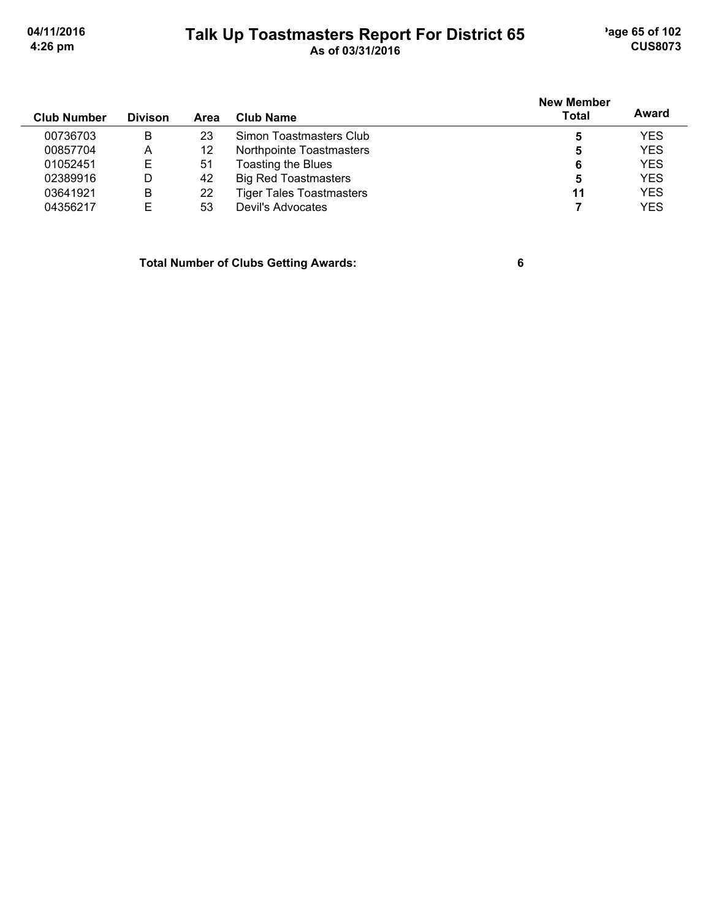# Talk Up Toastmasters Report For District 65

As of 03/31/2016

| Club Number | Divison | Area | Club Name | New Member Total | Award |
|---|---|---|---|---|---|
| 00736703 | B | 23 | Simon Toastmasters Club | **5** | YES |
| 00857704 | A | 12 | Northpointe Toastmasters | **5** | YES |
| 01052451 | E | 51 | Toasting the Blues | **6** | YES |
| 02389916 | D | 42 | Big Red Toastmasters | **5** | YES |
| 03641921 | B | 22 | Tiger Tales Toastmasters | **11** | YES |
| 04356217 | E | 53 | Devil's Advocates | **7** | YES |

**Total Number of Clubs Getting Awards: 6**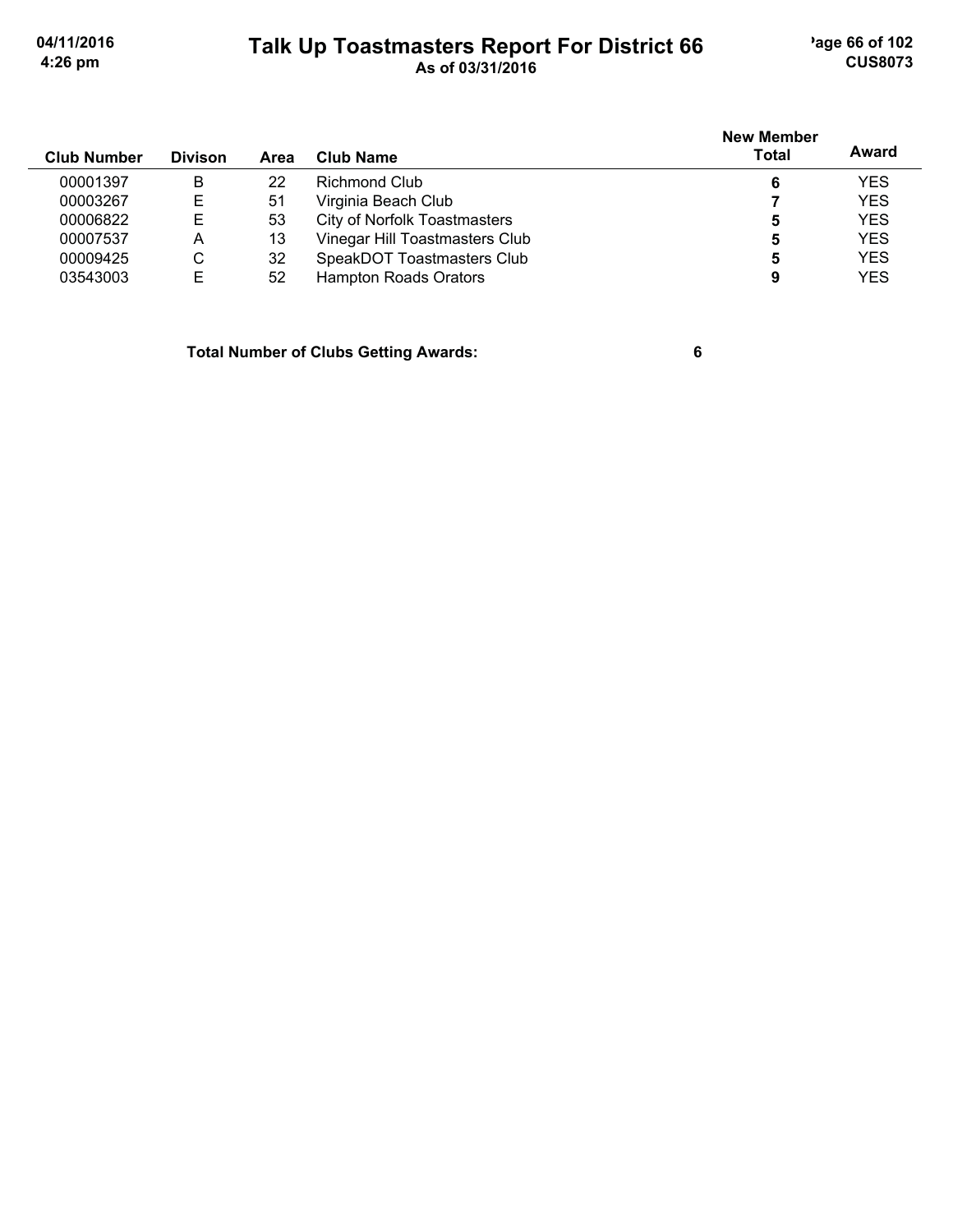# Talk Up Toastmasters Report For District 66

As of 03/31/2016

| Club Number | Divison | Area | Club Name | New Member Total | Award |
|---|---|---|---|---|---|
| 00001397 | B | 22 | Richmond Club | **6** | YES |
| 00003267 | E | 51 | Virginia Beach Club | **7** | YES |
| 00006822 | E | 53 | City of Norfolk Toastmasters | **5** | YES |
| 00007537 | A | 13 | Vinegar Hill Toastmasters Club | **5** | YES |
| 00009425 | C | 32 | SpeakDOT Toastmasters Club | **5** | YES |
| 03543003 | E | 52 | Hampton Roads Orators | **9** | YES |

**Total Number of Clubs Getting Awards: 6**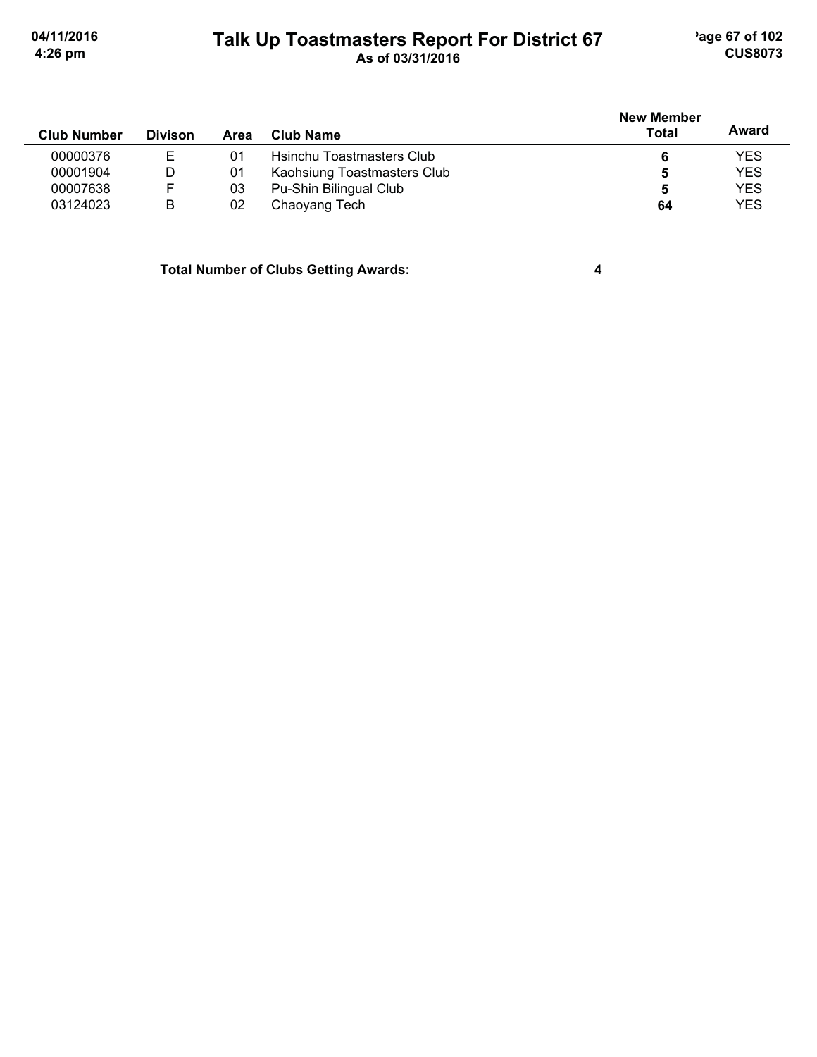# Talk Up Toastmasters Report For District 67

As of 03/31/2016

| Club Number | Divison | Area | Club Name | New Member Total | Award |
|---|---|---|---|---|---|
| 00000376 | E | 01 | Hsinchu Toastmasters Club | **6** | YES |
| 00001904 | D | 01 | Kaohsiung Toastmasters Club | **5** | YES |
| 00007638 | F | 03 | Pu-Shin Bilingual Club | **5** | YES |
| 03124023 | B | 02 | Chaoyang Tech | **64** | YES |

**Total Number of Clubs Getting Awards: 4**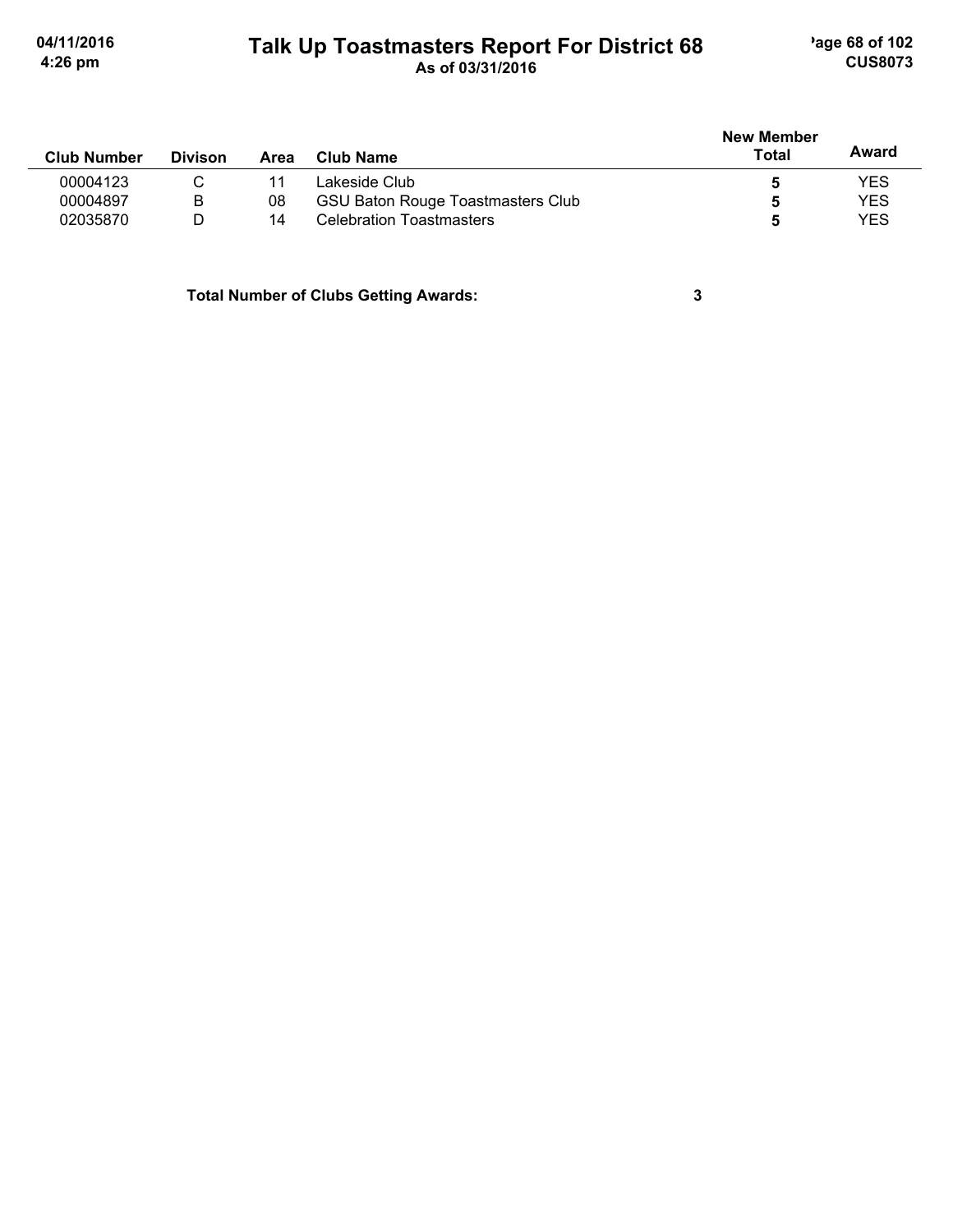# Talk Up Toastmasters Report For District 68

As of 03/31/2016

| Club Number | Divison | Area | Club Name | New Member Total | Award |
|---|---|---|---|---|---|
| 00004123 | C | 11 | Lakeside Club | **5** | YES |
| 00004897 | B | 08 | GSU Baton Rouge Toastmasters Club | **5** | YES |
| 02035870 | D | 14 | Celebration Toastmasters | **5** | YES |

**Total Number of Clubs Getting Awards: 3**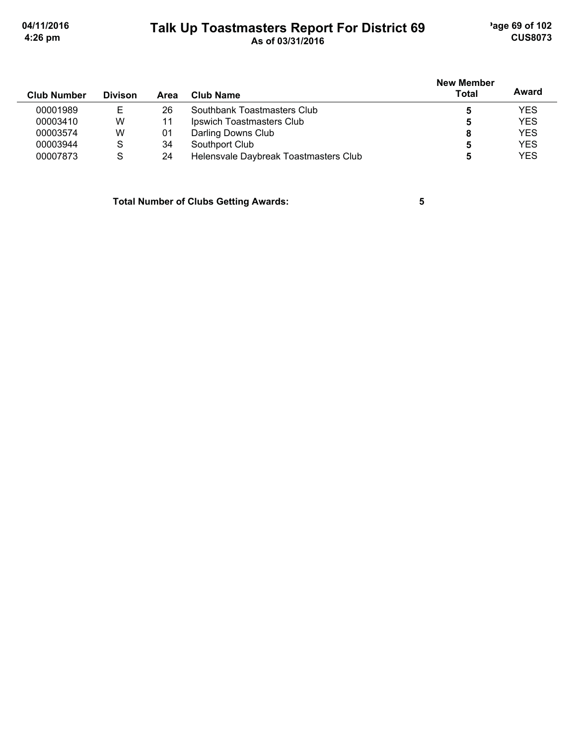# Talk Up Toastmasters Report For District 69

As of 03/31/2016

| Club Number | Divison | Area | Club Name | New Member Total | Award |
|---|---|---|---|---|---|
| 00001989 | E | 26 | Southbank Toastmasters Club | 5 | YES |
| 00003410 | W | 11 | Ipswich Toastmasters Club | 5 | YES |
| 00003574 | W | 01 | Darling Downs Club | 8 | YES |
| 00003944 | S | 34 | Southport Club | 5 | YES |
| 00007873 | S | 24 | Helensvale Daybreak Toastmasters Club | 5 | YES |

**Total Number of Clubs Getting Awards: 5**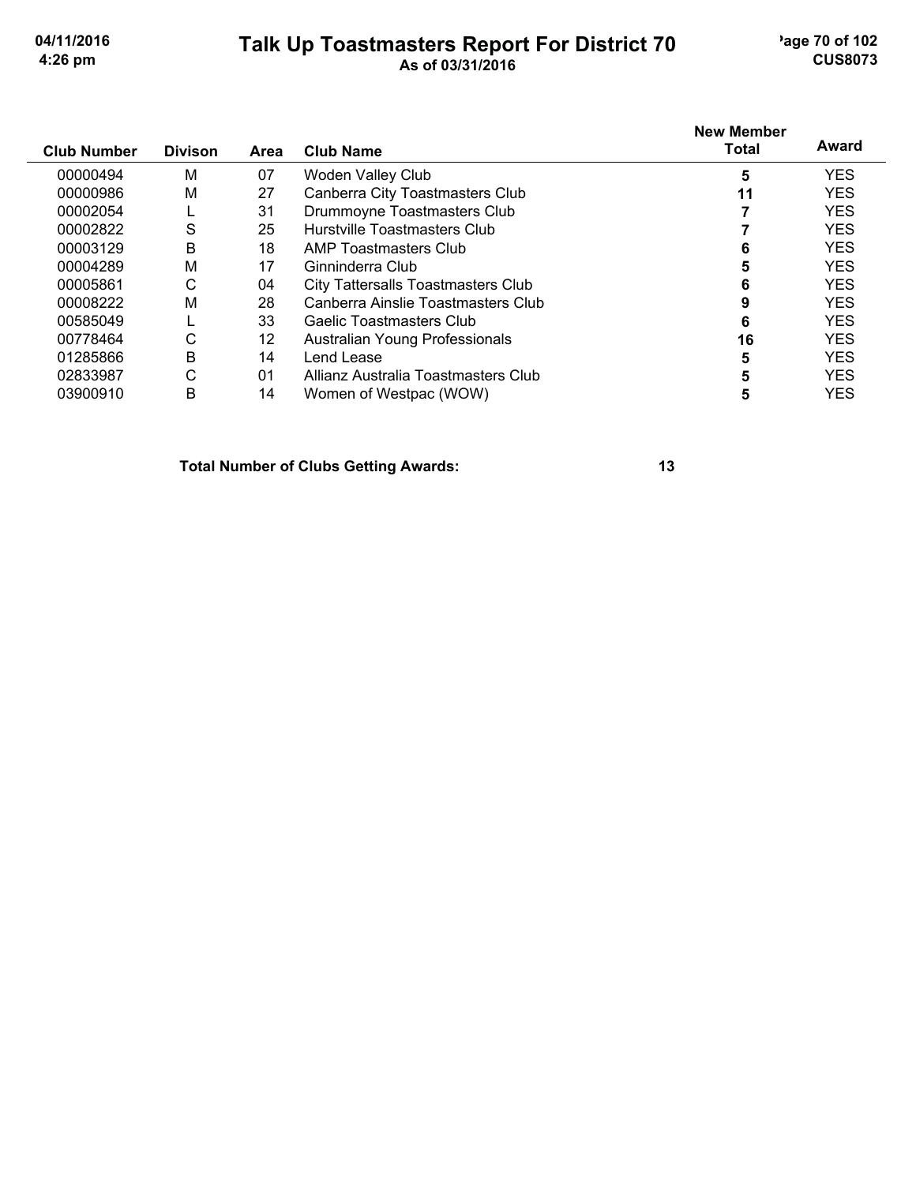# Talk Up Toastmasters Report For District 70

As of 03/31/2016

| Club Number | Divison | Area | Club Name | New Member Total | Award |
|---|---|---|---|---|---|
| 00000494 | M | 07 | Woden Valley Club | **5** | YES |
| 00000986 | M | 27 | Canberra City Toastmasters Club | **11** | YES |
| 00002054 | L | 31 | Drummoyne Toastmasters Club | **7** | YES |
| 00002822 | S | 25 | Hurstville Toastmasters Club | **7** | YES |
| 00003129 | B | 18 | AMP Toastmasters Club | **6** | YES |
| 00004289 | M | 17 | Ginninderra Club | **5** | YES |
| 00005861 | C | 04 | City Tattersalls Toastmasters Club | **6** | YES |
| 00008222 | M | 28 | Canberra Ainslie Toastmasters Club | **9** | YES |
| 00585049 | L | 33 | Gaelic Toastmasters Club | **6** | YES |
| 00778464 | C | 12 | Australian Young Professionals | **16** | YES |
| 01285866 | B | 14 | Lend Lease | **5** | YES |
| 02833987 | C | 01 | Allianz Australia Toastmasters Club | **5** | YES |
| 03900910 | B | 14 | Women of Westpac (WOW) | **5** | YES |

**Total Number of Clubs Getting Awards: 13**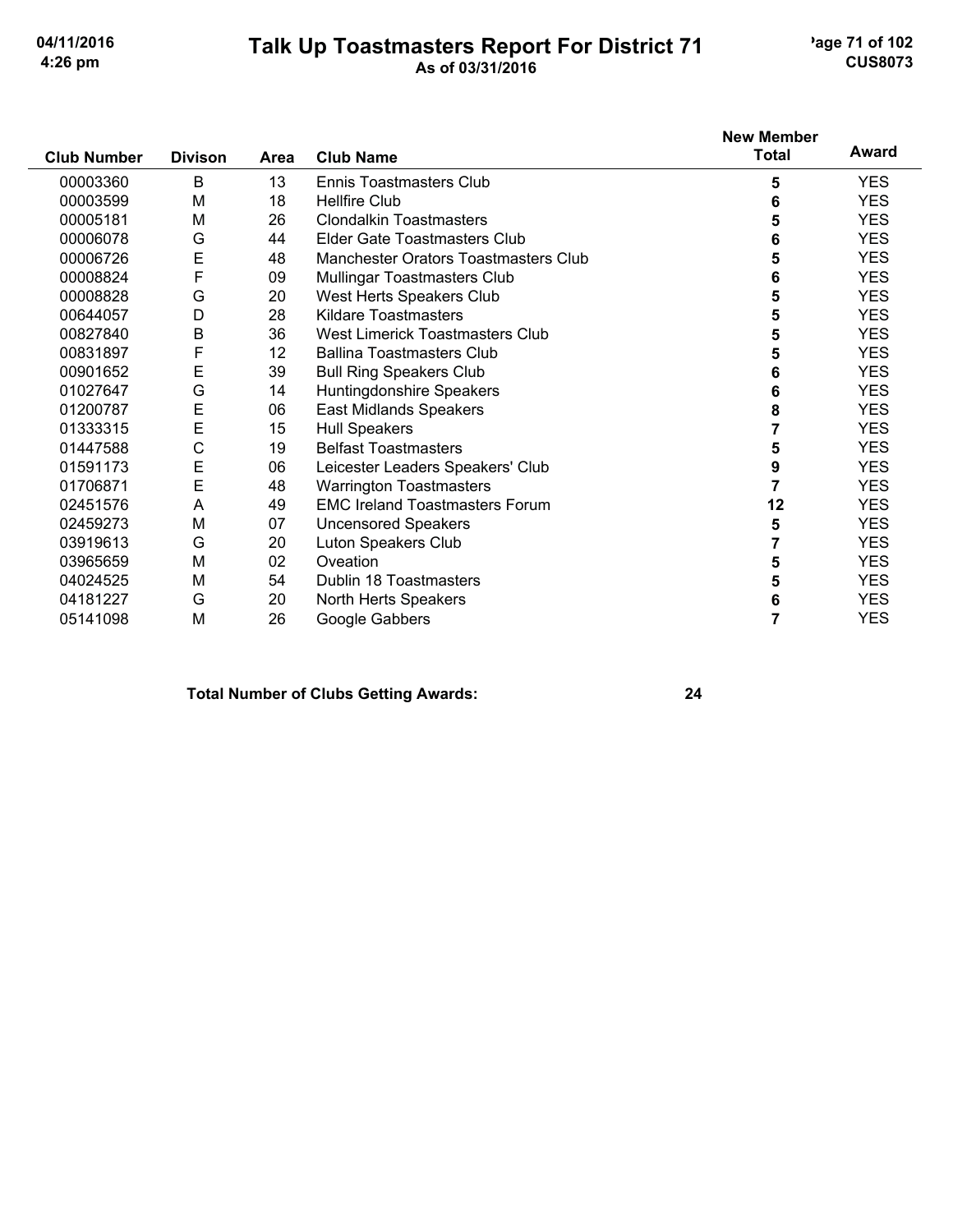# Talk Up Toastmasters Report For District 71

As of 03/31/2016

| Club Number | Divison | Area | Club Name | New Member Total | Award |
|---|---|---|---|---|---|
| 00003360 | B | 13 | Ennis Toastmasters Club | 5 | YES |
| 00003599 | M | 18 | Hellfire Club | 6 | YES |
| 00005181 | M | 26 | Clondalkin Toastmasters | 5 | YES |
| 00006078 | G | 44 | Elder Gate Toastmasters Club | 6 | YES |
| 00006726 | E | 48 | Manchester Orators Toastmasters Club | 5 | YES |
| 00008824 | F | 09 | Mullingar Toastmasters Club | 6 | YES |
| 00008828 | G | 20 | West Herts Speakers Club | 5 | YES |
| 00644057 | D | 28 | Kildare Toastmasters | 5 | YES |
| 00827840 | B | 36 | West Limerick Toastmasters Club | 5 | YES |
| 00831897 | F | 12 | Ballina Toastmasters Club | 5 | YES |
| 00901652 | E | 39 | Bull Ring Speakers Club | 6 | YES |
| 01027647 | G | 14 | Huntingdonshire Speakers | 6 | YES |
| 01200787 | E | 06 | East Midlands Speakers | 8 | YES |
| 01333315 | E | 15 | Hull Speakers | 7 | YES |
| 01447588 | C | 19 | Belfast Toastmasters | 5 | YES |
| 01591173 | E | 06 | Leicester Leaders Speakers' Club | 9 | YES |
| 01706871 | E | 48 | Warrington Toastmasters | 7 | YES |
| 02451576 | A | 49 | EMC Ireland Toastmasters Forum | 12 | YES |
| 02459273 | M | 07 | Uncensored Speakers | 5 | YES |
| 03919613 | G | 20 | Luton Speakers Club | 7 | YES |
| 03965659 | M | 02 | Oveation | 5 | YES |
| 04024525 | M | 54 | Dublin 18 Toastmasters | 5 | YES |
| 04181227 | G | 20 | North Herts Speakers | 6 | YES |
| 05141098 | M | 26 | Google Gabbers | 7 | YES |

**Total Number of Clubs Getting Awards: 24**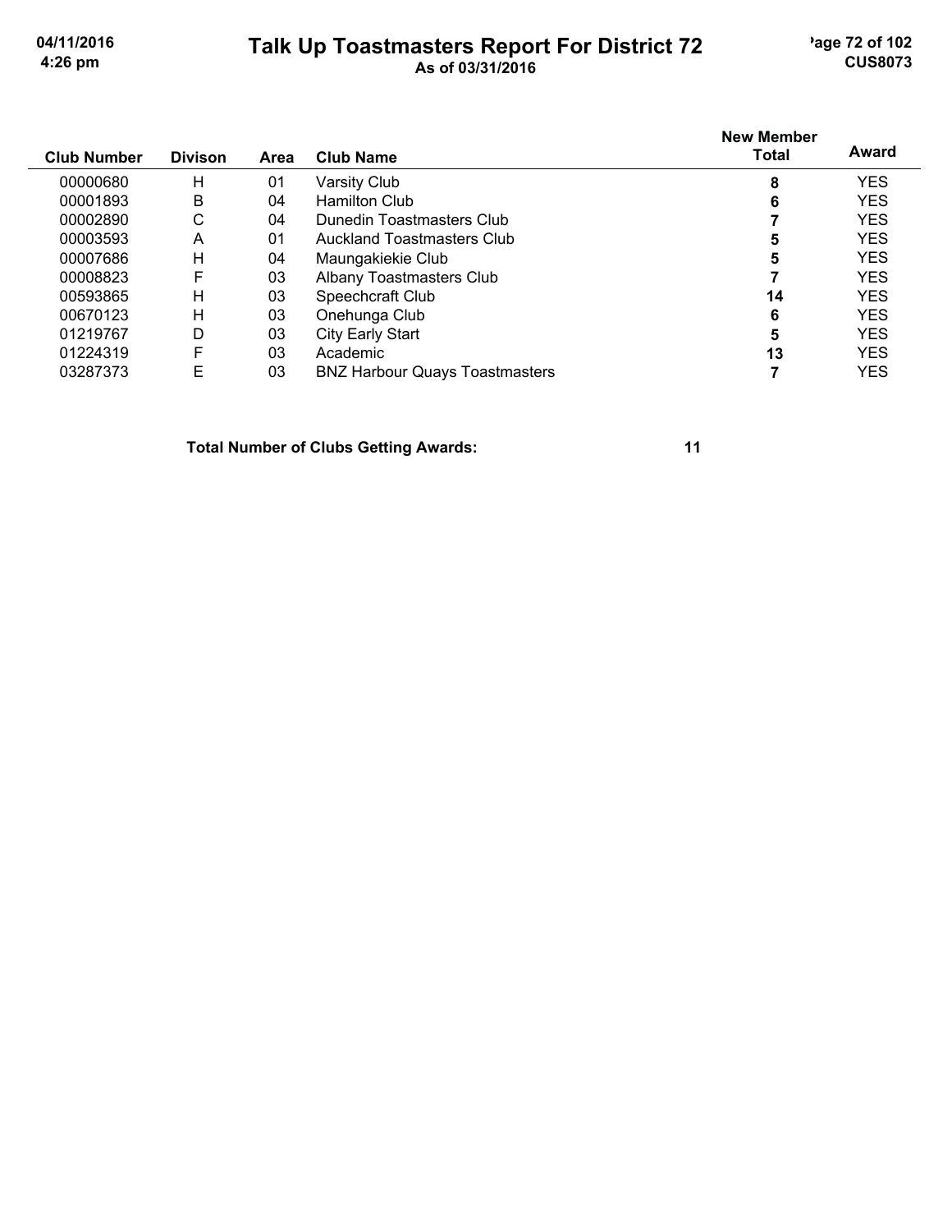# Talk Up Toastmasters Report For District 72

As of 03/31/2016

| Club Number | Divison | Area | Club Name | New Member Total | Award |
|---|---|---|---|---|---|
| 00000680 | H | 01 | Varsity Club | **8** | YES |
| 00001893 | B | 04 | Hamilton Club | **6** | YES |
| 00002890 | C | 04 | Dunedin Toastmasters Club | **7** | YES |
| 00003593 | A | 01 | Auckland Toastmasters Club | **5** | YES |
| 00007686 | H | 04 | Maungakiekie Club | **5** | YES |
| 00008823 | F | 03 | Albany Toastmasters Club | **7** | YES |
| 00593865 | H | 03 | Speechcraft Club | **14** | YES |
| 00670123 | H | 03 | Onehunga Club | **6** | YES |
| 01219767 | D | 03 | City Early Start | **5** | YES |
| 01224319 | F | 03 | Academic | **13** | YES |
| 03287373 | E | 03 | BNZ Harbour Quays Toastmasters | **7** | YES |

**Total Number of Clubs Getting Awards: 11**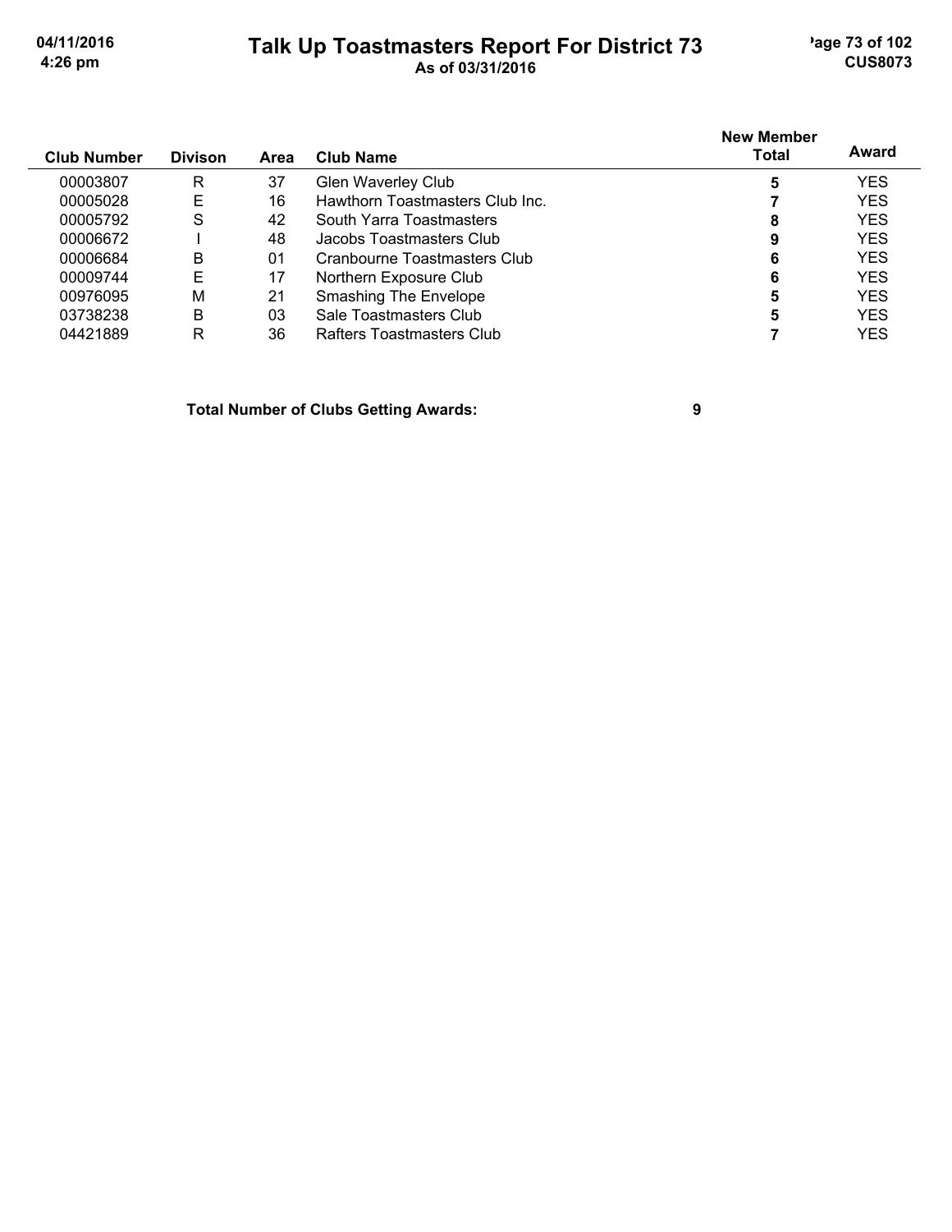# Talk Up Toastmasters Report For District 73

**As of 03/31/2016**

| Club Number | Divison | Area | Club Name | New Member Total | Award |
|---|---|---|---|---|---|
| 00003807 | R | 37 | Glen Waverley Club | **5** | YES |
| 00005028 | E | 16 | Hawthorn Toastmasters Club Inc. | **7** | YES |
| 00005792 | S | 42 | South Yarra Toastmasters | **8** | YES |
| 00006672 | I | 48 | Jacobs Toastmasters Club | **9** | YES |
| 00006684 | B | 01 | Cranbourne Toastmasters Club | **6** | YES |
| 00009744 | E | 17 | Northern Exposure Club | **6** | YES |
| 00976095 | M | 21 | Smashing The Envelope | **5** | YES |
| 03738238 | B | 03 | Sale Toastmasters Club | **5** | YES |
| 04421889 | R | 36 | Rafters Toastmasters Club | **7** | YES |

**Total Number of Clubs Getting Awards: 9**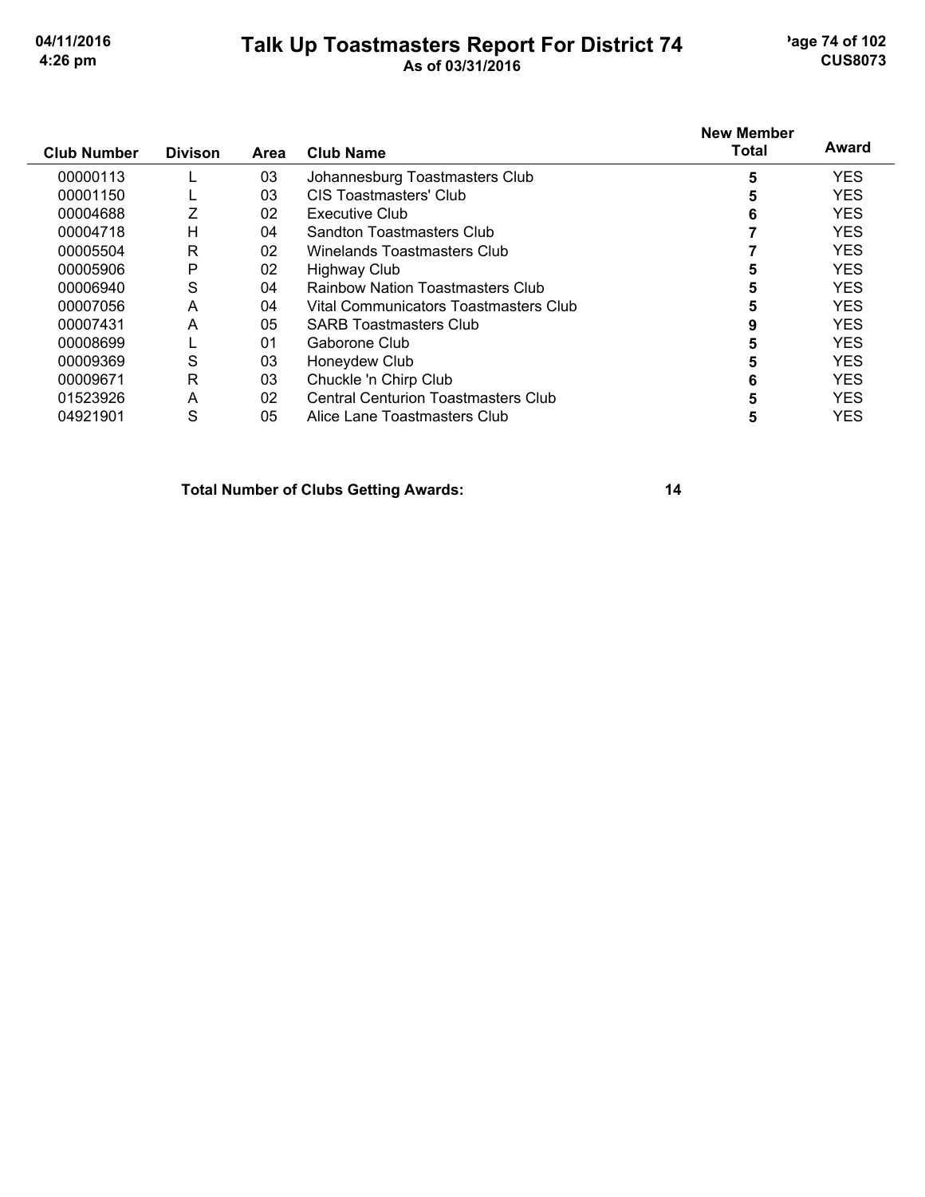# Talk Up Toastmasters Report For District 74

**As of 03/31/2016**

| Club Number | Divison | Area | Club Name | New Member Total | Award |
|---|---|---|---|---|---|
| 00000113 | L | 03 | Johannesburg Toastmasters Club | 5 | YES |
| 00001150 | L | 03 | CIS Toastmasters' Club | 5 | YES |
| 00004688 | Z | 02 | Executive Club | 6 | YES |
| 00004718 | H | 04 | Sandton Toastmasters Club | 7 | YES |
| 00005504 | R | 02 | Winelands Toastmasters Club | 7 | YES |
| 00005906 | P | 02 | Highway Club | 5 | YES |
| 00006940 | S | 04 | Rainbow Nation Toastmasters Club | 5 | YES |
| 00007056 | A | 04 | Vital Communicators Toastmasters Club | 5 | YES |
| 00007431 | A | 05 | SARB Toastmasters Club | 9 | YES |
| 00008699 | L | 01 | Gaborone Club | 5 | YES |
| 00009369 | S | 03 | Honeydew Club | 5 | YES |
| 00009671 | R | 03 | Chuckle 'n Chirp Club | 6 | YES |
| 01523926 | A | 02 | Central Centurion Toastmasters Club | 5 | YES |
| 04921901 | S | 05 | Alice Lane Toastmasters Club | 5 | YES |

**Total Number of Clubs Getting Awards: 14**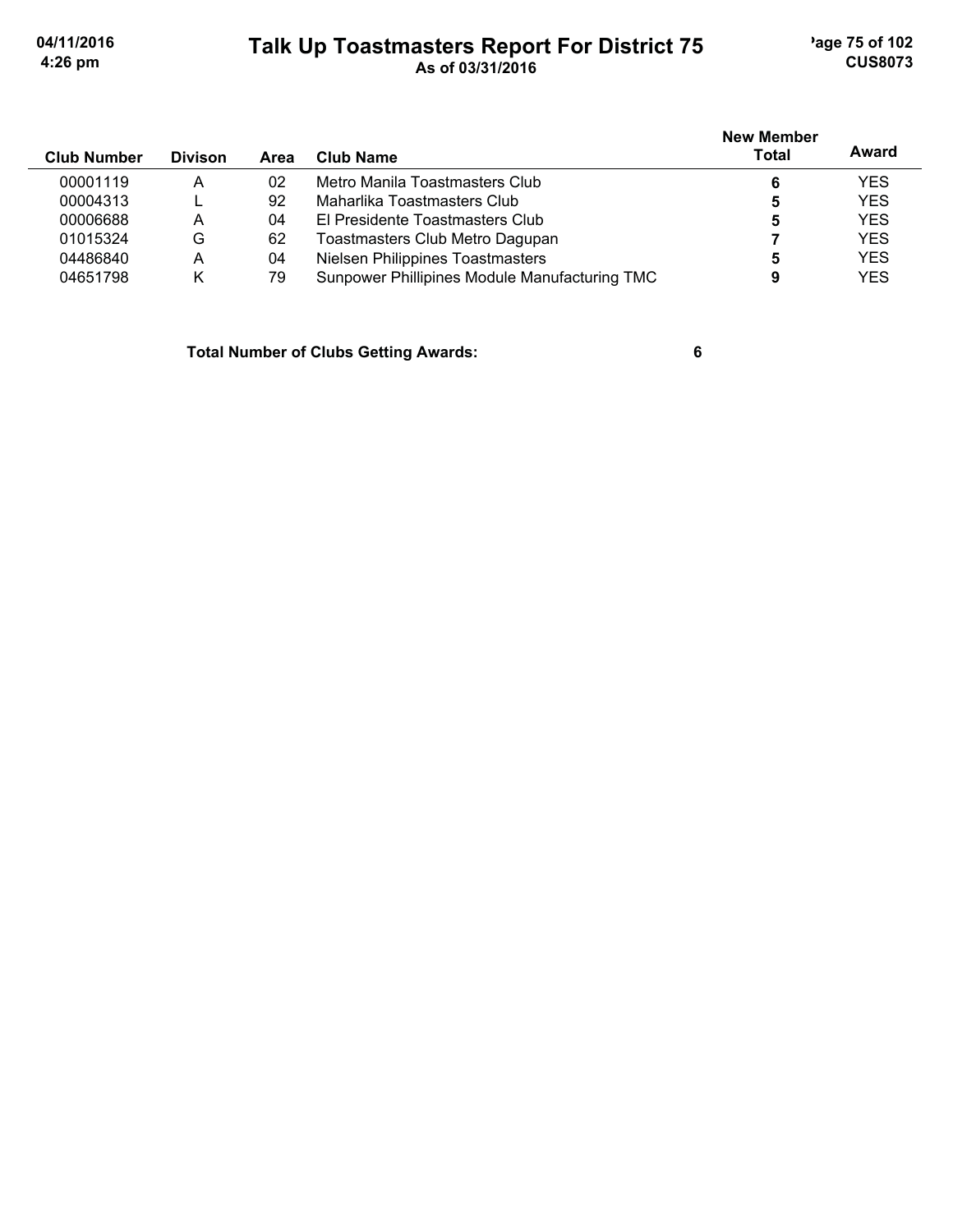# Talk Up Toastmasters Report For District 75

As of 03/31/2016

| Club Number | Divison | Area | Club Name | New Member Total | Award |
|---|---|---|---|---|---|
| 00001119 | A | 02 | Metro Manila Toastmasters Club | **6** | YES |
| 00004313 | L | 92 | Maharlika Toastmasters Club | **5** | YES |
| 00006688 | A | 04 | El Presidente Toastmasters Club | **5** | YES |
| 01015324 | G | 62 | Toastmasters Club Metro Dagupan | **7** | YES |
| 04486840 | A | 04 | Nielsen Philippines Toastmasters | **5** | YES |
| 04651798 | K | 79 | Sunpower Phillipines Module Manufacturing TMC | **9** | YES |

**Total Number of Clubs Getting Awards: 6**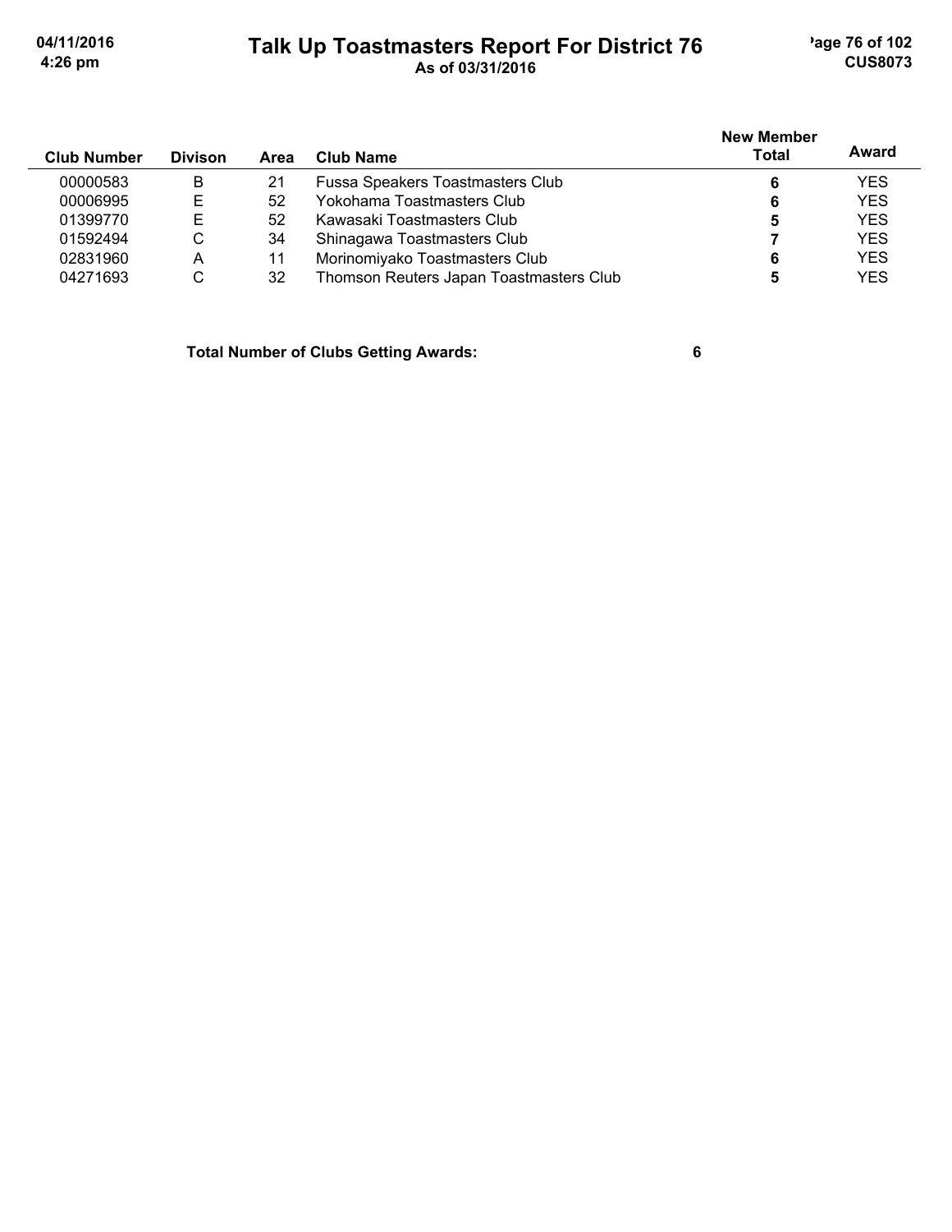# Talk Up Toastmasters Report For District 76

As of 03/31/2016

| Club Number | Divison | Area | Club Name | New Member Total | Award |
|---|---|---|---|---|---|
| 00000583 | B | 21 | Fussa Speakers Toastmasters Club | 6 | YES |
| 00006995 | E | 52 | Yokohama Toastmasters Club | 6 | YES |
| 01399770 | E | 52 | Kawasaki Toastmasters Club | 5 | YES |
| 01592494 | C | 34 | Shinagawa Toastmasters Club | 7 | YES |
| 02831960 | A | 11 | Morinomiyako Toastmasters Club | 6 | YES |
| 04271693 | C | 32 | Thomson Reuters Japan Toastmasters Club | 5 | YES |

**Total Number of Clubs Getting Awards: 6**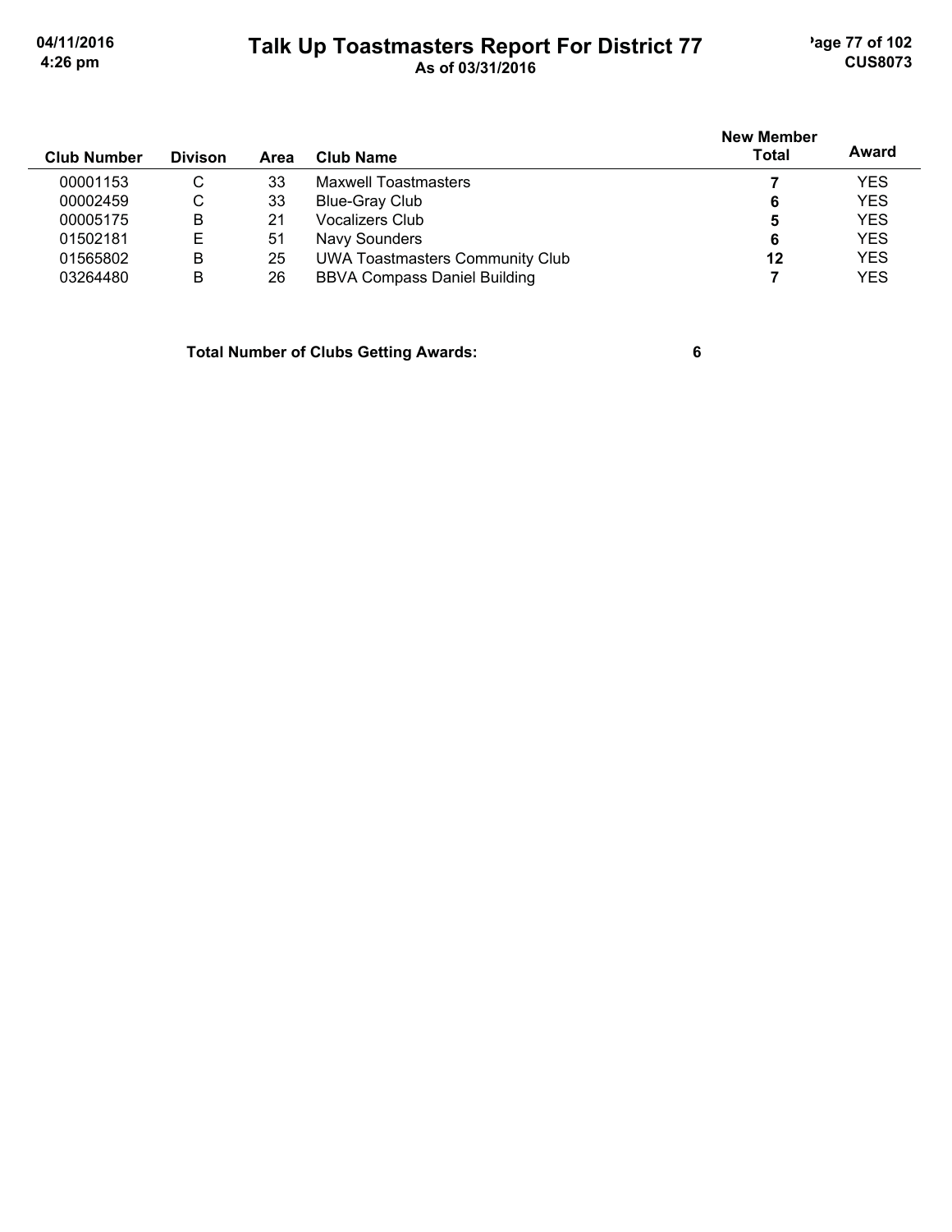# Talk Up Toastmasters Report For District 77

As of 03/31/2016

| Club Number | Divison | Area | Club Name | New Member Total | Award |
|---|---|---|---|---|---|
| 00001153 | C | 33 | Maxwell Toastmasters | **7** | YES |
| 00002459 | C | 33 | Blue-Gray Club | **6** | YES |
| 00005175 | B | 21 | Vocalizers Club | **5** | YES |
| 01502181 | E | 51 | Navy Sounders | **6** | YES |
| 01565802 | B | 25 | UWA Toastmasters Community Club | **12** | YES |
| 03264480 | B | 26 | BBVA Compass Daniel Building | **7** | YES |

**Total Number of Clubs Getting Awards: 6**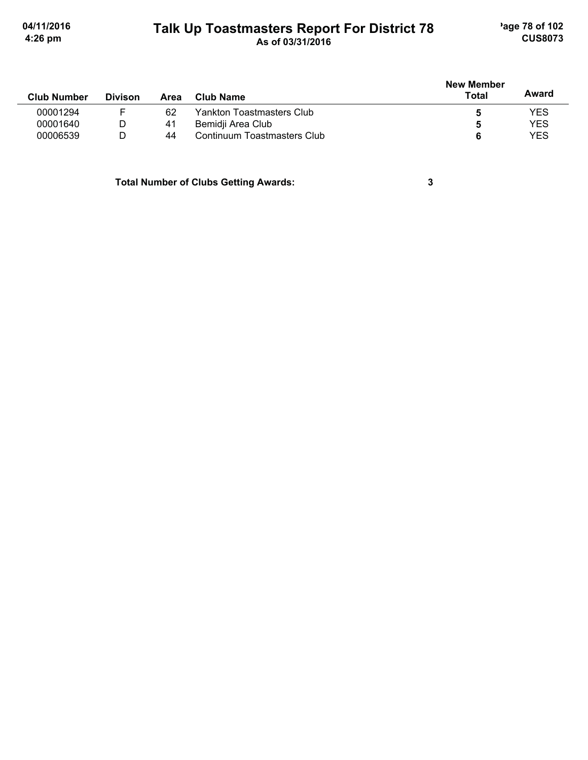# Talk Up Toastmasters Report For District 78

As of 03/31/2016

| Club Number | Divison | Area | Club Name | New Member Total | Award |
|---|---|---|---|---|---|
| 00001294 | F | 62 | Yankton Toastmasters Club | **5** | YES |
| 00001640 | D | 41 | Bemidji Area Club | **5** | YES |
| 00006539 | D | 44 | Continuum Toastmasters Club | **6** | YES |

**Total Number of Clubs Getting Awards: 3**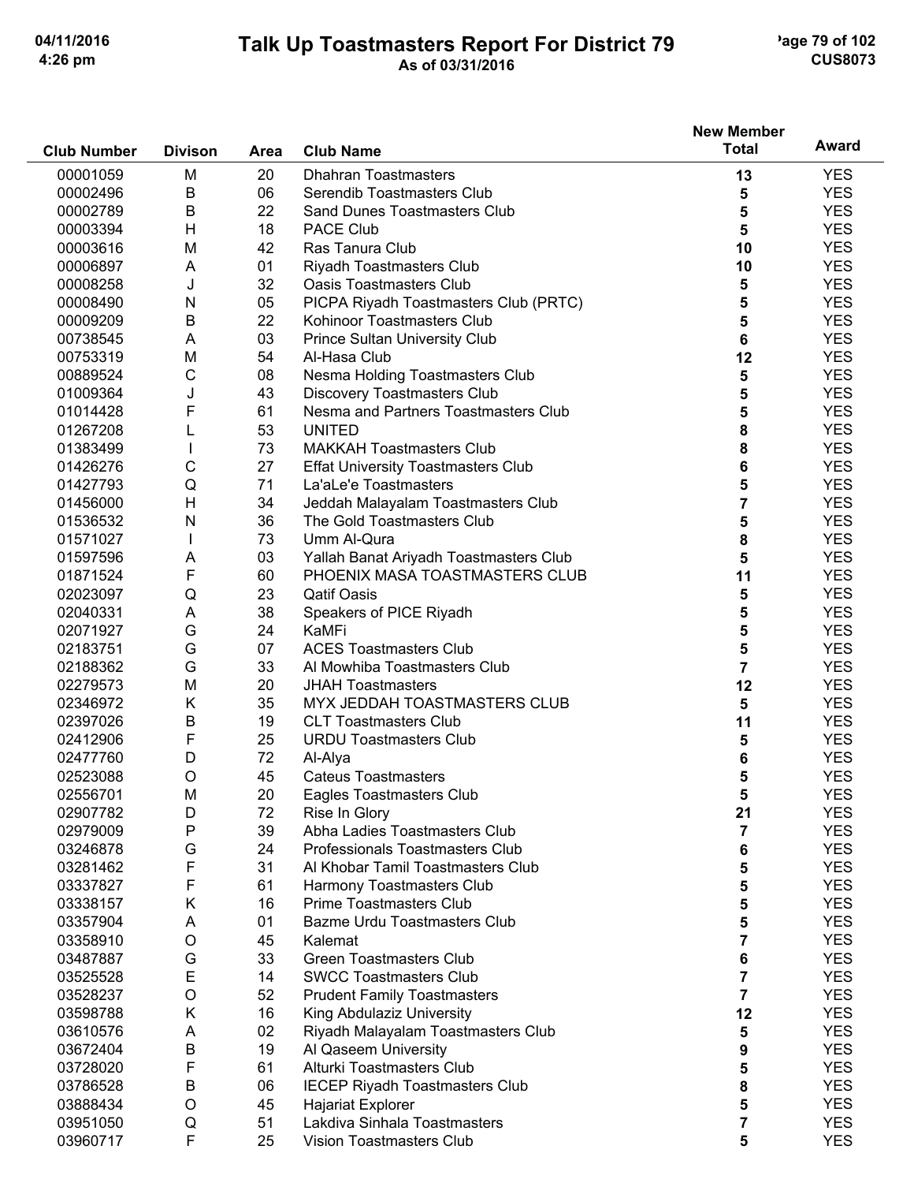# Talk Up Toastmasters Report For District 79

As of 03/31/2016

| Club Number | Divison | Area | Club Name | New Member Total | Award |
|---|---|---|---|---|---|
| 00001059 | M | 20 | Dhahran Toastmasters | 13 | YES |
| 00002496 | B | 06 | Serendib Toastmasters Club | 5 | YES |
| 00002789 | B | 22 | Sand Dunes Toastmasters Club | 5 | YES |
| 00003394 | H | 18 | PACE Club | 5 | YES |
| 00003616 | M | 42 | Ras Tanura Club | 10 | YES |
| 00006897 | A | 01 | Riyadh Toastmasters Club | 10 | YES |
| 00008258 | J | 32 | Oasis Toastmasters Club | 5 | YES |
| 00008490 | N | 05 | PICPA Riyadh Toastmasters Club (PRTC) | 5 | YES |
| 00009209 | B | 22 | Kohinoor Toastmasters Club | 5 | YES |
| 00738545 | A | 03 | Prince Sultan University Club | 6 | YES |
| 00753319 | M | 54 | Al-Hasa Club | 12 | YES |
| 00889524 | C | 08 | Nesma Holding Toastmasters Club | 5 | YES |
| 01009364 | J | 43 | Discovery Toastmasters Club | 5 | YES |
| 01014428 | F | 61 | Nesma and Partners Toastmasters Club | 5 | YES |
| 01267208 | L | 53 | UNITED | 8 | YES |
| 01383499 | I | 73 | MAKKAH Toastmasters Club | 8 | YES |
| 01426276 | C | 27 | Effat University Toastmasters Club | 6 | YES |
| 01427793 | Q | 71 | La'aLe'e Toastmasters | 5 | YES |
| 01456000 | H | 34 | Jeddah Malayalam Toastmasters Club | 7 | YES |
| 01536532 | N | 36 | The Gold Toastmasters Club | 5 | YES |
| 01571027 | I | 73 | Umm Al-Qura | 8 | YES |
| 01597596 | A | 03 | Yallah Banat Ariyadh Toastmasters Club | 5 | YES |
| 01871524 | F | 60 | PHOENIX MASA TOASTMASTERS CLUB | 11 | YES |
| 02023097 | Q | 23 | Qatif Oasis | 5 | YES |
| 02040331 | A | 38 | Speakers of PICE Riyadh | 5 | YES |
| 02071927 | G | 24 | KaMFi | 5 | YES |
| 02183751 | G | 07 | ACES Toastmasters Club | 5 | YES |
| 02188362 | G | 33 | Al Mowhiba Toastmasters Club | 7 | YES |
| 02279573 | M | 20 | JHAH Toastmasters | 12 | YES |
| 02346972 | K | 35 | MYX JEDDAH TOASTMASTERS CLUB | 5 | YES |
| 02397026 | B | 19 | CLT Toastmasters Club | 11 | YES |
| 02412906 | F | 25 | URDU Toastmasters Club | 5 | YES |
| 02477760 | D | 72 | Al-Alya | 6 | YES |
| 02523088 | O | 45 | Cateus Toastmasters | 5 | YES |
| 02556701 | M | 20 | Eagles Toastmasters Club | 5 | YES |
| 02907782 | D | 72 | Rise In Glory | 21 | YES |
| 02979009 | P | 39 | Abha Ladies Toastmasters Club | 7 | YES |
| 03246878 | G | 24 | Professionals Toastmasters Club | 6 | YES |
| 03281462 | F | 31 | Al Khobar Tamil Toastmasters Club | 5 | YES |
| 03337827 | F | 61 | Harmony Toastmasters Club | 5 | YES |
| 03338157 | K | 16 | Prime Toastmasters Club | 5 | YES |
| 03357904 | A | 01 | Bazme Urdu Toastmasters Club | 5 | YES |
| 03358910 | O | 45 | Kalemat | 7 | YES |
| 03487887 | G | 33 | Green Toastmasters Club | 6 | YES |
| 03525528 | E | 14 | SWCC Toastmasters Club | 7 | YES |
| 03528237 | O | 52 | Prudent Family Toastmasters | 7 | YES |
| 03598788 | K | 16 | King Abdulaziz University | 12 | YES |
| 03610576 | A | 02 | Riyadh Malayalam Toastmasters Club | 5 | YES |
| 03672404 | B | 19 | Al Qaseem University | 9 | YES |
| 03728020 | F | 61 | Alturki Toastmasters Club | 5 | YES |
| 03786528 | B | 06 | IECEP Riyadh Toastmasters Club | 8 | YES |
| 03888434 | O | 45 | Hajariat Explorer | 5 | YES |
| 03951050 | Q | 51 | Lakdiva Sinhala Toastmasters | 7 | YES |
| 03960717 | F | 25 | Vision Toastmasters Club | 5 | YES |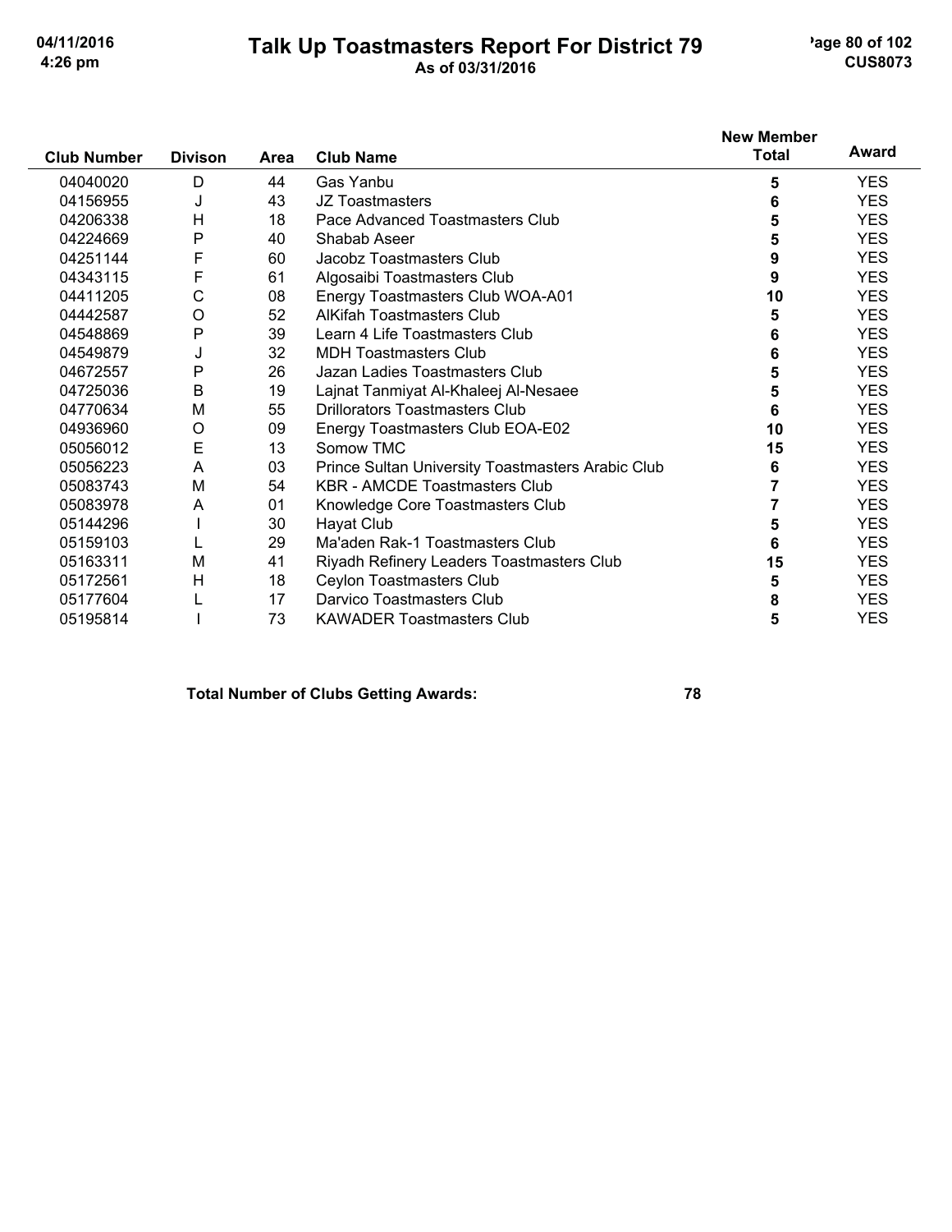# Talk Up Toastmasters Report For District 79

As of 03/31/2016

| Club Number | Divison | Area | Club Name | New Member Total | Award |
|---|---|---|---|---|---|
| 04040020 | D | 44 | Gas Yanbu | 5 | YES |
| 04156955 | J | 43 | JZ Toastmasters | 6 | YES |
| 04206338 | H | 18 | Pace Advanced Toastmasters Club | 5 | YES |
| 04224669 | P | 40 | Shabab Aseer | 5 | YES |
| 04251144 | F | 60 | Jacobz Toastmasters Club | 9 | YES |
| 04343115 | F | 61 | Algosaibi Toastmasters Club | 9 | YES |
| 04411205 | C | 08 | Energy Toastmasters Club WOA-A01 | 10 | YES |
| 04442587 | O | 52 | AlKifah Toastmasters Club | 5 | YES |
| 04548869 | P | 39 | Learn 4 Life Toastmasters Club | 6 | YES |
| 04549879 | J | 32 | MDH Toastmasters Club | 6 | YES |
| 04672557 | P | 26 | Jazan Ladies Toastmasters Club | 5 | YES |
| 04725036 | B | 19 | Lajnat Tanmiyat Al-Khaleej Al-Nesaee | 5 | YES |
| 04770634 | M | 55 | Drillorators Toastmasters Club | 6 | YES |
| 04936960 | O | 09 | Energy Toastmasters Club EOA-E02 | 10 | YES |
| 05056012 | E | 13 | Somow TMC | 15 | YES |
| 05056223 | A | 03 | Prince Sultan University Toastmasters Arabic Club | 6 | YES |
| 05083743 | M | 54 | KBR - AMCDE Toastmasters Club | 7 | YES |
| 05083978 | A | 01 | Knowledge Core Toastmasters Club | 7 | YES |
| 05144296 | I | 30 | Hayat Club | 5 | YES |
| 05159103 | L | 29 | Ma'aden Rak-1 Toastmasters Club | 6 | YES |
| 05163311 | M | 41 | Riyadh Refinery Leaders Toastmasters Club | 15 | YES |
| 05172561 | H | 18 | Ceylon Toastmasters Club | 5 | YES |
| 05177604 | L | 17 | Darvico Toastmasters Club | 8 | YES |
| 05195814 | I | 73 | KAWADER Toastmasters Club | 5 | YES |

**Total Number of Clubs Getting Awards: 78**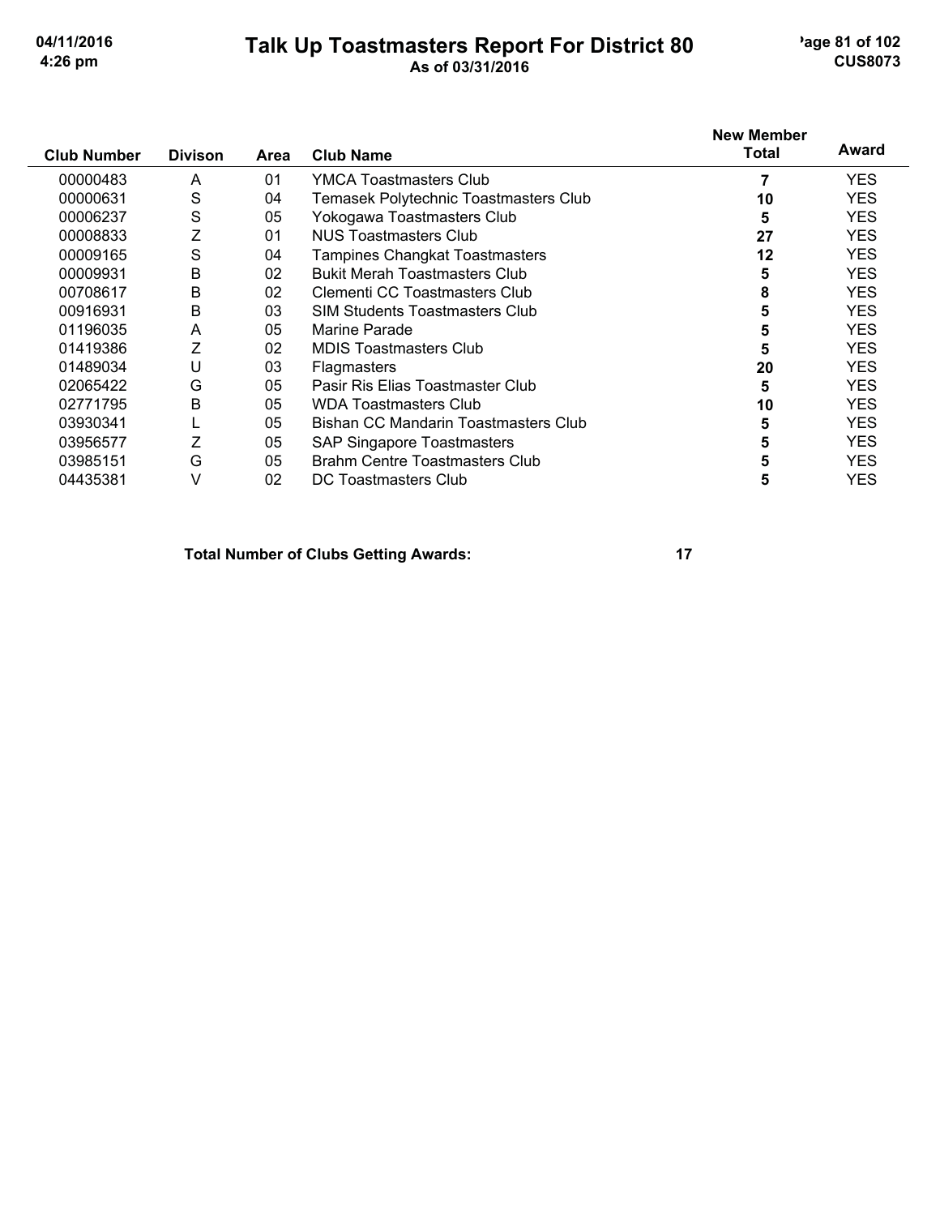# Talk Up Toastmasters Report For District 80

**As of 03/31/2016**

| Club Number | Divison | Area | Club Name | New Member Total | Award |
|---|---|---|---|---|---|
| 00000483 | A | 01 | YMCA Toastmasters Club | 7 | YES |
| 00000631 | S | 04 | Temasek Polytechnic Toastmasters Club | 10 | YES |
| 00006237 | S | 05 | Yokogawa Toastmasters Club | 5 | YES |
| 00008833 | Z | 01 | NUS Toastmasters Club | 27 | YES |
| 00009165 | S | 04 | Tampines Changkat Toastmasters | 12 | YES |
| 00009931 | B | 02 | Bukit Merah Toastmasters Club | 5 | YES |
| 00708617 | B | 02 | Clementi CC Toastmasters Club | 8 | YES |
| 00916931 | B | 03 | SIM Students Toastmasters Club | 5 | YES |
| 01196035 | A | 05 | Marine Parade | 5 | YES |
| 01419386 | Z | 02 | MDIS Toastmasters Club | 5 | YES |
| 01489034 | U | 03 | Flagmasters | 20 | YES |
| 02065422 | G | 05 | Pasir Ris Elias Toastmaster Club | 5 | YES |
| 02771795 | B | 05 | WDA Toastmasters Club | 10 | YES |
| 03930341 | L | 05 | Bishan CC Mandarin Toastmasters Club | 5 | YES |
| 03956577 | Z | 05 | SAP Singapore Toastmasters | 5 | YES |
| 03985151 | G | 05 | Brahm Centre Toastmasters Club | 5 | YES |
| 04435381 | V | 02 | DC Toastmasters Club | 5 | YES |

**Total Number of Clubs Getting Awards: 17**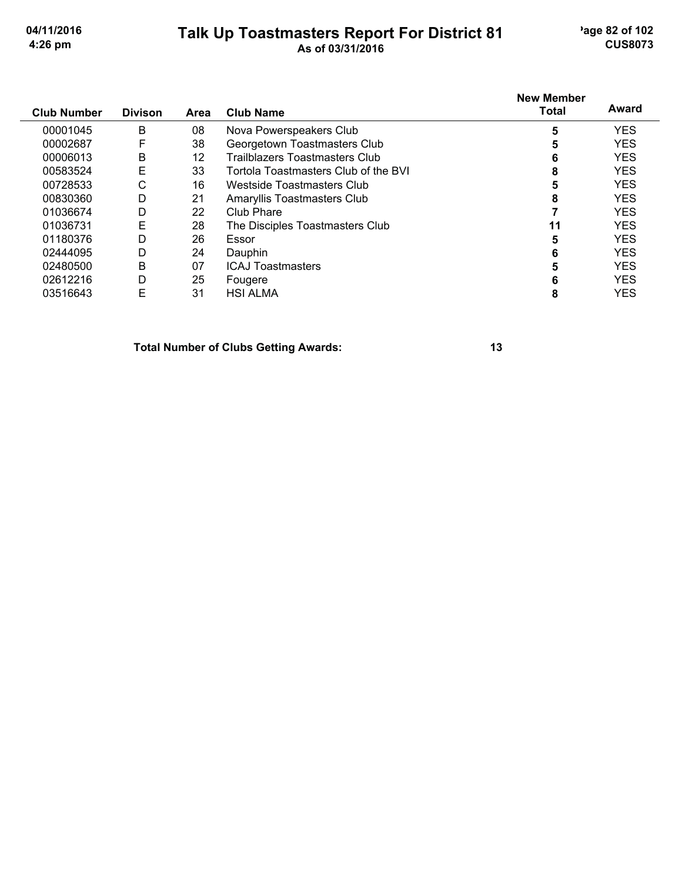# Talk Up Toastmasters Report For District 81

As of 03/31/2016

| Club Number | Divison | Area | Club Name | New Member Total | Award |
|---|---|---|---|---|---|
| 00001045 | B | 08 | Nova Powerspeakers Club | 5 | YES |
| 00002687 | F | 38 | Georgetown Toastmasters Club | 5 | YES |
| 00006013 | B | 12 | Trailblazers Toastmasters Club | 6 | YES |
| 00583524 | E | 33 | Tortola Toastmasters Club of the BVI | 8 | YES |
| 00728533 | C | 16 | Westside Toastmasters Club | 5 | YES |
| 00830360 | D | 21 | Amaryllis Toastmasters Club | 8 | YES |
| 01036674 | D | 22 | Club Phare | 7 | YES |
| 01036731 | E | 28 | The Disciples Toastmasters Club | 11 | YES |
| 01180376 | D | 26 | Essor | 5 | YES |
| 02444095 | D | 24 | Dauphin | 6 | YES |
| 02480500 | B | 07 | ICAJ Toastmasters | 5 | YES |
| 02612216 | D | 25 | Fougere | 6 | YES |
| 03516643 | E | 31 | HSI ALMA | 8 | YES |

**Total Number of Clubs Getting Awards: 13**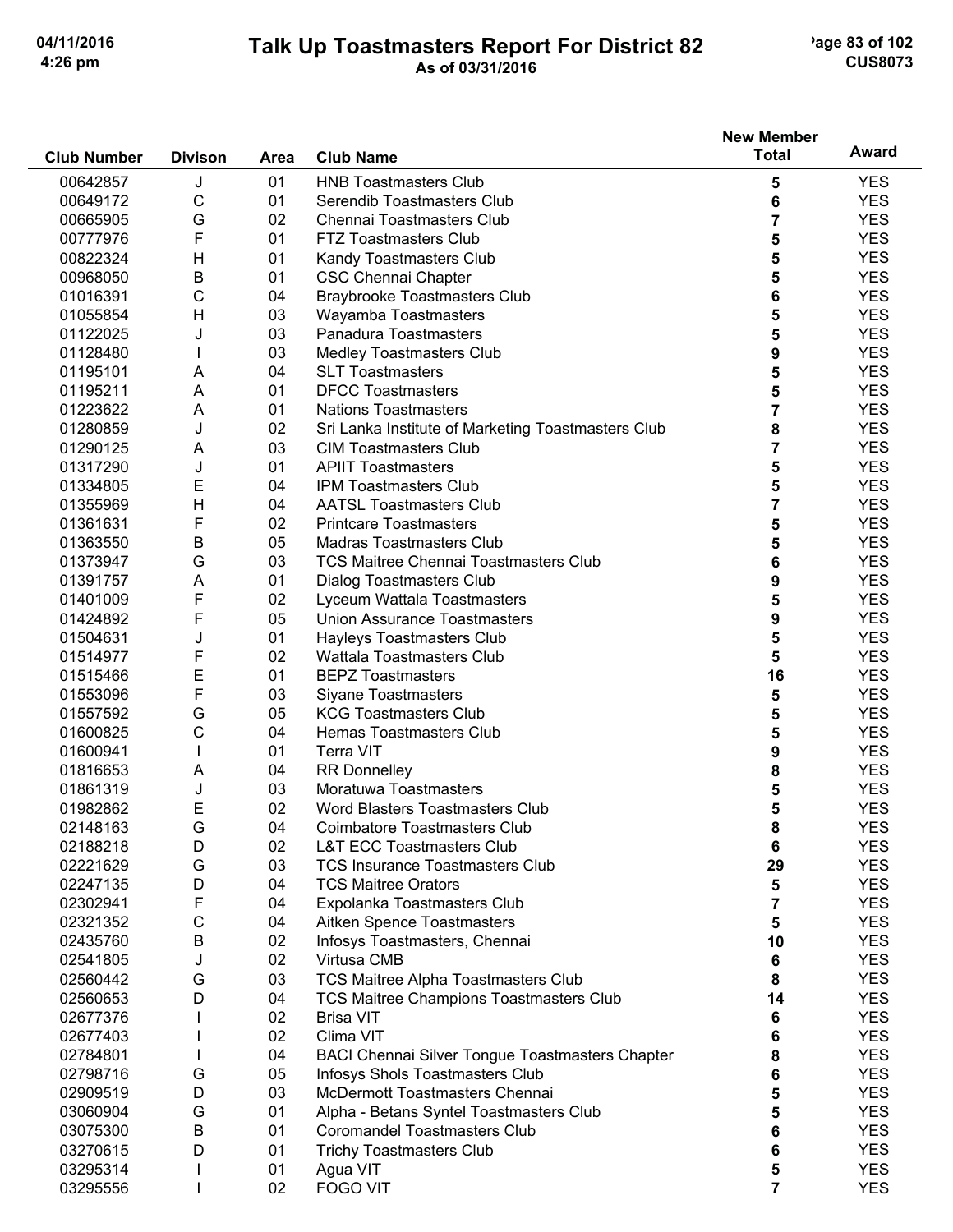# Talk Up Toastmasters Report For District 82

As of 03/31/2016

| Club Number | Divison | Area | Club Name | New Member Total | Award |
|---|---|---|---|---|---|
| 00642857 | J | 01 | HNB Toastmasters Club | 5 | YES |
| 00649172 | C | 01 | Serendib Toastmasters Club | 6 | YES |
| 00665905 | G | 02 | Chennai Toastmasters Club | 7 | YES |
| 00777976 | F | 01 | FTZ Toastmasters Club | 5 | YES |
| 00822324 | H | 01 | Kandy Toastmasters Club | 5 | YES |
| 00968050 | B | 01 | CSC Chennai Chapter | 5 | YES |
| 01016391 | C | 04 | Braybrooke Toastmasters Club | 6 | YES |
| 01055854 | H | 03 | Wayamba Toastmasters | 5 | YES |
| 01122025 | J | 03 | Panadura Toastmasters | 5 | YES |
| 01128480 | I | 03 | Medley Toastmasters Club | 9 | YES |
| 01195101 | A | 04 | SLT Toastmasters | 5 | YES |
| 01195211 | A | 01 | DFCC Toastmasters | 5 | YES |
| 01223622 | A | 01 | Nations Toastmasters | 7 | YES |
| 01280859 | J | 02 | Sri Lanka Institute of Marketing Toastmasters Club | 8 | YES |
| 01290125 | A | 03 | CIM Toastmasters Club | 7 | YES |
| 01317290 | J | 01 | APIIT Toastmasters | 5 | YES |
| 01334805 | E | 04 | IPM Toastmasters Club | 5 | YES |
| 01355969 | H | 04 | AATSL Toastmasters Club | 7 | YES |
| 01361631 | F | 02 | Printcare Toastmasters | 5 | YES |
| 01363550 | B | 05 | Madras Toastmasters Club | 5 | YES |
| 01373947 | G | 03 | TCS Maitree Chennai Toastmasters Club | 6 | YES |
| 01391757 | A | 01 | Dialog Toastmasters Club | 9 | YES |
| 01401009 | F | 02 | Lyceum Wattala Toastmasters | 5 | YES |
| 01424892 | F | 05 | Union Assurance Toastmasters | 9 | YES |
| 01504631 | J | 01 | Hayleys Toastmasters Club | 5 | YES |
| 01514977 | F | 02 | Wattala Toastmasters Club | 5 | YES |
| 01515466 | E | 01 | BEPZ Toastmasters | 16 | YES |
| 01553096 | F | 03 | Siyane Toastmasters | 5 | YES |
| 01557592 | G | 05 | KCG Toastmasters Club | 5 | YES |
| 01600825 | C | 04 | Hemas Toastmasters Club | 5 | YES |
| 01600941 | I | 01 | Terra VIT | 9 | YES |
| 01816653 | A | 04 | RR Donnelley | 8 | YES |
| 01861319 | J | 03 | Moratuwa Toastmasters | 5 | YES |
| 01982862 | E | 02 | Word Blasters Toastmasters Club | 5 | YES |
| 02148163 | G | 04 | Coimbatore Toastmasters Club | 8 | YES |
| 02188218 | D | 02 | L&T ECC Toastmasters Club | 6 | YES |
| 02221629 | G | 03 | TCS Insurance Toastmasters Club | 29 | YES |
| 02247135 | D | 04 | TCS Maitree Orators | 5 | YES |
| 02302941 | F | 04 | Expolanka Toastmasters Club | 7 | YES |
| 02321352 | C | 04 | Aitken Spence Toastmasters | 5 | YES |
| 02435760 | B | 02 | Infosys Toastmasters, Chennai | 10 | YES |
| 02541805 | J | 02 | Virtusa CMB | 6 | YES |
| 02560442 | G | 03 | TCS Maitree Alpha Toastmasters Club | 8 | YES |
| 02560653 | D | 04 | TCS Maitree Champions Toastmasters Club | 14 | YES |
| 02677376 | I | 02 | Brisa VIT | 6 | YES |
| 02677403 | I | 02 | Clima VIT | 6 | YES |
| 02784801 | I | 04 | BACI Chennai Silver Tongue Toastmasters Chapter | 8 | YES |
| 02798716 | G | 05 | Infosys Shols Toastmasters Club | 6 | YES |
| 02909519 | D | 03 | McDermott Toastmasters Chennai | 5 | YES |
| 03060904 | G | 01 | Alpha - Betans Syntel Toastmasters Club | 5 | YES |
| 03075300 | B | 01 | Coromandel Toastmasters Club | 6 | YES |
| 03270615 | D | 01 | Trichy Toastmasters Club | 6 | YES |
| 03295314 | I | 01 | Agua VIT | 5 | YES |
| 03295556 | I | 02 | FOGO VIT | 7 | YES |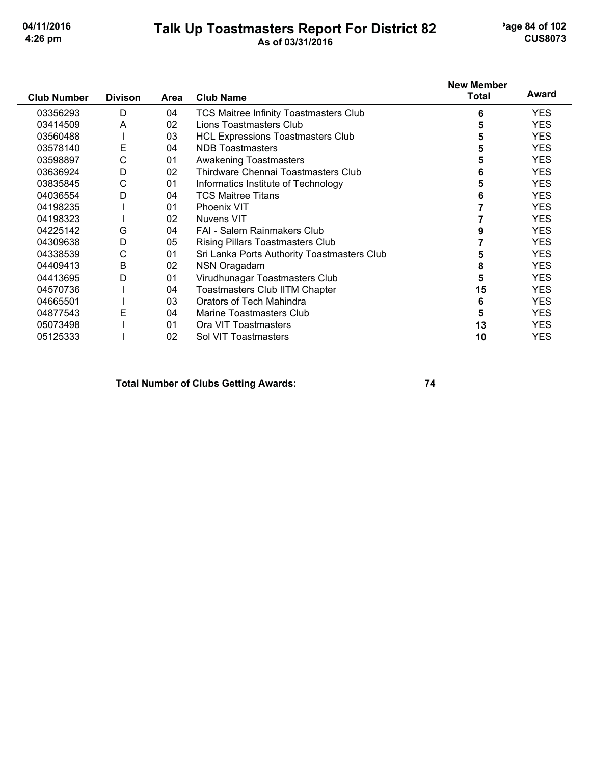| Club Number | Divison | Area | Club Name | New Member Total | Award |
|---|---|---|---|---|---|
| 03356293 | D | 04 | TCS Maitree Infinity Toastmasters Club | 6 | YES |
| 03414509 | A | 02 | Lions Toastmasters Club | 5 | YES |
| 03560488 | I | 03 | HCL Expressions Toastmasters Club | 5 | YES |
| 03578140 | E | 04 | NDB Toastmasters | 5 | YES |
| 03598897 | C | 01 | Awakening Toastmasters | 5 | YES |
| 03636924 | D | 02 | Thirdware Chennai Toastmasters Club | 6 | YES |
| 03835845 | C | 01 | Informatics Institute of Technology | 5 | YES |
| 04036554 | D | 04 | TCS Maitree Titans | 6 | YES |
| 04198235 | I | 01 | Phoenix VIT | 7 | YES |
| 04198323 | I | 02 | Nuvens VIT | 7 | YES |
| 04225142 | G | 04 | FAI - Salem Rainmakers Club | 9 | YES |
| 04309638 | D | 05 | Rising Pillars Toastmasters Club | 7 | YES |
| 04338539 | C | 01 | Sri Lanka Ports Authority Toastmasters Club | 5 | YES |
| 04409413 | B | 02 | NSN Oragadam | 8 | YES |
| 04413695 | D | 01 | Virudhunagar Toastmasters Club | 5 | YES |
| 04570736 | I | 04 | Toastmasters Club IITM Chapter | 15 | YES |
| 04665501 | I | 03 | Orators of Tech Mahindra | 6 | YES |
| 04877543 | E | 04 | Marine Toastmasters Club | 5 | YES |
| 05073498 | I | 01 | Ora VIT Toastmasters | 13 | YES |
| 05125333 | I | 02 | Sol VIT Toastmasters | 10 | YES |

**Total Number of Clubs Getting Awards:** **74**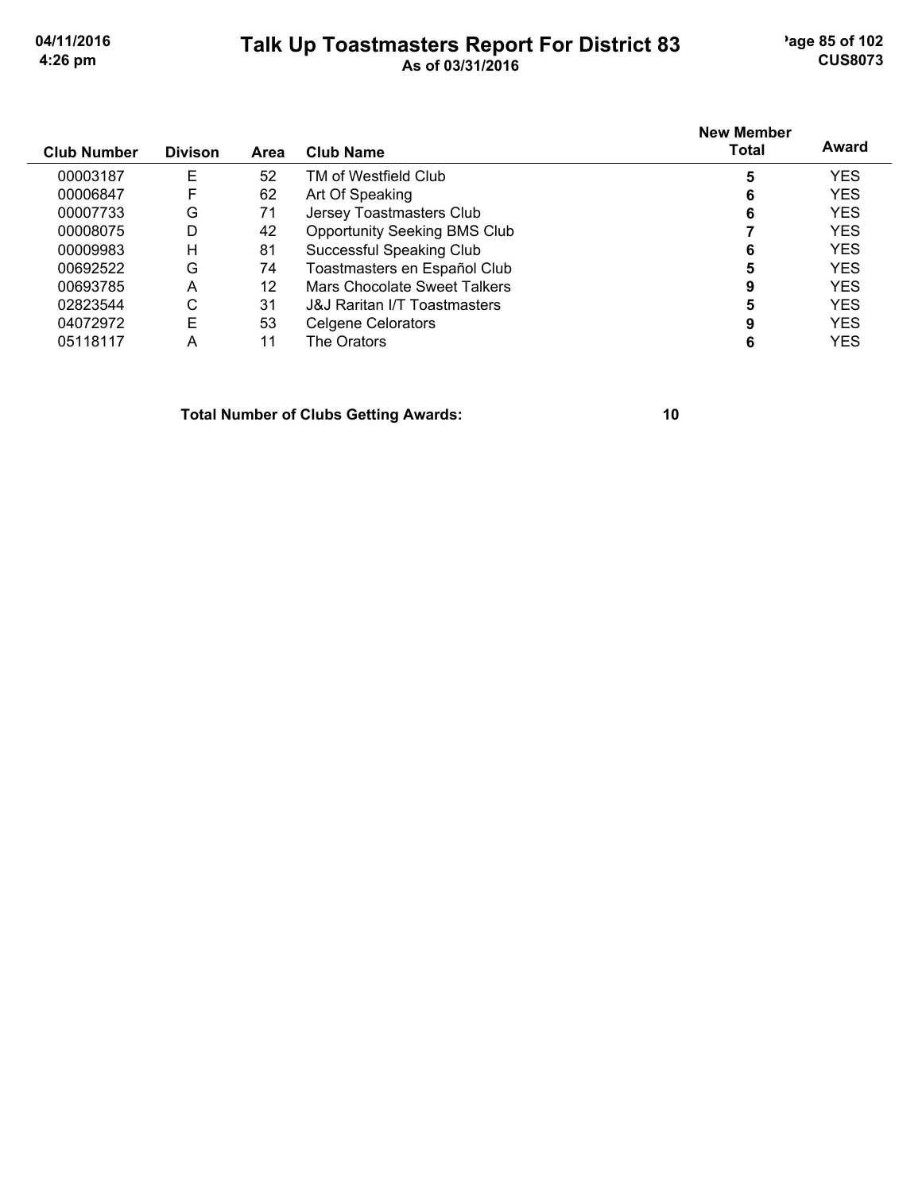# Talk Up Toastmasters Report For District 83

As of 03/31/2016

| Club Number | Divison | Area | Club Name | New Member Total | Award |
|---|---|---|---|---|---|
| 00003187 | E | 52 | TM of Westfield Club | 5 | YES |
| 00006847 | F | 62 | Art Of Speaking | 6 | YES |
| 00007733 | G | 71 | Jersey Toastmasters Club | 6 | YES |
| 00008075 | D | 42 | Opportunity Seeking BMS Club | 7 | YES |
| 00009983 | H | 81 | Successful Speaking Club | 6 | YES |
| 00692522 | G | 74 | Toastmasters en Español Club | 5 | YES |
| 00693785 | A | 12 | Mars Chocolate Sweet Talkers | 9 | YES |
| 02823544 | C | 31 | J&J Raritan I/T Toastmasters | 5 | YES |
| 04072972 | E | 53 | Celgene Celorators | 9 | YES |
| 05118117 | A | 11 | The Orators | 6 | YES |

**Total Number of Clubs Getting Awards: 10**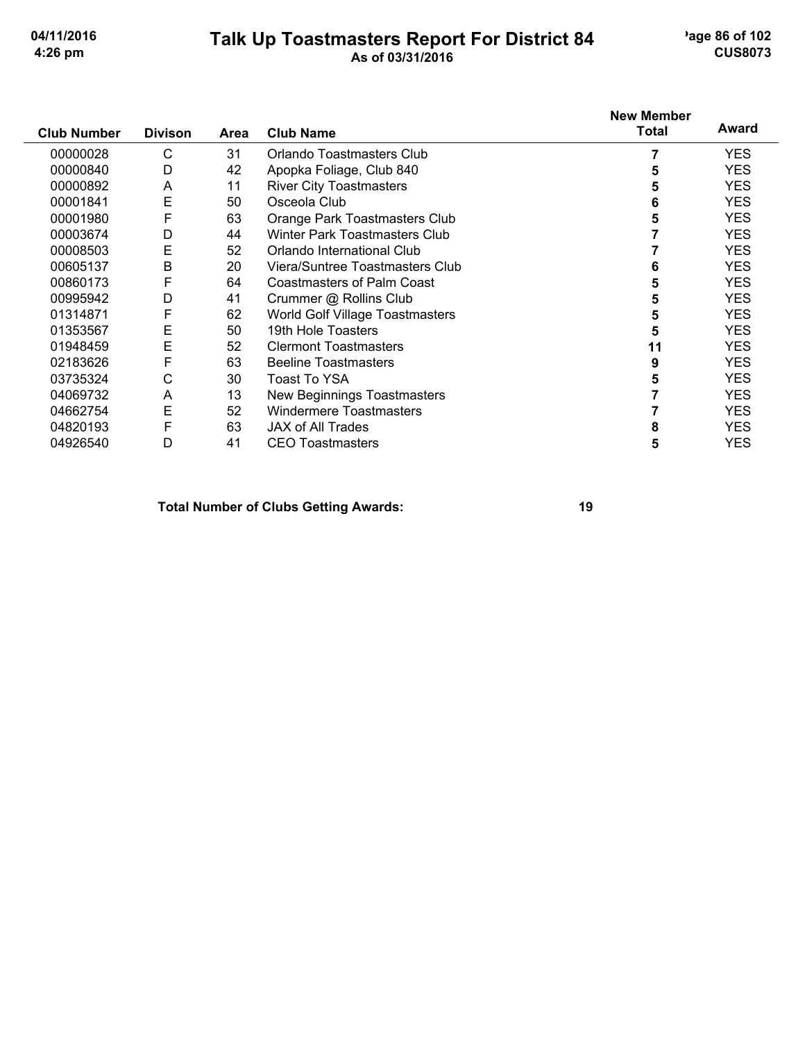# Talk Up Toastmasters Report For District 84

As of 03/31/2016

| Club Number | Divison | Area | Club Name | New Member Total | Award |
|---|---|---|---|---|---|
| 00000028 | C | 31 | Orlando Toastmasters Club | 7 | YES |
| 00000840 | D | 42 | Apopka Foliage, Club 840 | 5 | YES |
| 00000892 | A | 11 | River City Toastmasters | 5 | YES |
| 00001841 | E | 50 | Osceola Club | 6 | YES |
| 00001980 | F | 63 | Orange Park Toastmasters Club | 5 | YES |
| 00003674 | D | 44 | Winter Park Toastmasters Club | 7 | YES |
| 00008503 | E | 52 | Orlando International Club | 7 | YES |
| 00605137 | B | 20 | Viera/Suntree Toastmasters Club | 6 | YES |
| 00860173 | F | 64 | Coastmasters of Palm Coast | 5 | YES |
| 00995942 | D | 41 | Crummer @ Rollins Club | 5 | YES |
| 01314871 | F | 62 | World Golf Village Toastmasters | 5 | YES |
| 01353567 | E | 50 | 19th Hole Toasters | 5 | YES |
| 01948459 | E | 52 | Clermont Toastmasters | 11 | YES |
| 02183626 | F | 63 | Beeline Toastmasters | 9 | YES |
| 03735324 | C | 30 | Toast To YSA | 5 | YES |
| 04069732 | A | 13 | New Beginnings Toastmasters | 7 | YES |
| 04662754 | E | 52 | Windermere Toastmasters | 7 | YES |
| 04820193 | F | 63 | JAX of All Trades | 8 | YES |
| 04926540 | D | 41 | CEO Toastmasters | 5 | YES |

**Total Number of Clubs Getting Awards: 19**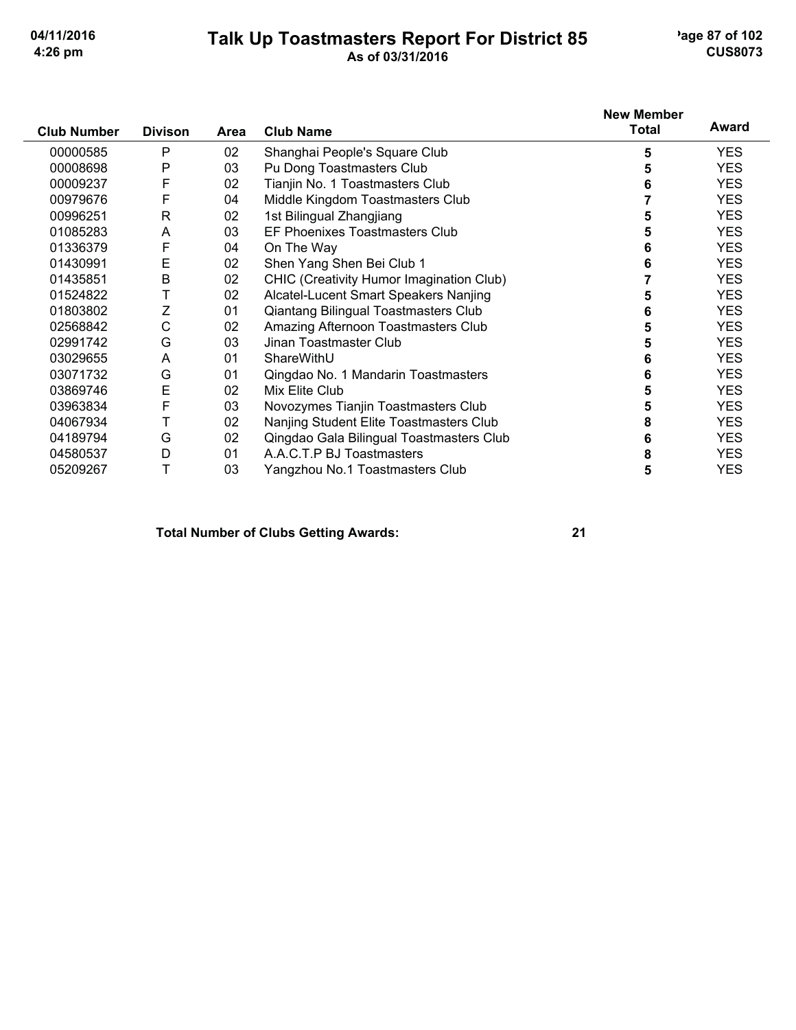# Talk Up Toastmasters Report For District 85

As of 03/31/2016

| Club Number | Divison | Area | Club Name | New Member Total | Award |
|---|---|---|---|---|---|
| 00000585 | P | 02 | Shanghai People's Square Club | 5 | YES |
| 00008698 | P | 03 | Pu Dong Toastmasters Club | 5 | YES |
| 00009237 | F | 02 | Tianjin No. 1 Toastmasters Club | 6 | YES |
| 00979676 | F | 04 | Middle Kingdom Toastmasters Club | 7 | YES |
| 00996251 | R | 02 | 1st Bilingual Zhangjiang | 5 | YES |
| 01085283 | A | 03 | EF Phoenixes Toastmasters Club | 5 | YES |
| 01336379 | F | 04 | On The Way | 6 | YES |
| 01430991 | E | 02 | Shen Yang Shen Bei Club 1 | 6 | YES |
| 01435851 | B | 02 | CHIC (Creativity Humor Imagination Club) | 7 | YES |
| 01524822 | T | 02 | Alcatel-Lucent Smart Speakers Nanjing | 5 | YES |
| 01803802 | Z | 01 | Qiantang Bilingual Toastmasters Club | 6 | YES |
| 02568842 | C | 02 | Amazing Afternoon Toastmasters Club | 5 | YES |
| 02991742 | G | 03 | Jinan Toastmaster Club | 5 | YES |
| 03029655 | A | 01 | ShareWithU | 6 | YES |
| 03071732 | G | 01 | Qingdao No. 1 Mandarin Toastmasters | 6 | YES |
| 03869746 | E | 02 | Mix Elite Club | 5 | YES |
| 03963834 | F | 03 | Novozymes Tianjin Toastmasters Club | 5 | YES |
| 04067934 | T | 02 | Nanjing Student Elite Toastmasters Club | 8 | YES |
| 04189794 | G | 02 | Qingdao Gala Bilingual Toastmasters Club | 6 | YES |
| 04580537 | D | 01 | A.A.C.T.P BJ Toastmasters | 8 | YES |
| 05209267 | T | 03 | Yangzhou No.1 Toastmasters Club | 5 | YES |

**Total Number of Clubs Getting Awards: 21**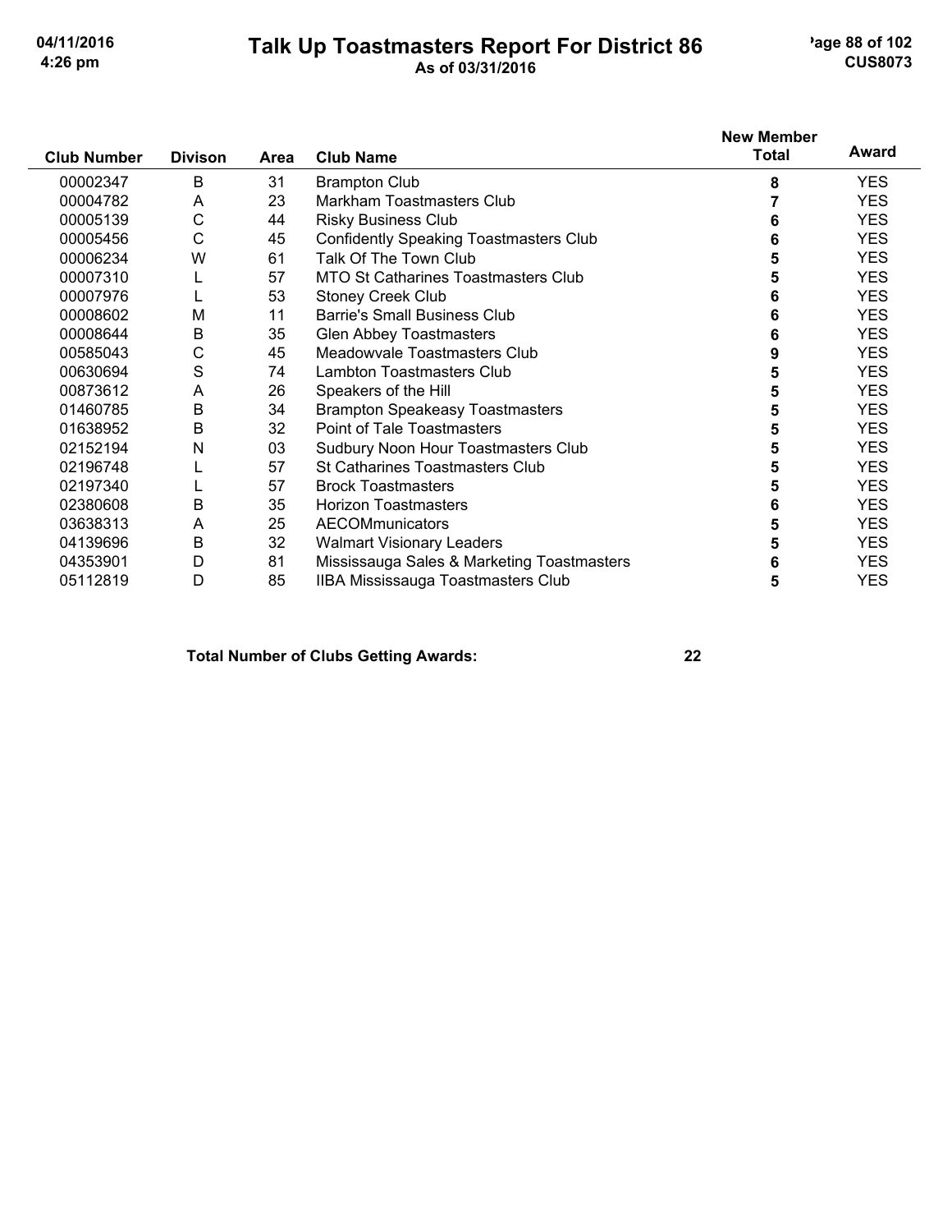# Talk Up Toastmasters Report For District 86

As of 03/31/2016

| Club Number | Divison | Area | Club Name | New Member Total | Award |
|---|---|---|---|---|---|
| 00002347 | B | 31 | Brampton Club | 8 | YES |
| 00004782 | A | 23 | Markham Toastmasters Club | 7 | YES |
| 00005139 | C | 44 | Risky Business Club | 6 | YES |
| 00005456 | C | 45 | Confidently Speaking Toastmasters Club | 6 | YES |
| 00006234 | W | 61 | Talk Of The Town Club | 5 | YES |
| 00007310 | L | 57 | MTO St Catharines Toastmasters Club | 5 | YES |
| 00007976 | L | 53 | Stoney Creek Club | 6 | YES |
| 00008602 | M | 11 | Barrie's Small Business Club | 6 | YES |
| 00008644 | B | 35 | Glen Abbey Toastmasters | 6 | YES |
| 00585043 | C | 45 | Meadowvale Toastmasters Club | 9 | YES |
| 00630694 | S | 74 | Lambton Toastmasters Club | 5 | YES |
| 00873612 | A | 26 | Speakers of the Hill | 5 | YES |
| 01460785 | B | 34 | Brampton Speakeasy Toastmasters | 5 | YES |
| 01638952 | B | 32 | Point of Tale Toastmasters | 5 | YES |
| 02152194 | N | 03 | Sudbury Noon Hour Toastmasters Club | 5 | YES |
| 02196748 | L | 57 | St Catharines Toastmasters Club | 5 | YES |
| 02197340 | L | 57 | Brock Toastmasters | 5 | YES |
| 02380608 | B | 35 | Horizon Toastmasters | 6 | YES |
| 03638313 | A | 25 | AECOMmunicators | 5 | YES |
| 04139696 | B | 32 | Walmart Visionary Leaders | 5 | YES |
| 04353901 | D | 81 | Mississauga Sales & Marketing Toastmasters | 6 | YES |
| 05112819 | D | 85 | IIBA Mississauga Toastmasters Club | 5 | YES |

**Total Number of Clubs Getting Awards: 22**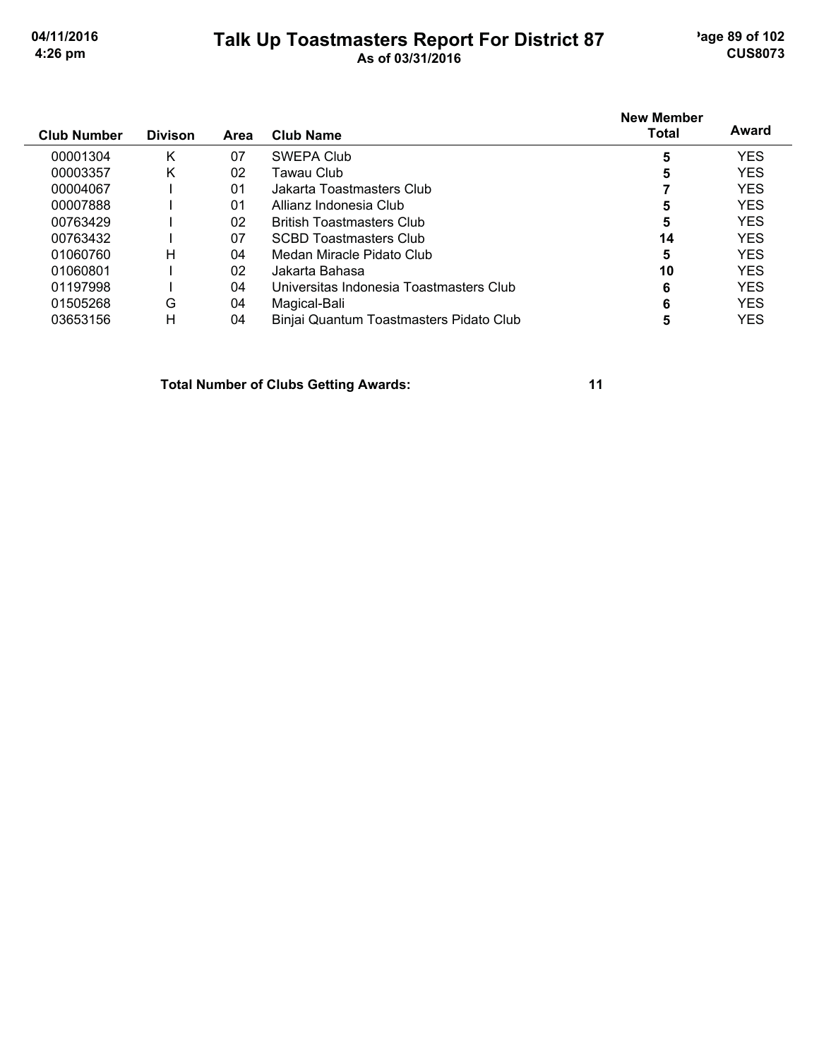# Talk Up Toastmasters Report For District 87

As of 03/31/2016

| Club Number | Divison | Area | Club Name | New Member Total | Award |
|---|---|---|---|---|---|
| 00001304 | K | 07 | SWEPA Club | 5 | YES |
| 00003357 | K | 02 | Tawau Club | 5 | YES |
| 00004067 | I | 01 | Jakarta Toastmasters Club | 7 | YES |
| 00007888 | I | 01 | Allianz Indonesia Club | 5 | YES |
| 00763429 | I | 02 | British Toastmasters Club | 5 | YES |
| 00763432 | I | 07 | SCBD Toastmasters Club | 14 | YES |
| 01060760 | H | 04 | Medan Miracle Pidato Club | 5 | YES |
| 01060801 | I | 02 | Jakarta Bahasa | 10 | YES |
| 01197998 | I | 04 | Universitas Indonesia Toastmasters Club | 6 | YES |
| 01505268 | G | 04 | Magical-Bali | 6 | YES |
| 03653156 | H | 04 | Binjai Quantum Toastmasters Pidato Club | 5 | YES |

**Total Number of Clubs Getting Awards: 11**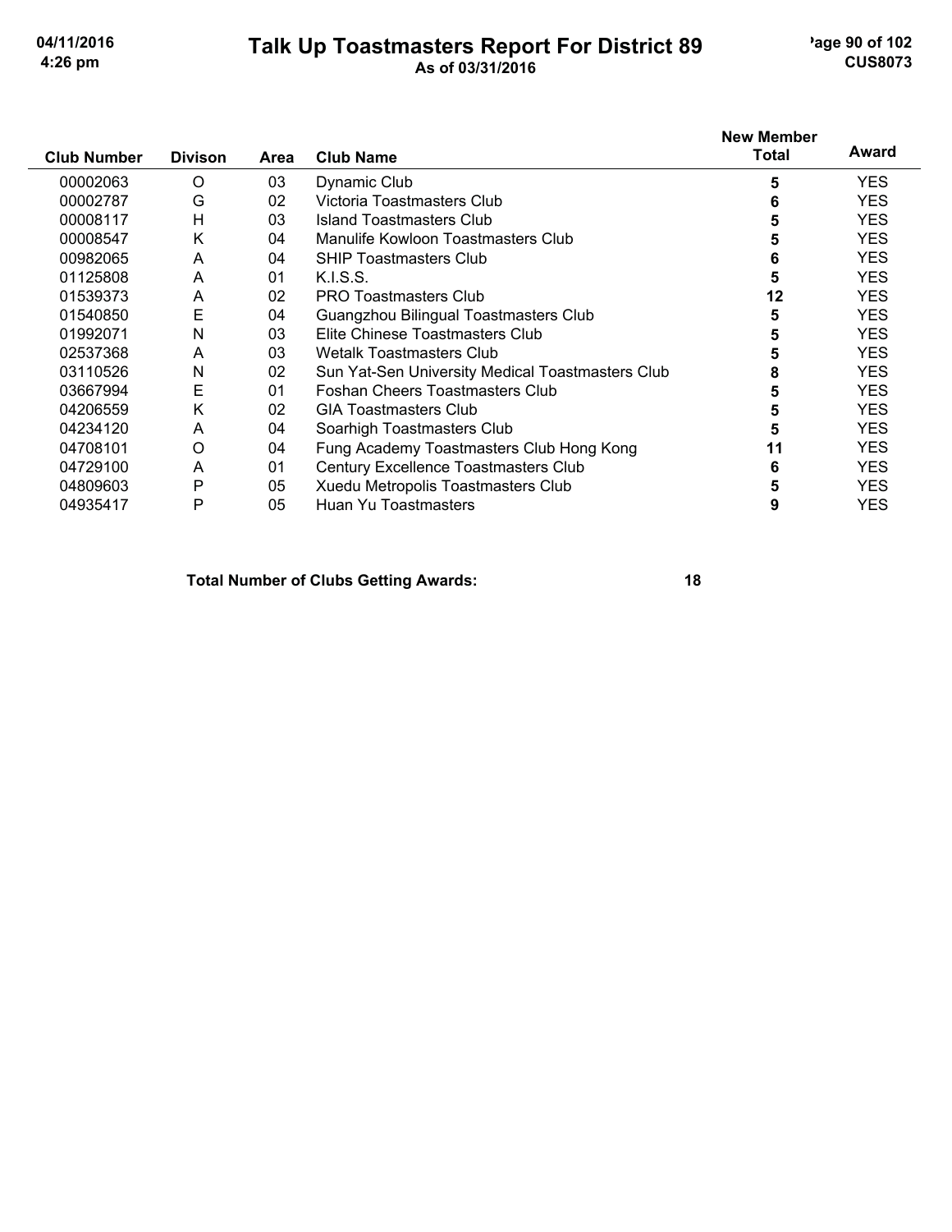# Talk Up Toastmasters Report For District 89

As of 03/31/2016

| Club Number | Divison | Area | Club Name | New Member Total | Award |
|---|---|---|---|---|---|
| 00002063 | O | 03 | Dynamic Club | 5 | YES |
| 00002787 | G | 02 | Victoria Toastmasters Club | 6 | YES |
| 00008117 | H | 03 | Island Toastmasters Club | 5 | YES |
| 00008547 | K | 04 | Manulife Kowloon Toastmasters Club | 5 | YES |
| 00982065 | A | 04 | SHIP Toastmasters Club | 6 | YES |
| 01125808 | A | 01 | K.I.S.S. | 5 | YES |
| 01539373 | A | 02 | PRO Toastmasters Club | 12 | YES |
| 01540850 | E | 04 | Guangzhou Bilingual Toastmasters Club | 5 | YES |
| 01992071 | N | 03 | Elite Chinese Toastmasters Club | 5 | YES |
| 02537368 | A | 03 | Wetalk Toastmasters Club | 5 | YES |
| 03110526 | N | 02 | Sun Yat-Sen University Medical Toastmasters Club | 8 | YES |
| 03667994 | E | 01 | Foshan Cheers Toastmasters Club | 5 | YES |
| 04206559 | K | 02 | GIA Toastmasters Club | 5 | YES |
| 04234120 | A | 04 | Soarhigh Toastmasters Club | 5 | YES |
| 04708101 | O | 04 | Fung Academy Toastmasters Club Hong Kong | 11 | YES |
| 04729100 | A | 01 | Century Excellence Toastmasters Club | 6 | YES |
| 04809603 | P | 05 | Xuedu Metropolis Toastmasters Club | 5 | YES |
| 04935417 | P | 05 | Huan Yu Toastmasters | 9 | YES |

**Total Number of Clubs Getting Awards: 18**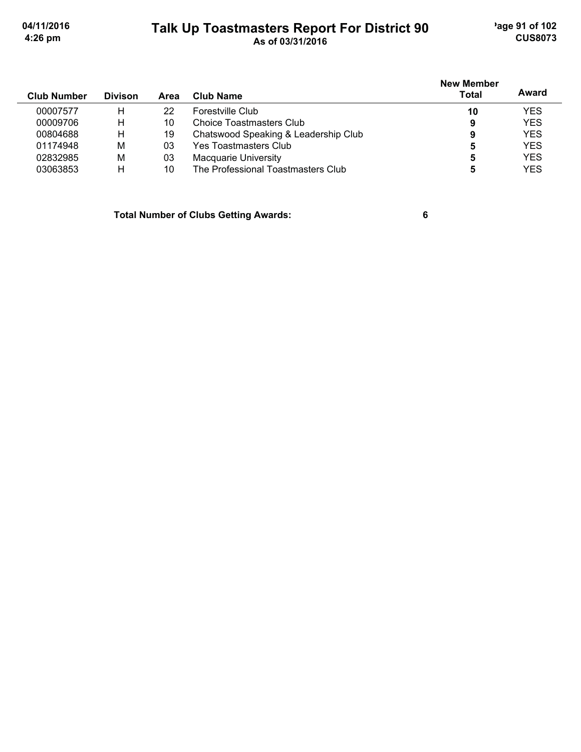# Talk Up Toastmasters Report For District 90

As of 03/31/2016

| Club Number | Divison | Area | Club Name | New Member Total | Award |
|---|---|---|---|---|---|
| 00007577 | H | 22 | Forestville Club | **10** | YES |
| 00009706 | H | 10 | Choice Toastmasters Club | **9** | YES |
| 00804688 | H | 19 | Chatswood Speaking & Leadership Club | **9** | YES |
| 01174948 | M | 03 | Yes Toastmasters Club | **5** | YES |
| 02832985 | M | 03 | Macquarie University | **5** | YES |
| 03063853 | H | 10 | The Professional Toastmasters Club | **5** | YES |

**Total Number of Clubs Getting Awards: 6**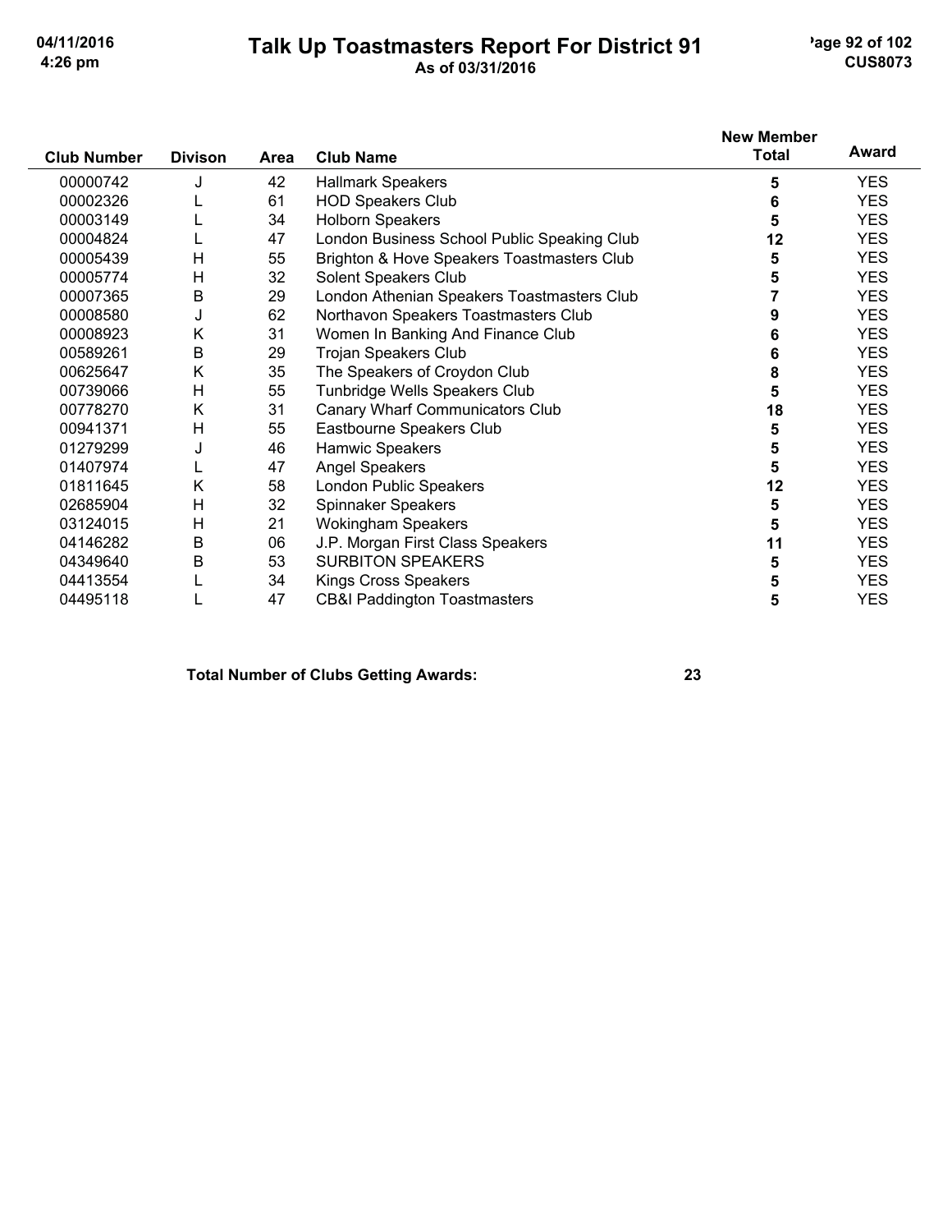# Talk Up Toastmasters Report For District 91

As of 03/31/2016

| Club Number | Divison | Area | Club Name | New Member Total | Award |
|---|---|---|---|---|---|
| 00000742 | J | 42 | Hallmark Speakers | 5 | YES |
| 00002326 | L | 61 | HOD Speakers Club | 6 | YES |
| 00003149 | L | 34 | Holborn Speakers | 5 | YES |
| 00004824 | L | 47 | London Business School Public Speaking Club | 12 | YES |
| 00005439 | H | 55 | Brighton & Hove Speakers Toastmasters Club | 5 | YES |
| 00005774 | H | 32 | Solent Speakers Club | 5 | YES |
| 00007365 | B | 29 | London Athenian Speakers Toastmasters Club | 7 | YES |
| 00008580 | J | 62 | Northavon Speakers Toastmasters Club | 9 | YES |
| 00008923 | K | 31 | Women In Banking And Finance Club | 6 | YES |
| 00589261 | B | 29 | Trojan Speakers Club | 6 | YES |
| 00625647 | K | 35 | The Speakers of Croydon Club | 8 | YES |
| 00739066 | H | 55 | Tunbridge Wells Speakers Club | 5 | YES |
| 00778270 | K | 31 | Canary Wharf Communicators Club | 18 | YES |
| 00941371 | H | 55 | Eastbourne Speakers Club | 5 | YES |
| 01279299 | J | 46 | Hamwic Speakers | 5 | YES |
| 01407974 | L | 47 | Angel Speakers | 5 | YES |
| 01811645 | K | 58 | London Public Speakers | 12 | YES |
| 02685904 | H | 32 | Spinnaker Speakers | 5 | YES |
| 03124015 | H | 21 | Wokingham Speakers | 5 | YES |
| 04146282 | B | 06 | J.P. Morgan First Class Speakers | 11 | YES |
| 04349640 | B | 53 | SURBITON SPEAKERS | 5 | YES |
| 04413554 | L | 34 | Kings Cross Speakers | 5 | YES |
| 04495118 | L | 47 | CB&I Paddington Toastmasters | 5 | YES |

**Total Number of Clubs Getting Awards: 23**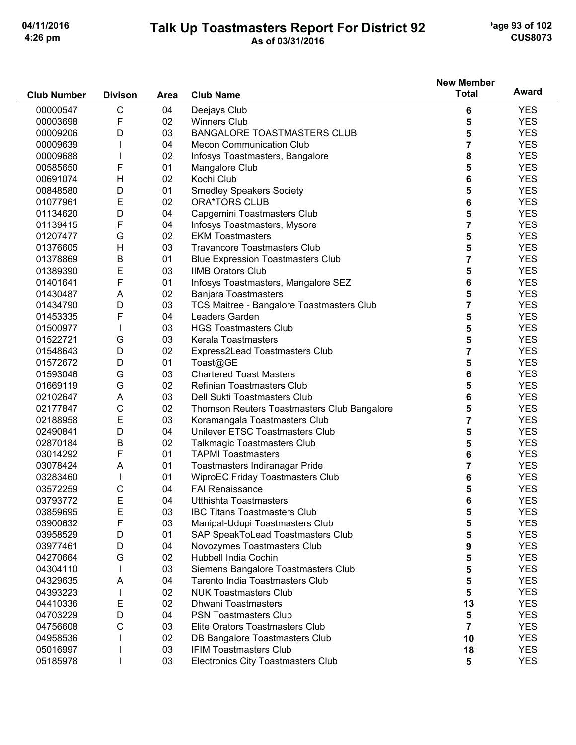# Talk Up Toastmasters Report For District 92

As of 03/31/2016

| Club Number | Divison | Area | Club Name | New Member Total | Award |
|---|---|---|---|---|---|
| 00000547 | C | 04 | Deejays Club | 6 | YES |
| 00003698 | F | 02 | Winners Club | 5 | YES |
| 00009206 | D | 03 | BANGALORE TOASTMASTERS CLUB | 5 | YES |
| 00009639 | I | 04 | Mecon Communication Club | 7 | YES |
| 00009688 | I | 02 | Infosys Toastmasters, Bangalore | 8 | YES |
| 00585650 | F | 01 | Mangalore Club | 5 | YES |
| 00691074 | H | 02 | Kochi Club | 6 | YES |
| 00848580 | D | 01 | Smedley Speakers Society | 5 | YES |
| 01077961 | E | 02 | ORA*TORS CLUB | 6 | YES |
| 01134620 | D | 04 | Capgemini Toastmasters Club | 5 | YES |
| 01139415 | F | 04 | Infosys Toastmasters, Mysore | 7 | YES |
| 01207477 | G | 02 | EKM Toastmasters | 5 | YES |
| 01376605 | H | 03 | Travancore Toastmasters Club | 5 | YES |
| 01378869 | B | 01 | Blue Expression Toastmasters Club | 7 | YES |
| 01389390 | E | 03 | IIMB Orators Club | 5 | YES |
| 01401641 | F | 01 | Infosys Toastmasters, Mangalore SEZ | 6 | YES |
| 01430487 | A | 02 | Banjara Toastmasters | 5 | YES |
| 01434790 | D | 03 | TCS Maitree - Bangalore Toastmasters Club | 7 | YES |
| 01453335 | F | 04 | Leaders Garden | 5 | YES |
| 01500977 | I | 03 | HGS Toastmasters Club | 5 | YES |
| 01522721 | G | 03 | Kerala Toastmasters | 5 | YES |
| 01548643 | D | 02 | Express2Lead Toastmasters Club | 7 | YES |
| 01572672 | D | 01 | Toast@GE | 5 | YES |
| 01593046 | G | 03 | Chartered Toast Masters | 6 | YES |
| 01669119 | G | 02 | Refinian Toastmasters Club | 5 | YES |
| 02102647 | A | 03 | Dell Sukti Toastmasters Club | 6 | YES |
| 02177847 | C | 02 | Thomson Reuters Toastmasters Club Bangalore | 5 | YES |
| 02188958 | E | 03 | Koramangala Toastmasters Club | 7 | YES |
| 02490841 | D | 04 | Unilever ETSC Toastmasters Club | 5 | YES |
| 02870184 | B | 02 | Talkmagic Toastmasters Club | 5 | YES |
| 03014292 | F | 01 | TAPMI Toastmasters | 6 | YES |
| 03078424 | A | 01 | Toastmasters Indiranagar Pride | 7 | YES |
| 03283460 | I | 01 | WiproEC Friday Toastmasters Club | 6 | YES |
| 03572259 | C | 04 | FAI Renaissance | 5 | YES |
| 03793772 | E | 04 | Utthishta Toastmasters | 6 | YES |
| 03859695 | E | 03 | IBC Titans Toastmasters Club | 5 | YES |
| 03900632 | F | 03 | Manipal-Udupi Toastmasters Club | 5 | YES |
| 03958529 | D | 01 | SAP SpeakToLead Toastmasters Club | 5 | YES |
| 03977461 | D | 04 | Novozymes Toastmasters Club | 9 | YES |
| 04270664 | G | 02 | Hubbell India Cochin | 5 | YES |
| 04304110 | I | 03 | Siemens Bangalore Toastmasters Club | 5 | YES |
| 04329635 | A | 04 | Tarento India Toastmasters Club | 5 | YES |
| 04393223 | I | 02 | NUK Toastmasters Club | 5 | YES |
| 04410336 | E | 02 | Dhwani Toastmasters | 13 | YES |
| 04703229 | D | 04 | PSN Toastmasters Club | 5 | YES |
| 04756608 | C | 03 | Elite Orators Toastmasters Club | 7 | YES |
| 04958536 | I | 02 | DB Bangalore Toastmasters Club | 10 | YES |
| 05016997 | I | 03 | IFIM Toastmasters Club | 18 | YES |
| 05185978 | I | 03 | Electronics City Toastmasters Club | 5 | YES |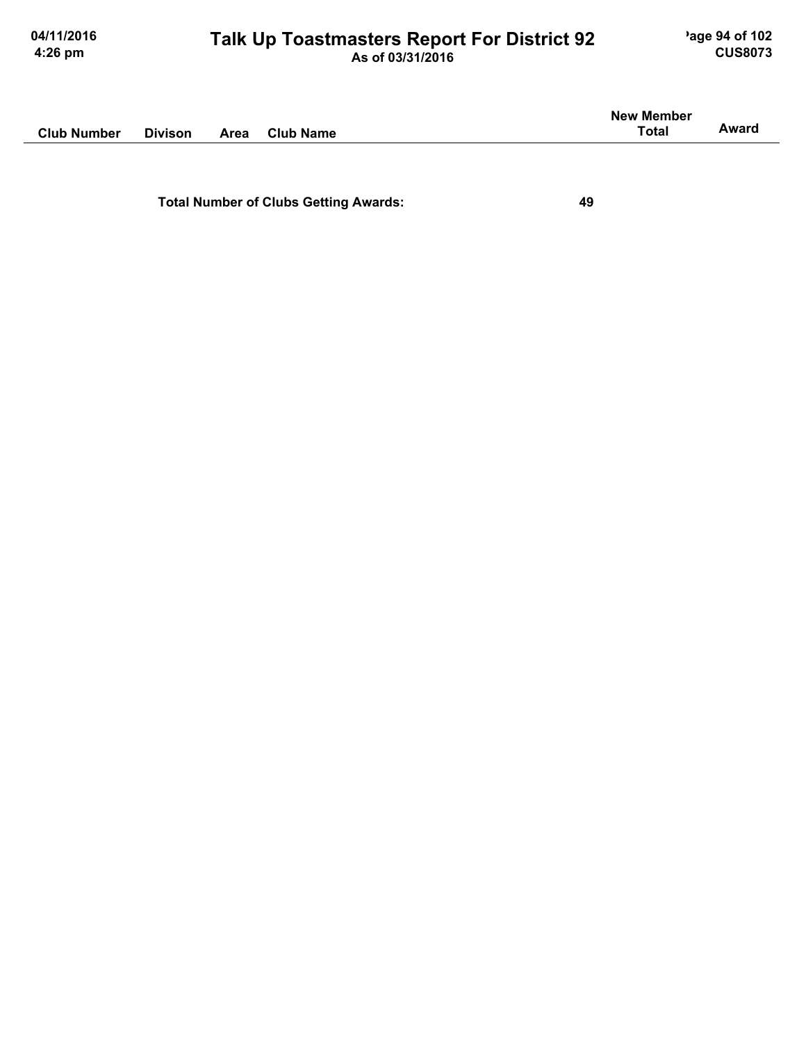| Club Number | Divison | Area | Club Name | New Member Total | Award |
|---|---|---|---|---|---|

**Total Number of Clubs Getting Awards:** 49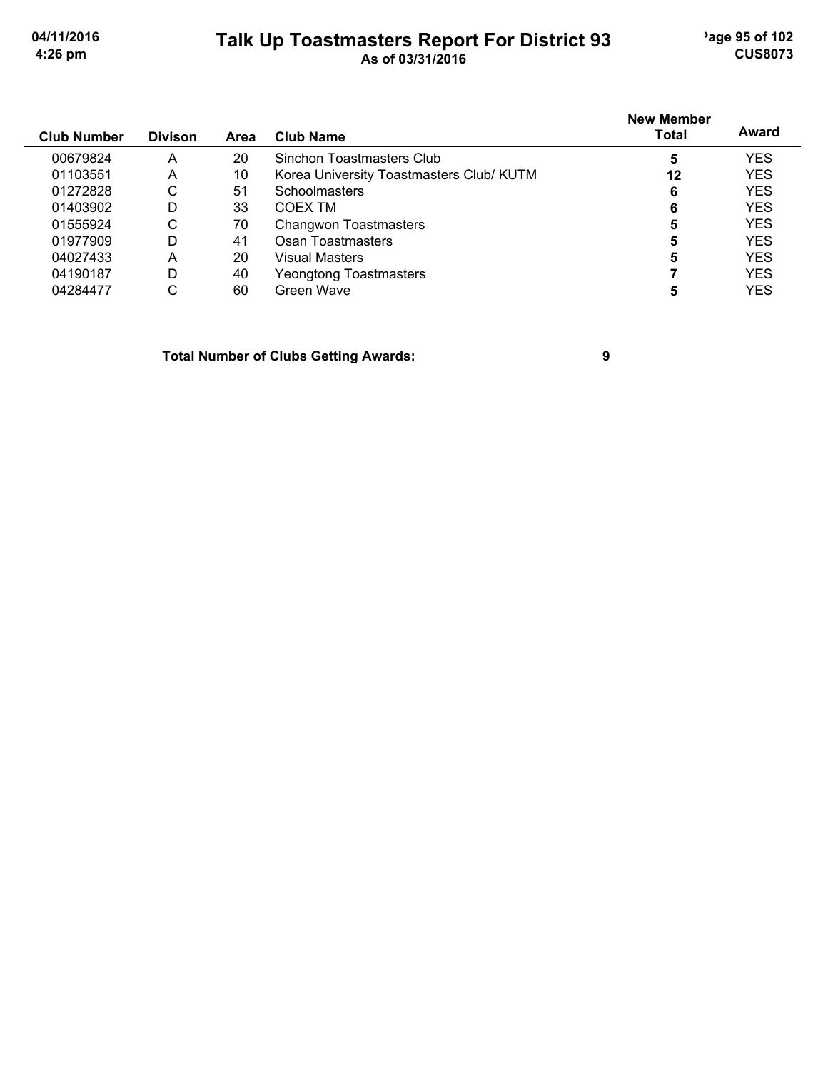# Talk Up Toastmasters Report For District 93

As of 03/31/2016

| Club Number | Divison | Area | Club Name | New Member Total | Award |
|---|---|---|---|---|---|
| 00679824 | A | 20 | Sinchon Toastmasters Club | 5 | YES |
| 01103551 | A | 10 | Korea University Toastmasters Club/ KUTM | 12 | YES |
| 01272828 | C | 51 | Schoolmasters | 6 | YES |
| 01403902 | D | 33 | COEX TM | 6 | YES |
| 01555924 | C | 70 | Changwon Toastmasters | 5 | YES |
| 01977909 | D | 41 | Osan Toastmasters | 5 | YES |
| 04027433 | A | 20 | Visual Masters | 5 | YES |
| 04190187 | D | 40 | Yeongtong Toastmasters | 7 | YES |
| 04284477 | C | 60 | Green Wave | 5 | YES |

**Total Number of Clubs Getting Awards: 9**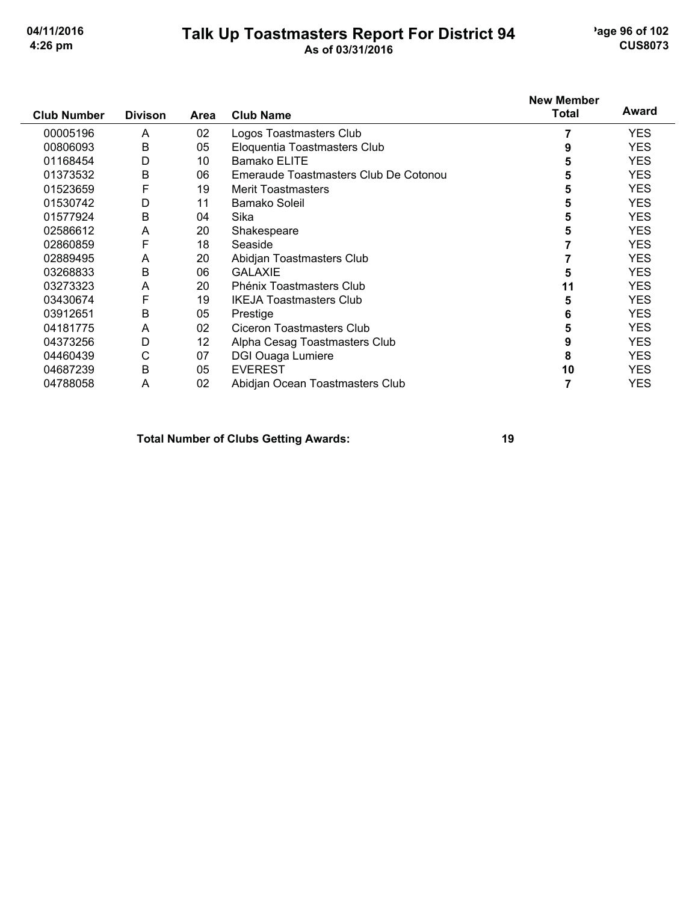# Talk Up Toastmasters Report For District 94

As of 03/31/2016

| Club Number | Divison | Area | Club Name | New Member Total | Award |
|---|---|---|---|---|---|
| 00005196 | A | 02 | Logos Toastmasters Club | 7 | YES |
| 00806093 | B | 05 | Eloquentia Toastmasters Club | 9 | YES |
| 01168454 | D | 10 | Bamako ELITE | 5 | YES |
| 01373532 | B | 06 | Emeraude Toastmasters Club De Cotonou | 5 | YES |
| 01523659 | F | 19 | Merit Toastmasters | 5 | YES |
| 01530742 | D | 11 | Bamako Soleil | 5 | YES |
| 01577924 | B | 04 | Sika | 5 | YES |
| 02586612 | A | 20 | Shakespeare | 5 | YES |
| 02860859 | F | 18 | Seaside | 7 | YES |
| 02889495 | A | 20 | Abidjan Toastmasters Club | 7 | YES |
| 03268833 | B | 06 | GALAXIE | 5 | YES |
| 03273323 | A | 20 | Phénix Toastmasters Club | 11 | YES |
| 03430674 | F | 19 | IKEJA Toastmasters Club | 5 | YES |
| 03912651 | B | 05 | Prestige | 6 | YES |
| 04181775 | A | 02 | Ciceron Toastmasters Club | 5 | YES |
| 04373256 | D | 12 | Alpha Cesag Toastmasters Club | 9 | YES |
| 04460439 | C | 07 | DGI Ouaga Lumiere | 8 | YES |
| 04687239 | B | 05 | EVEREST | 10 | YES |
| 04788058 | A | 02 | Abidjan Ocean Toastmasters Club | 7 | YES |

**Total Number of Clubs Getting Awards: 19**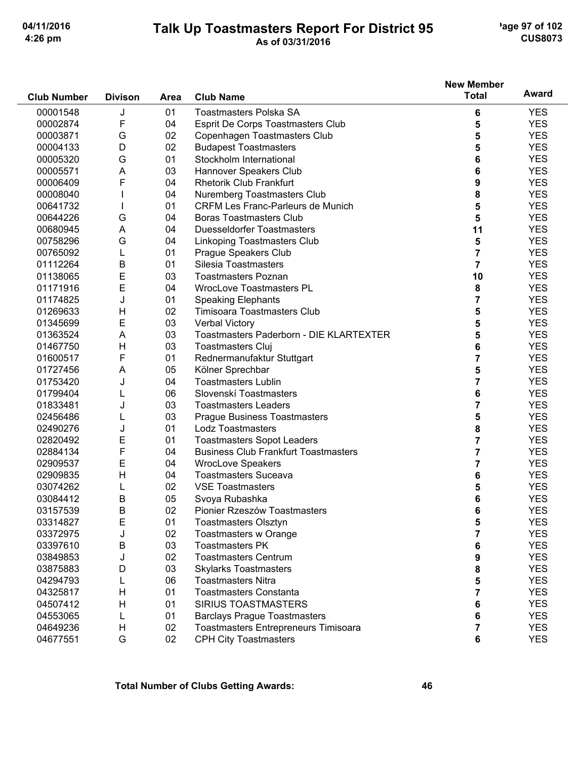# Talk Up Toastmasters Report For District 95

As of 03/31/2016

| Club Number | Divison | Area | Club Name | New Member Total | Award |
|---|---|---|---|---|---|
| 00001548 | J | 01 | Toastmasters Polska SA | 6 | YES |
| 00002874 | F | 04 | Esprit De Corps Toastmasters Club | 5 | YES |
| 00003871 | G | 02 | Copenhagen Toastmasters Club | 5 | YES |
| 00004133 | D | 02 | Budapest Toastmasters | 5 | YES |
| 00005320 | G | 01 | Stockholm International | 6 | YES |
| 00005571 | A | 03 | Hannover Speakers Club | 6 | YES |
| 00006409 | F | 04 | Rhetorik Club Frankfurt | 9 | YES |
| 00008040 | I | 04 | Nuremberg Toastmasters Club | 8 | YES |
| 00641732 | I | 01 | CRFM Les Franc-Parleurs de Munich | 5 | YES |
| 00644226 | G | 04 | Boras Toastmasters Club | 5 | YES |
| 00680945 | A | 04 | Duesseldorfer Toastmasters | 11 | YES |
| 00758296 | G | 04 | Linkoping Toastmasters Club | 5 | YES |
| 00765092 | L | 01 | Prague Speakers Club | 7 | YES |
| 01112264 | B | 01 | Silesia Toastmasters | 7 | YES |
| 01138065 | E | 03 | Toastmasters Poznan | 10 | YES |
| 01171916 | E | 04 | WrocLove Toastmasters PL | 8 | YES |
| 01174825 | J | 01 | Speaking Elephants | 7 | YES |
| 01269633 | H | 02 | Timisoara Toastmasters Club | 5 | YES |
| 01345699 | E | 03 | Verbal Victory | 5 | YES |
| 01363524 | A | 03 | Toastmasters Paderborn - DIE KLARTEXTER | 5 | YES |
| 01467750 | H | 03 | Toastmasters Cluj | 6 | YES |
| 01600517 | F | 01 | Rednermanufaktur Stuttgart | 7 | YES |
| 01727456 | A | 05 | Kölner Sprechbar | 5 | YES |
| 01753420 | J | 04 | Toastmasters Lublin | 7 | YES |
| 01799404 | L | 06 | Slovenskí Toastmasters | 6 | YES |
| 01833481 | J | 03 | Toastmasters Leaders | 7 | YES |
| 02456486 | L | 03 | Prague Business Toastmasters | 5 | YES |
| 02490276 | J | 01 | Lodz Toastmasters | 8 | YES |
| 02820492 | E | 01 | Toastmasters Sopot Leaders | 7 | YES |
| 02884134 | F | 04 | Business Club Frankfurt Toastmasters | 7 | YES |
| 02909537 | E | 04 | WrocLove Speakers | 7 | YES |
| 02909835 | H | 04 | Toastmasters Suceava | 6 | YES |
| 03074262 | L | 02 | VSE Toastmasters | 5 | YES |
| 03084412 | B | 05 | Svoya Rubashka | 6 | YES |
| 03157539 | B | 02 | Pionier Rzeszów Toastmasters | 6 | YES |
| 03314827 | E | 01 | Toastmasters Olsztyn | 5 | YES |
| 03372975 | J | 02 | Toastmasters w Orange | 7 | YES |
| 03397610 | B | 03 | Toastmasters PK | 6 | YES |
| 03849853 | J | 02 | Toastmasters Centrum | 9 | YES |
| 03875883 | D | 03 | Skylarks Toastmasters | 8 | YES |
| 04294793 | L | 06 | Toastmasters Nitra | 5 | YES |
| 04325817 | H | 01 | Toastmasters Constanta | 7 | YES |
| 04507412 | H | 01 | SIRIUS TOASTMASTERS | 6 | YES |
| 04553065 | L | 01 | Barclays Prague Toastmasters | 6 | YES |
| 04649236 | H | 02 | Toastmasters Entrepreneurs Timisoara | 7 | YES |
| 04677551 | G | 02 | CPH City Toastmasters | 6 | YES |

**Total Number of Clubs Getting Awards: 46**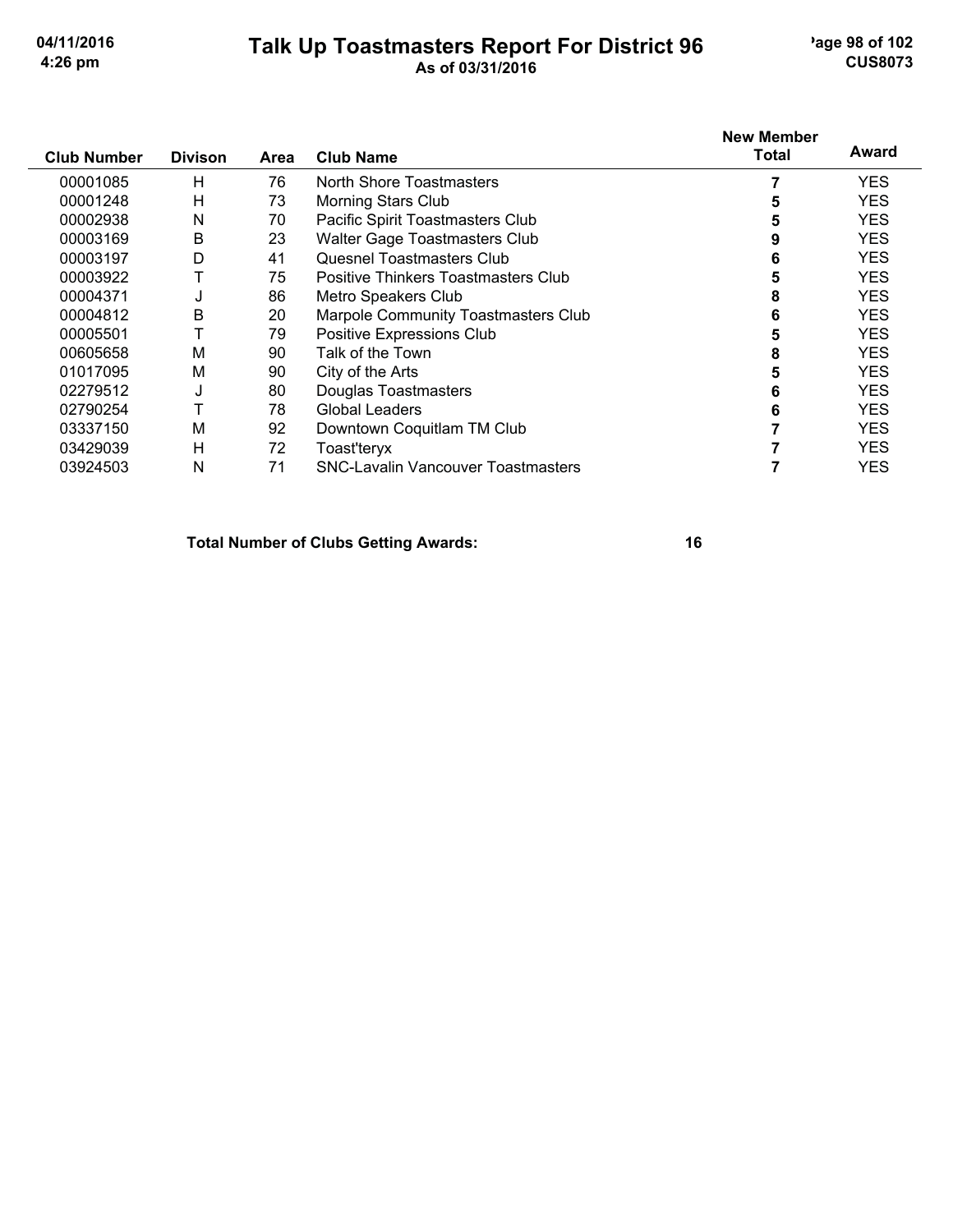# Talk Up Toastmasters Report For District 96

As of 03/31/2016

| Club Number | Divison | Area | Club Name | New Member Total | Award |
|---|---|---|---|---|---|
| 00001085 | H | 76 | North Shore Toastmasters | 7 | YES |
| 00001248 | H | 73 | Morning Stars Club | 5 | YES |
| 00002938 | N | 70 | Pacific Spirit Toastmasters Club | 5 | YES |
| 00003169 | B | 23 | Walter Gage Toastmasters Club | 9 | YES |
| 00003197 | D | 41 | Quesnel Toastmasters Club | 6 | YES |
| 00003922 | T | 75 | Positive Thinkers Toastmasters Club | 5 | YES |
| 00004371 | J | 86 | Metro Speakers Club | 8 | YES |
| 00004812 | B | 20 | Marpole Community Toastmasters Club | 6 | YES |
| 00005501 | T | 79 | Positive Expressions Club | 5 | YES |
| 00605658 | M | 90 | Talk of the Town | 8 | YES |
| 01017095 | M | 90 | City of the Arts | 5 | YES |
| 02279512 | J | 80 | Douglas Toastmasters | 6 | YES |
| 02790254 | T | 78 | Global Leaders | 6 | YES |
| 03337150 | M | 92 | Downtown Coquitlam TM Club | 7 | YES |
| 03429039 | H | 72 | Toast'teryx | 7 | YES |
| 03924503 | N | 71 | SNC-Lavalin Vancouver Toastmasters | 7 | YES |

**Total Number of Clubs Getting Awards: 16**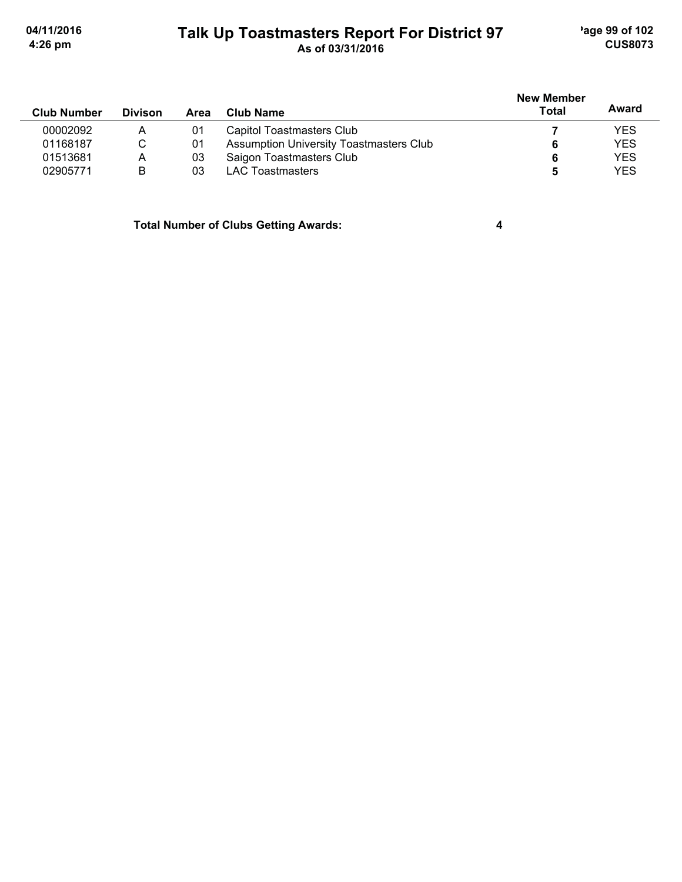# Talk Up Toastmasters Report For District 97

As of 03/31/2016

| Club Number | Divison | Area | Club Name | New Member Total | Award |
|---|---|---|---|---|---|
| 00002092 | A | 01 | Capitol Toastmasters Club | **7** | YES |
| 01168187 | C | 01 | Assumption University Toastmasters Club | **6** | YES |
| 01513681 | A | 03 | Saigon Toastmasters Club | **6** | YES |
| 02905771 | B | 03 | LAC Toastmasters | **5** | YES |

**Total Number of Clubs Getting Awards: 4**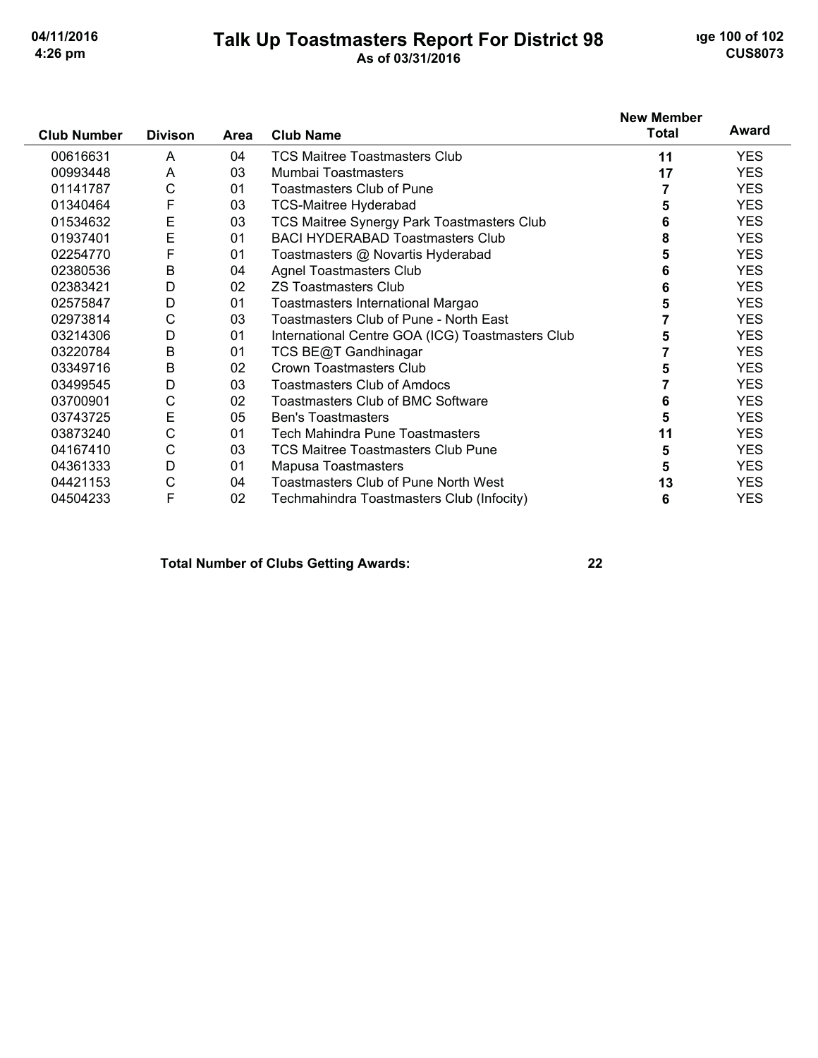# Talk Up Toastmasters Report For District 98

As of 03/31/2016

| Club Number | Divison | Area | Club Name | New Member Total | Award |
|---|---|---|---|---|---|
| 00616631 | A | 04 | TCS Maitree Toastmasters Club | 11 | YES |
| 00993448 | A | 03 | Mumbai Toastmasters | 17 | YES |
| 01141787 | C | 01 | Toastmasters Club of Pune | 7 | YES |
| 01340464 | F | 03 | TCS-Maitree Hyderabad | 5 | YES |
| 01534632 | E | 03 | TCS Maitree Synergy Park Toastmasters Club | 6 | YES |
| 01937401 | E | 01 | BACI HYDERABAD Toastmasters Club | 8 | YES |
| 02254770 | F | 01 | Toastmasters @ Novartis Hyderabad | 5 | YES |
| 02380536 | B | 04 | Agnel Toastmasters Club | 6 | YES |
| 02383421 | D | 02 | ZS Toastmasters Club | 6 | YES |
| 02575847 | D | 01 | Toastmasters International Margao | 5 | YES |
| 02973814 | C | 03 | Toastmasters Club of Pune - North East | 7 | YES |
| 03214306 | D | 01 | International Centre GOA (ICG) Toastmasters Club | 5 | YES |
| 03220784 | B | 01 | TCS BE@T Gandhinagar | 7 | YES |
| 03349716 | B | 02 | Crown Toastmasters Club | 5 | YES |
| 03499545 | D | 03 | Toastmasters Club of Amdocs | 7 | YES |
| 03700901 | C | 02 | Toastmasters Club of BMC Software | 6 | YES |
| 03743725 | E | 05 | Ben's Toastmasters | 5 | YES |
| 03873240 | C | 01 | Tech Mahindra Pune Toastmasters | 11 | YES |
| 04167410 | C | 03 | TCS Maitree Toastmasters Club Pune | 5 | YES |
| 04361333 | D | 01 | Mapusa Toastmasters | 5 | YES |
| 04421153 | C | 04 | Toastmasters Club of Pune North West | 13 | YES |
| 04504233 | F | 02 | Techmahindra Toastmasters Club (Infocity) | 6 | YES |

**Total Number of Clubs Getting Awards: 22**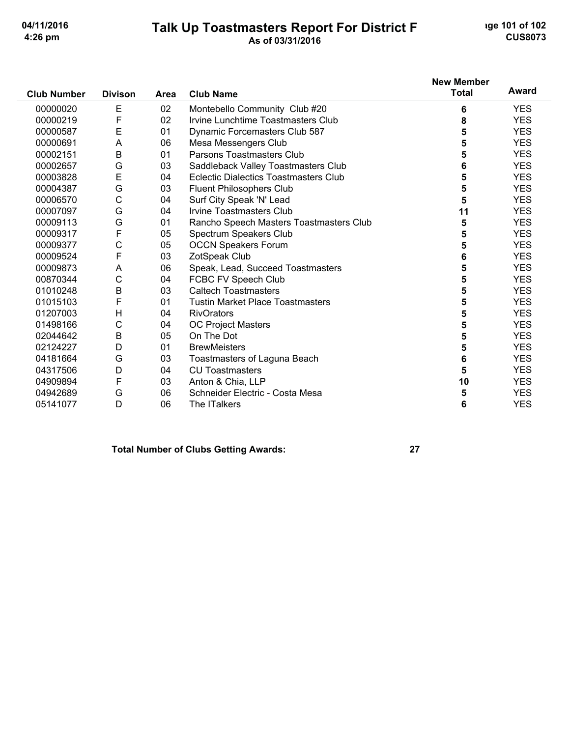# Talk Up Toastmasters Report For District F

As of 03/31/2016

| Club Number | Divison | Area | Club Name | New Member Total | Award |
|---|---|---|---|---|---|
| 00000020 | E | 02 | Montebello Community Club #20 | 6 | YES |
| 00000219 | F | 02 | Irvine Lunchtime Toastmasters Club | 8 | YES |
| 00000587 | E | 01 | Dynamic Forcemasters Club 587 | 5 | YES |
| 00000691 | A | 06 | Mesa Messengers Club | 5 | YES |
| 00002151 | B | 01 | Parsons Toastmasters Club | 5 | YES |
| 00002657 | G | 03 | Saddleback Valley Toastmasters Club | 6 | YES |
| 00003828 | E | 04 | Eclectic Dialectics Toastmasters Club | 5 | YES |
| 00004387 | G | 03 | Fluent Philosophers Club | 5 | YES |
| 00006570 | C | 04 | Surf City Speak 'N' Lead | 5 | YES |
| 00007097 | G | 04 | Irvine Toastmasters Club | 11 | YES |
| 00009113 | G | 01 | Rancho Speech Masters Toastmasters Club | 5 | YES |
| 00009317 | F | 05 | Spectrum Speakers Club | 5 | YES |
| 00009377 | C | 05 | OCCN Speakers Forum | 5 | YES |
| 00009524 | F | 03 | ZotSpeak Club | 6 | YES |
| 00009873 | A | 06 | Speak, Lead, Succeed Toastmasters | 5 | YES |
| 00870344 | C | 04 | FCBC FV Speech Club | 5 | YES |
| 01010248 | B | 03 | Caltech Toastmasters | 5 | YES |
| 01015103 | F | 01 | Tustin Market Place Toastmasters | 5 | YES |
| 01207003 | H | 04 | RivOrators | 5 | YES |
| 01498166 | C | 04 | OC Project Masters | 5 | YES |
| 02044642 | B | 05 | On The Dot | 5 | YES |
| 02124227 | D | 01 | BrewMeisters | 5 | YES |
| 04181664 | G | 03 | Toastmasters of Laguna Beach | 6 | YES |
| 04317506 | D | 04 | CU Toastmasters | 5 | YES |
| 04909894 | F | 03 | Anton & Chia, LLP | 10 | YES |
| 04942689 | G | 06 | Schneider Electric - Costa Mesa | 5 | YES |
| 05141077 | D | 06 | The ITalkers | 6 | YES |

**Total Number of Clubs Getting Awards: 27**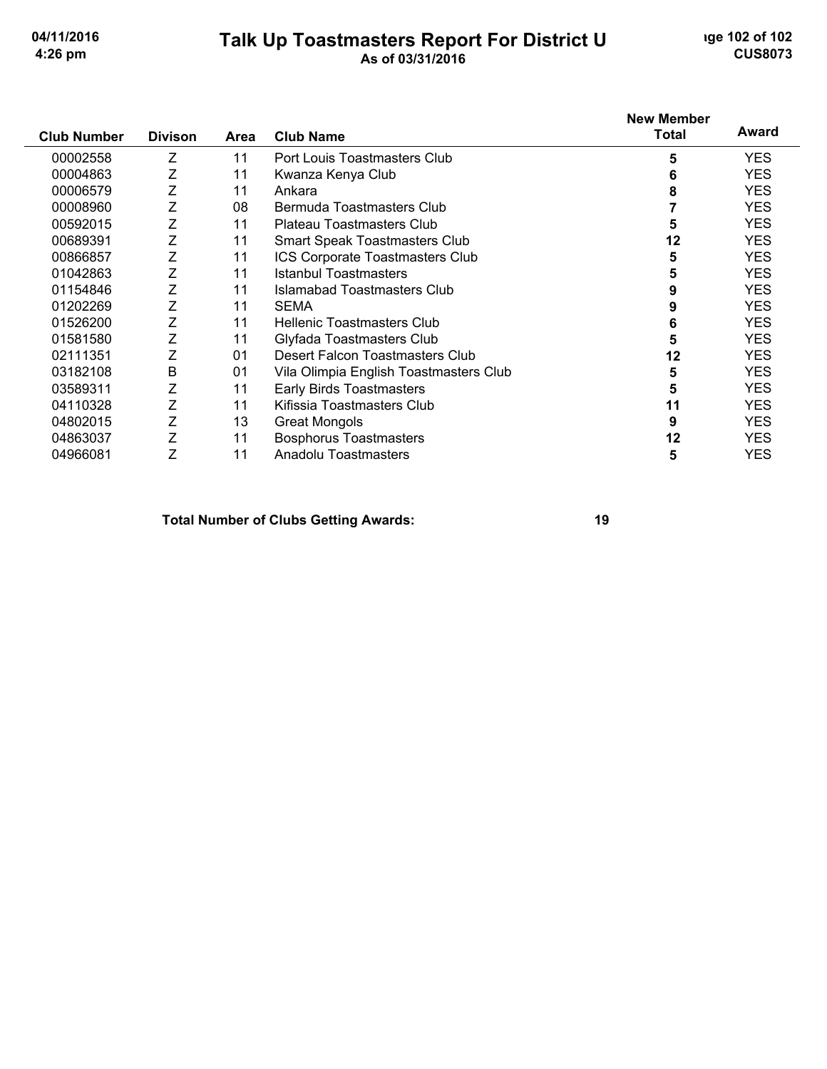# Talk Up Toastmasters Report For District U

**As of 03/31/2016**

| Club Number | Divison | Area | Club Name | New Member Total | Award |
|---|---|---|---|---|---|
| 00002558 | Z | 11 | Port Louis Toastmasters Club | 5 | YES |
| 00004863 | Z | 11 | Kwanza Kenya Club | 6 | YES |
| 00006579 | Z | 11 | Ankara | 8 | YES |
| 00008960 | Z | 08 | Bermuda Toastmasters Club | 7 | YES |
| 00592015 | Z | 11 | Plateau Toastmasters Club | 5 | YES |
| 00689391 | Z | 11 | Smart Speak Toastmasters Club | 12 | YES |
| 00866857 | Z | 11 | ICS Corporate Toastmasters Club | 5 | YES |
| 01042863 | Z | 11 | Istanbul Toastmasters | 5 | YES |
| 01154846 | Z | 11 | Islamabad Toastmasters Club | 9 | YES |
| 01202269 | Z | 11 | SEMA | 9 | YES |
| 01526200 | Z | 11 | Hellenic Toastmasters Club | 6 | YES |
| 01581580 | Z | 11 | Glyfada Toastmasters Club | 5 | YES |
| 02111351 | Z | 01 | Desert Falcon Toastmasters Club | 12 | YES |
| 03182108 | B | 01 | Vila Olimpia English Toastmasters Club | 5 | YES |
| 03589311 | Z | 11 | Early Birds Toastmasters | 5 | YES |
| 04110328 | Z | 11 | Kifissia Toastmasters Club | 11 | YES |
| 04802015 | Z | 13 | Great Mongols | 9 | YES |
| 04863037 | Z | 11 | Bosphorus Toastmasters | 12 | YES |
| 04966081 | Z | 11 | Anadolu Toastmasters | 5 | YES |

**Total Number of Clubs Getting Awards: 19**